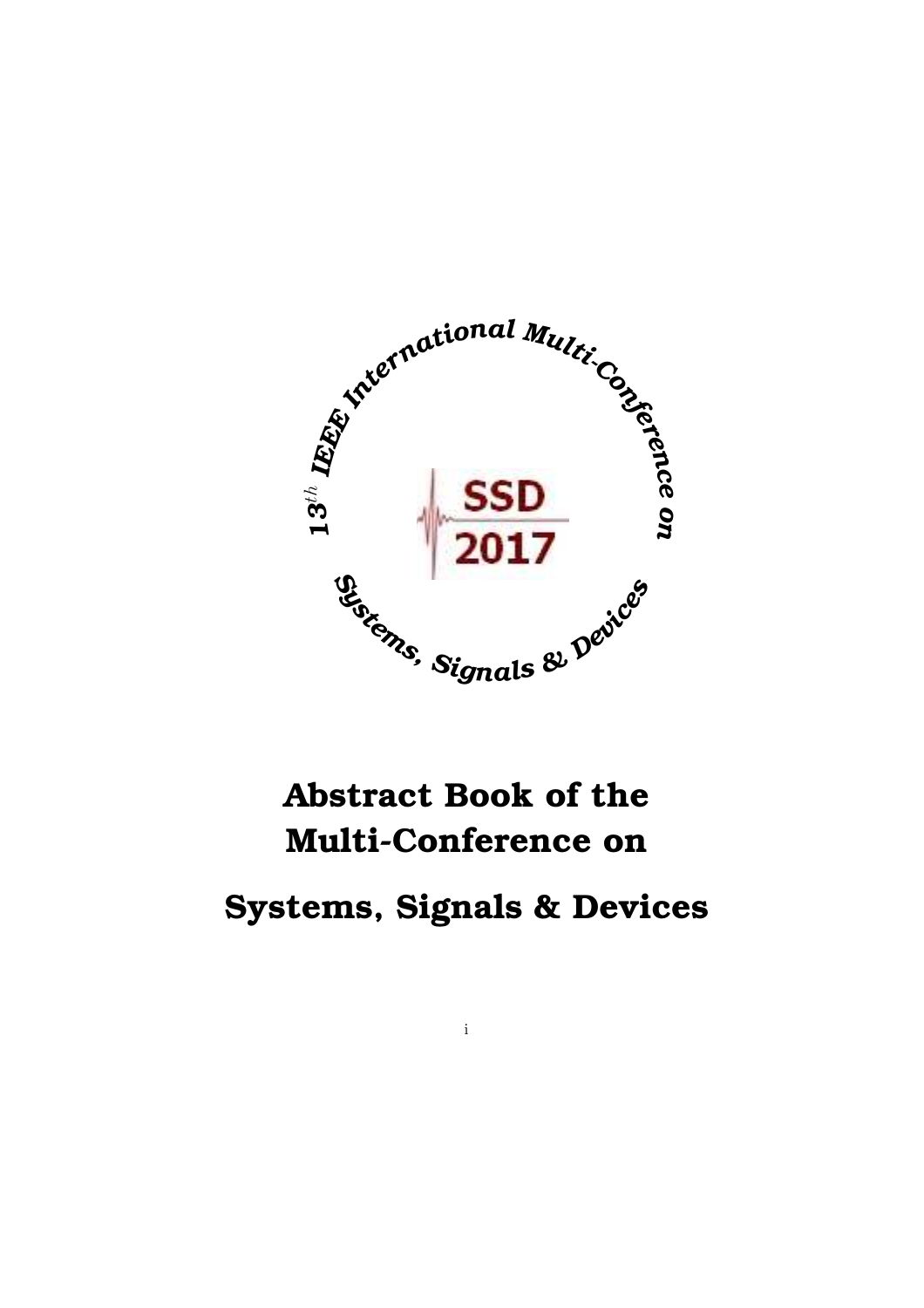13$^{th}$ IEEE International Multi-Conference on Systems, Signals & Devices

SSD 2017

# Abstract Book of the Multi-Conference on

# Systems, Signals & Devices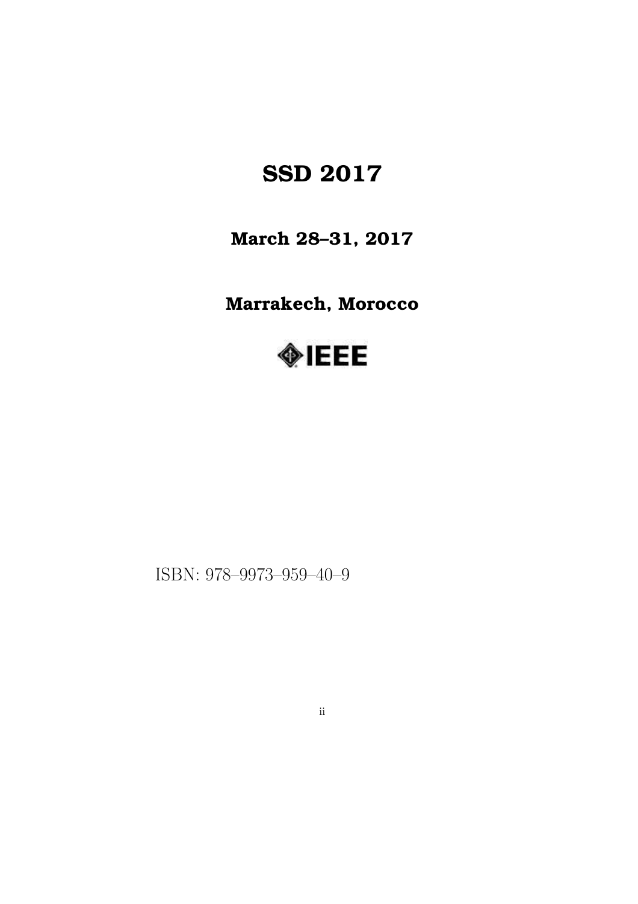# SSD 2017

## March 28–31, 2017

## Marrakech, Morocco

IEEE

ISBN: 978–9973–959–40–9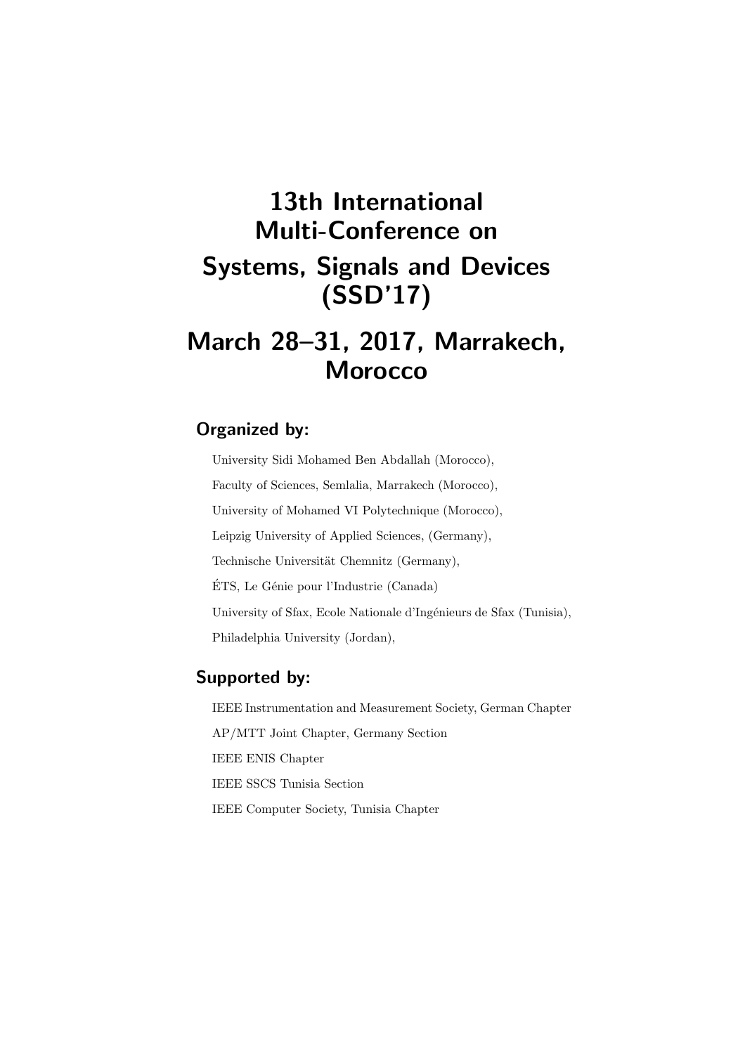# 13th International Multi-Conference on Systems, Signals and Devices (SSD'17)

# March 28–31, 2017, Marrakech, Morocco

## Organized by:

University Sidi Mohamed Ben Abdallah (Morocco),

Faculty of Sciences, Semlalia, Marrakech (Morocco),

University of Mohamed VI Polytechnique (Morocco),

Leipzig University of Applied Sciences, (Germany),

Technische Universität Chemnitz (Germany),

ÉTS, Le Génie pour l'Industrie (Canada)

University of Sfax, Ecole Nationale d'Ingénieurs de Sfax (Tunisia),

Philadelphia University (Jordan),

## Supported by:

IEEE Instrumentation and Measurement Society, German Chapter

AP/MTT Joint Chapter, Germany Section

IEEE ENIS Chapter

IEEE SSCS Tunisia Section

IEEE Computer Society, Tunisia Chapter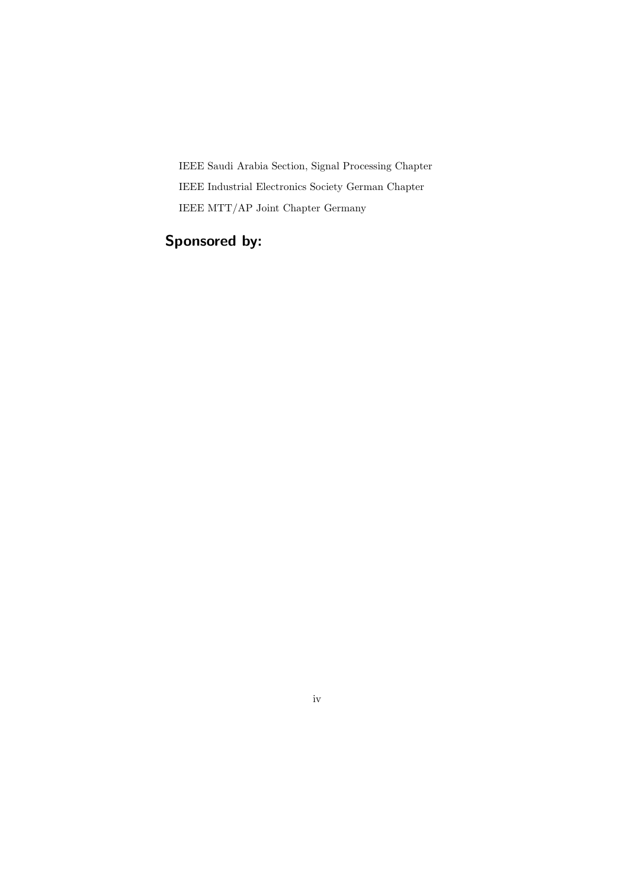IEEE Saudi Arabia Section, Signal Processing Chapter

IEEE Industrial Electronics Society German Chapter

IEEE MTT/AP Joint Chapter Germany

## Sponsored by: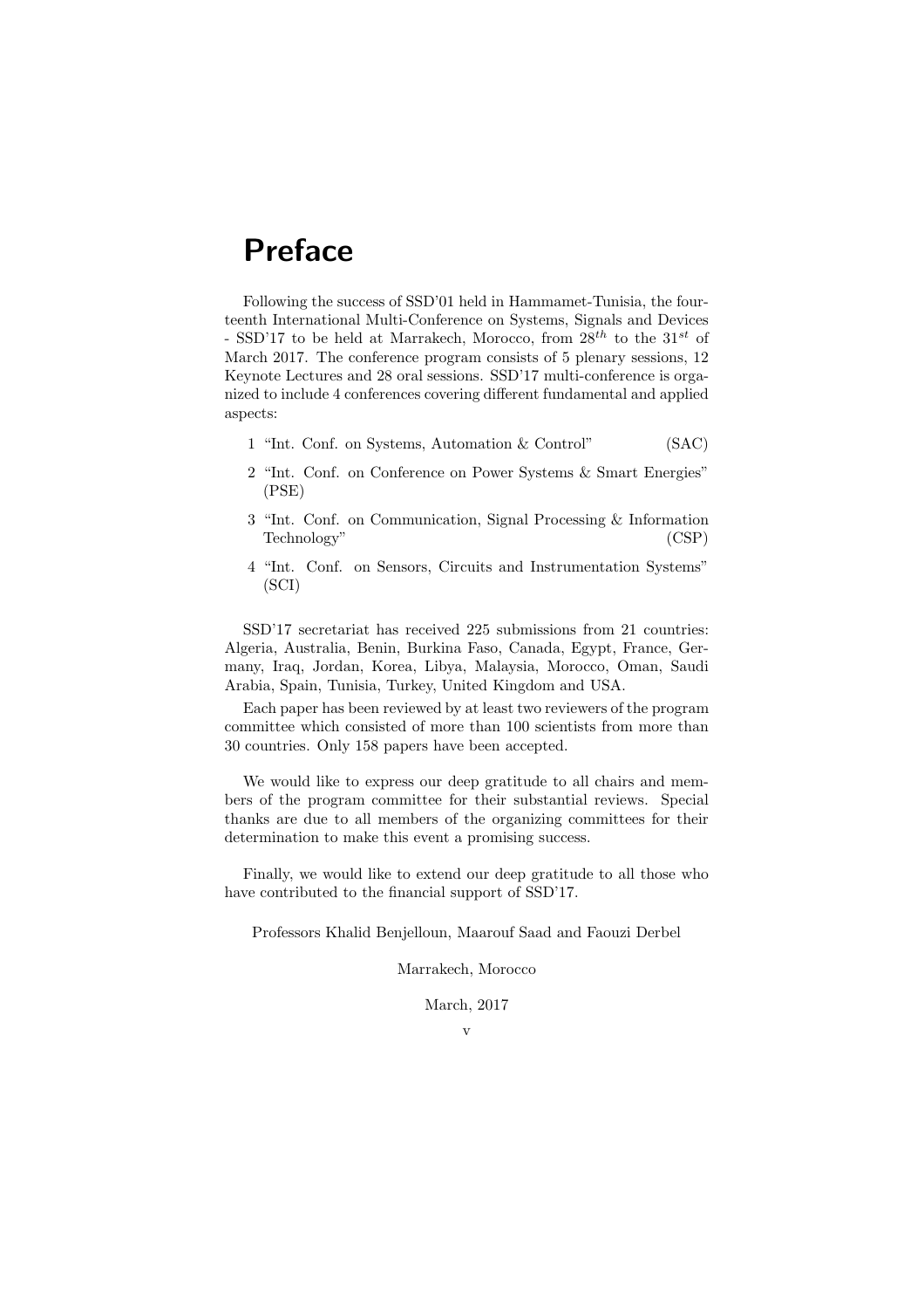# Preface

Following the success of SSD'01 held in Hammamet-Tunisia, the fourteenth International Multi-Conference on Systems, Signals and Devices - SSD'17 to be held at Marrakech, Morocco, from $28^{th}$ to the $31^{st}$ of March 2017. The conference program consists of 5 plenary sessions, 12 Keynote Lectures and 28 oral sessions. SSD'17 multi-conference is organized to include 4 conferences covering different fundamental and applied aspects:

1 "Int. Conf. on Systems, Automation & Control" (SAC)

2 "Int. Conf. on Conference on Power Systems & Smart Energies" (PSE)

3 "Int. Conf. on Communication, Signal Processing & Information Technology" (CSP)

4 "Int. Conf. on Sensors, Circuits and Instrumentation Systems" (SCI)

SSD'17 secretariat has received 225 submissions from 21 countries: Algeria, Australia, Benin, Burkina Faso, Canada, Egypt, France, Germany, Iraq, Jordan, Korea, Libya, Malaysia, Morocco, Oman, Saudi Arabia, Spain, Tunisia, Turkey, United Kingdom and USA.

Each paper has been reviewed by at least two reviewers of the program committee which consisted of more than 100 scientists from more than 30 countries. Only 158 papers have been accepted.

We would like to express our deep gratitude to all chairs and members of the program committee for their substantial reviews. Special thanks are due to all members of the organizing committees for their determination to make this event a promising success.

Finally, we would like to extend our deep gratitude to all those who have contributed to the financial support of SSD'17.

Professors Khalid Benjelloun, Maarouf Saad and Faouzi Derbel

Marrakech, Morocco

March, 2017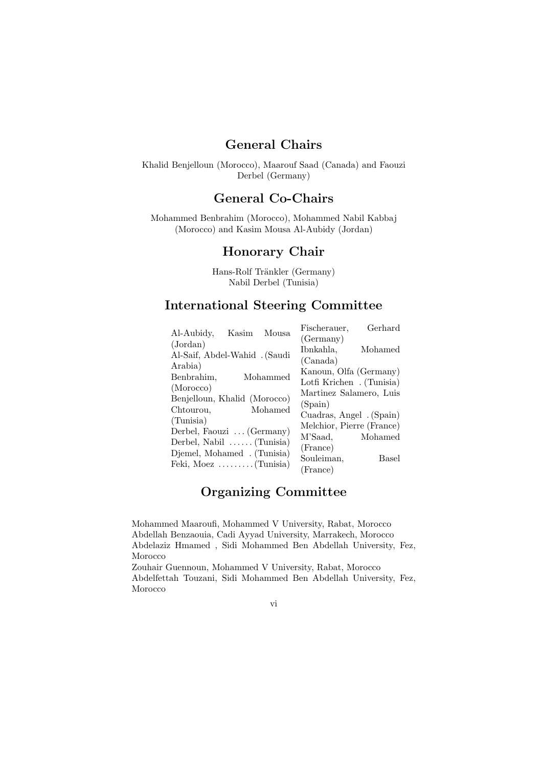## General Chairs

Khalid Benjelloun (Morocco), Maarouf Saad (Canada) and Faouzi Derbel (Germany)

## General Co-Chairs

Mohammed Benbrahim (Morocco), Mohammed Nabil Kabbaj (Morocco) and Kasim Mousa Al-Aubidy (Jordan)

## Honorary Chair

Hans-Rolf Tränkler (Germany)
Nabil Derbel (Tunisia)

## International Steering Committee

Al-Aubidy, Kasim Mousa (Jordan)
Al-Saif, Abdel-Wahid . (Saudi Arabia)
Benbrahim, Mohammed (Morocco)
Benjelloun, Khalid (Morocco)
Chtourou, Mohamed (Tunisia)
Derbel, Faouzi ... (Germany)
Derbel, Nabil ...... (Tunisia)
Djemel, Mohamed . (Tunisia)
Feki, Moez ......... (Tunisia)
Fischerauer, Gerhard (Germany)
Ibnkahla, Mohamed (Canada)
Kanoun, Olfa (Germany)
Lotfi Krichen . (Tunisia)
Martinez Salamero, Luis (Spain)
Cuadras, Angel . (Spain)
Melchior, Pierre (France)
M'Saad, Mohamed (France)
Souleiman, Basel (France)

## Organizing Committee

Mohammed Maaroufi, Mohammed V University, Rabat, Morocco
Abdellah Benzaouia, Cadi Ayyad University, Marrakech, Morocco
Abdelaziz Hmamed , Sidi Mohammed Ben Abdellah University, Fez, Morocco
Zouhair Guennoun, Mohammed V University, Rabat, Morocco
Abdelfettah Touzani, Sidi Mohammed Ben Abdellah University, Fez, Morocco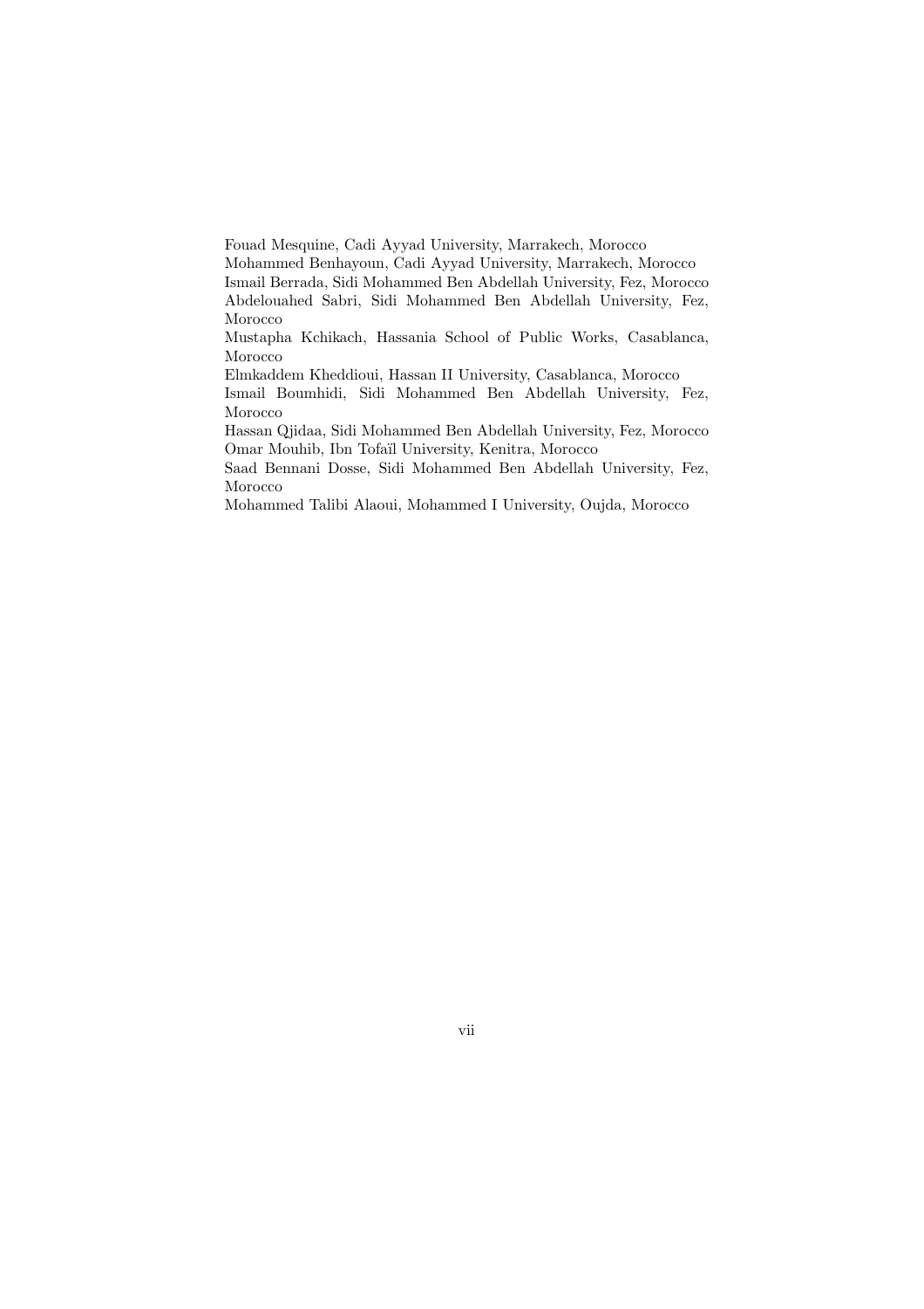Fouad Mesquine, Cadi Ayyad University, Marrakech, Morocco
Mohammed Benhayoun, Cadi Ayyad University, Marrakech, Morocco
Ismail Berrada, Sidi Mohammed Ben Abdellah University, Fez, Morocco
Abdelouahed Sabri, Sidi Mohammed Ben Abdellah University, Fez, Morocco
Mustapha Kchikach, Hassania School of Public Works, Casablanca, Morocco
Elmkaddem Kheddioui, Hassan II University, Casablanca, Morocco
Ismail Boumhidi, Sidi Mohammed Ben Abdellah University, Fez, Morocco
Hassan Qjidaa, Sidi Mohammed Ben Abdellah University, Fez, Morocco
Omar Mouhib, Ibn Tofaïl University, Kenitra, Morocco
Saad Bennani Dosse, Sidi Mohammed Ben Abdellah University, Fez, Morocco
Mohammed Talibi Alaoui, Mohammed I University, Oujda, Morocco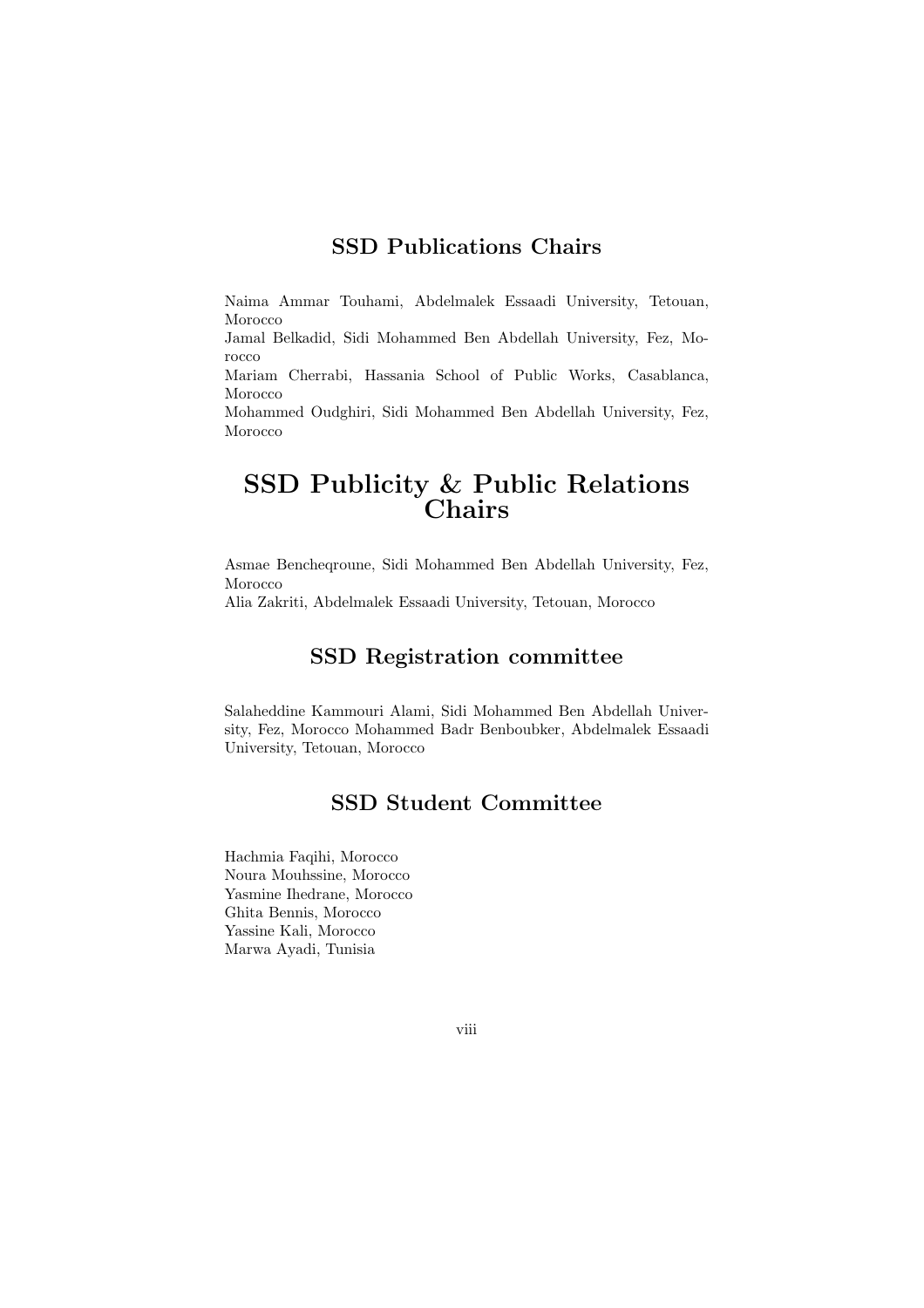## SSD Publications Chairs

Naima Ammar Touhami, Abdelmalek Essaadi University, Tetouan, Morocco
Jamal Belkadid, Sidi Mohammed Ben Abdellah University, Fez, Morocco
Mariam Cherrabi, Hassania School of Public Works, Casablanca, Morocco
Mohammed Oudghiri, Sidi Mohammed Ben Abdellah University, Fez, Morocco

# SSD Publicity & Public Relations Chairs

Asmae Bencheqroune, Sidi Mohammed Ben Abdellah University, Fez, Morocco
Alia Zakriti, Abdelmalek Essaadi University, Tetouan, Morocco

## SSD Registration committee

Salaheddine Kammouri Alami, Sidi Mohammed Ben Abdellah University, Fez, Morocco Mohammed Badr Benboubker, Abdelmalek Essaadi University, Tetouan, Morocco

## SSD Student Committee

Hachmia Faqihi, Morocco
Noura Mouhssine, Morocco
Yasmine Ihedrane, Morocco
Ghita Bennis, Morocco
Yassine Kali, Morocco
Marwa Ayadi, Tunisia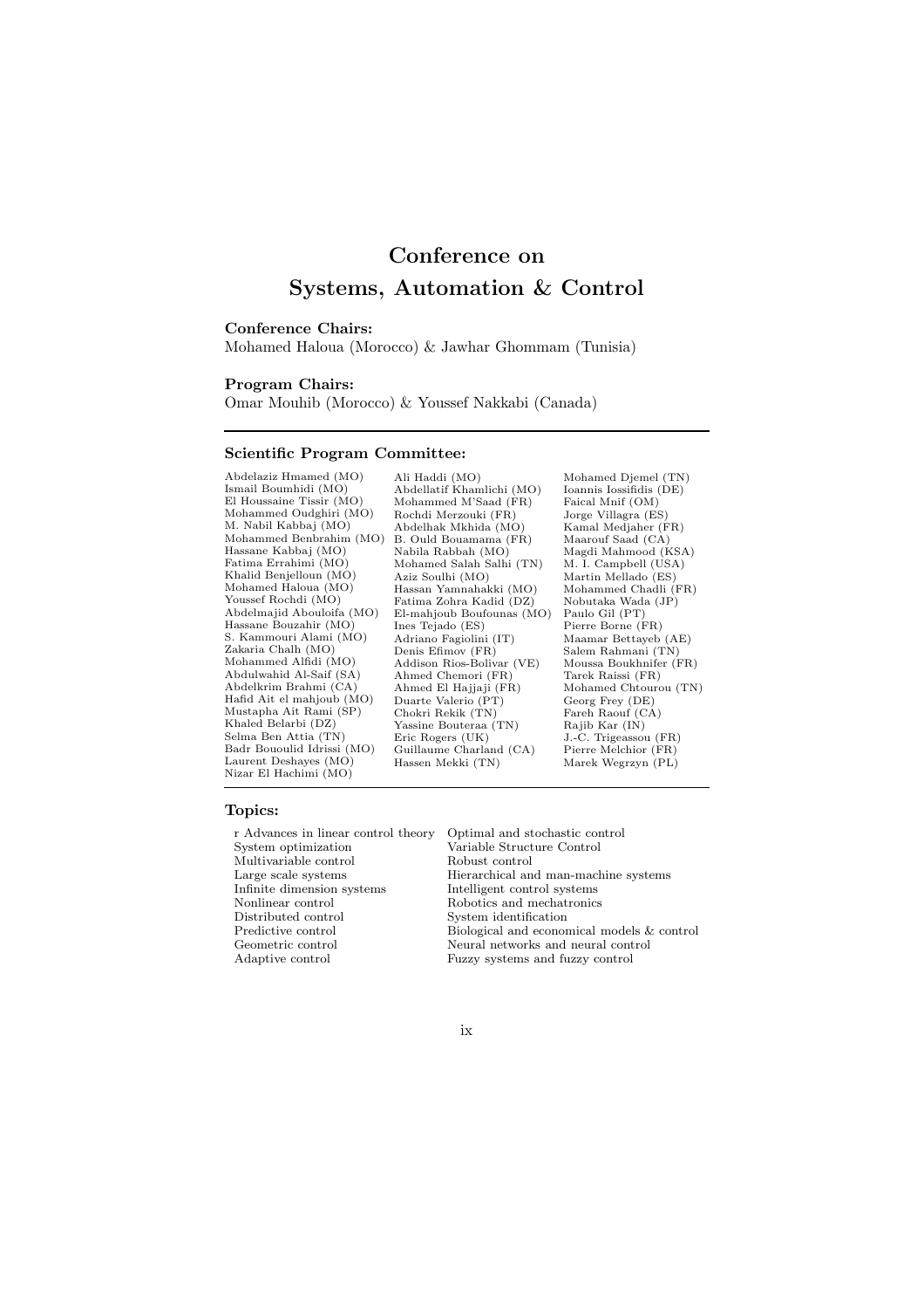# Conference on Systems, Automation & Control

**Conference Chairs:**
Mohamed Haloua (Morocco) & Jawhar Ghommam (Tunisia)

**Program Chairs:**
Omar Mouhib (Morocco) & Youssef Nakkabi (Canada)

---

**Scientific Program Committee:**

Abdelaziz Hmamed (MO)
Ismail Boumhidi (MO)
El Houssaine Tissir (MO)
Mohammed Oudghiri (MO)
M. Nabil Kabbaj (MO)
Mohammed Benbrahim (MO)
Hassane Kabbaj (MO)
Fatima Errahimi (MO)
Khalid Benjelloun (MO)
Mohamed Haloua (MO)
Youssef Rochdi (MO)
Abdelmajid Abouloifa (MO)
Hassane Bouzahir (MO)
S. Kammouri Alami (MO)
Zakaria Chalh (MO)
Mohammed Alfidi (MO)
Abdulwahid Al-Saif (SA)
Abdelkrim Brahmi (CA)
Hafid Ait el mahjoub (MO)
Mustapha Ait Rami (SP)
Khaled Belarbi (DZ)
Selma Ben Attia (TN)
Badr Bououlid Idrissi (MO)
Laurent Deshayes (MO)
Nizar El Hachimi (MO)
Ali Haddi (MO)
Abdellatif Khamlichi (MO)
Mohammed M'Saad (FR)
Rochdi Merzouki (FR)
Abdelhak Mkhida (MO)
B. Ould Bouamama (FR)
Nabila Rabbah (MO)
Mohamed Salah Salhi (TN)
Aziz Soulhi (MO)
Hassan Yamnahakki (MO)
Fatima Zohra Kadid (DZ)
El-mahjoub Boufounas (MO)
Ines Tejado (ES)
Adriano Fagiolini (IT)
Denis Efimov (FR)
Addison Rios-Bolivar (VE)
Ahmed Chemori (FR)
Ahmed El Hajjaji (FR)
Duarte Valerio (PT)
Chokri Rekik (TN)
Yassine Bouteraa (TN)
Eric Rogers (UK)
Guillaume Charland (CA)
Hassen Mekki (TN)
Mohamed Djemel (TN)
Ioannis Iossifidis (DE)
Faical Mnif (OM)
Jorge Villagra (ES)
Kamal Medjaher (FR)
Maarouf Saad (CA)
Magdi Mahmood (KSA)
M. I. Campbell (USA)
Martin Mellado (ES)
Mohammed Chadli (FR)
Nobutaka Wada (JP)
Paulo Gil (PT)
Pierre Borne (FR)
Maamar Bettayeb (AE)
Salem Rahmani (TN)
Moussa Boukhnifer (FR)
Tarek Raissi (FR)
Mohamed Chtourou (TN)
Georg Frey (DE)
Fareh Raouf (CA)
Rajib Kar (IN)
J.-C. Trigeassou (FR)
Pierre Melchior (FR)
Marek Wegrzyn (PL)

---

**Topics:**

r Advances in linear control theory
System optimization
Multivariable control
Large scale systems
Infinite dimension systems
Nonlinear control
Distributed control
Predictive control
Geometric control
Adaptive control
Optimal and stochastic control
Variable Structure Control
Robust control
Hierarchical and man-machine systems
Intelligent control systems
Robotics and mechatronics
System identification
Biological and economical models & control
Neural networks and neural control
Fuzzy systems and fuzzy control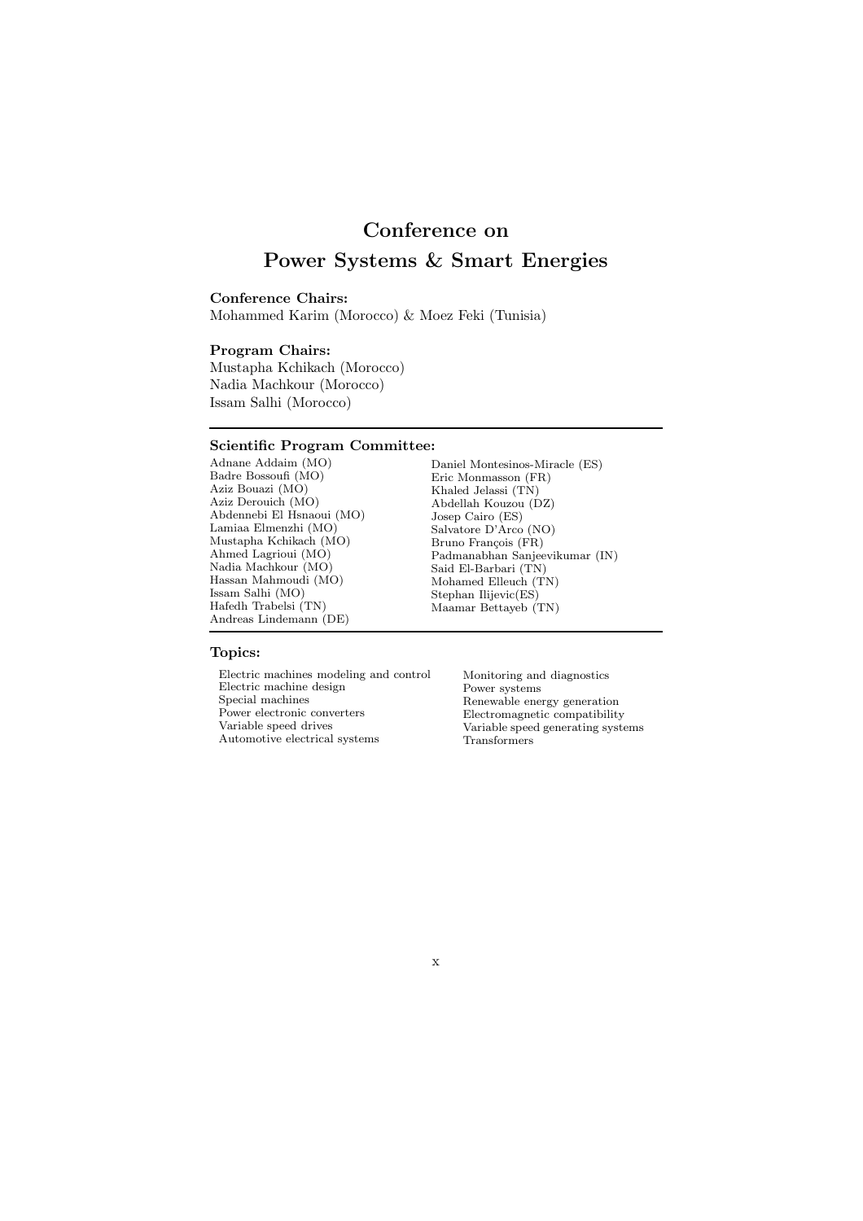# Conference on
# Power Systems & Smart Energies

**Conference Chairs:**
Mohammed Karim (Morocco) & Moez Feki (Tunisia)

**Program Chairs:**
Mustapha Kchikach (Morocco)
Nadia Machkour (Morocco)
Issam Salhi (Morocco)

---

**Scientific Program Committee:**

Adnane Addaim (MO)
Badre Bossoufi (MO)
Aziz Bouazi (MO)
Aziz Derouich (MO)
Abdennebi El Hsnaoui (MO)
Lamiaa Elmenzhi (MO)
Mustapha Kchikach (MO)
Ahmed Lagrioui (MO)
Nadia Machkour (MO)
Hassan Mahmoudi (MO)
Issam Salhi (MO)
Hafedh Trabelsi (TN)
Andreas Lindemann (DE)
Daniel Montesinos-Miracle (ES)
Eric Monmasson (FR)
Khaled Jelassi (TN)
Abdellah Kouzou (DZ)
Josep Cairo (ES)
Salvatore D'Arco (NO)
Bruno François (FR)
Padmanabhan Sanjeevikumar (IN)
Said El-Barbari (TN)
Mohamed Elleuch (TN)
Stephan Ilijevic(ES)
Maamar Bettayeb (TN)

---

**Topics:**

Electric machines modeling and control
Electric machine design
Special machines
Power electronic converters
Variable speed drives
Automotive electrical systems
Monitoring and diagnostics
Power systems
Renewable energy generation
Electromagnetic compatibility
Variable speed generating systems
Transformers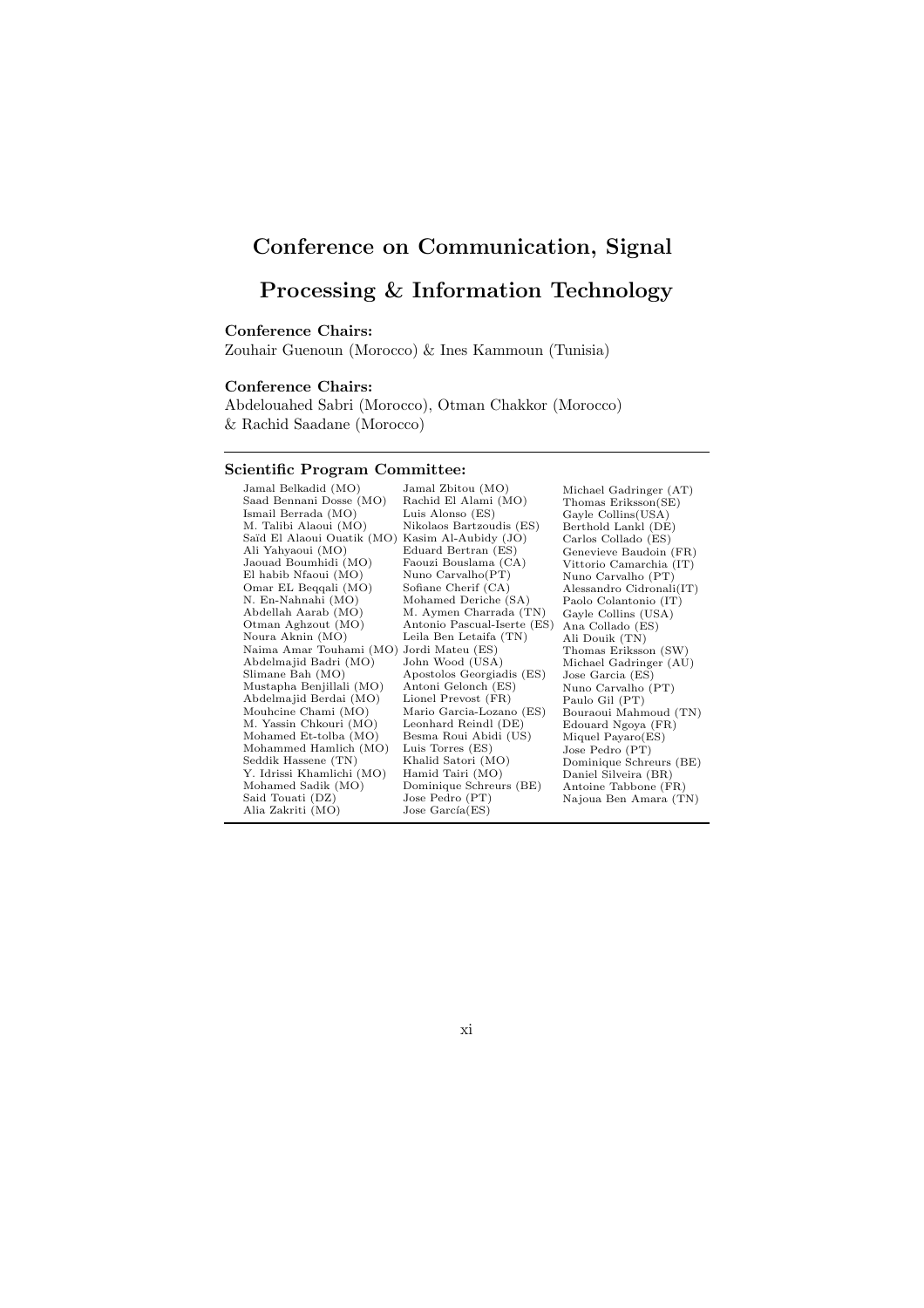# Conference on Communication, Signal Processing & Information Technology

**Conference Chairs:**

Zouhair Guenoun (Morocco) & Ines Kammoun (Tunisia)

**Conference Chairs:**

Abdelouahed Sabri (Morocco), Otman Chakkor (Morocco) & Rachid Saadane (Morocco)

**Scientific Program Committee:**

Jamal Belkadid (MO)
Saad Bennani Dosse (MO)
Ismail Berrada (MO)
M. Talibi Alaoui (MO)
Saïd El Alaoui Ouatik (MO)
Ali Yahyaoui (MO)
Jaouad Boumhidi (MO)
El habib Nfaoui (MO)
Omar EL Beqqali (MO)
N. En-Nahnahi (MO)
Abdellah Aarab (MO)
Otman Aghzout (MO)
Noura Aknin (MO)
Naima Amar Touhami (MO)
Abdelmajid Badri (MO)
Slimane Bah (MO)
Mustapha Benjillali (MO)
Abdelmajid Berdai (MO)
Mouhcine Chami (MO)
M. Yassin Chkouri (MO)
Mohamed Et-tolba (MO)
Mohammed Hamlich (MO)
Seddik Hassene (TN)
Y. Idrissi Khamlichi (MO)
Mohamed Sadik (MO)
Said Touati (DZ)
Alia Zakriti (MO)
Jamal Zbitou (MO)
Rachid El Alami (MO)
Luis Alonso (ES)
Nikolaos Bartzoudis (ES)
Kasim Al-Aubidy (JO)
Eduard Bertran (ES)
Faouzi Bouslama (CA)
Nuno Carvalho(PT)
Sofiane Cherif (CA)
Mohamed Deriche (SA)
M. Aymen Charrada (TN)
Antonio Pascual-Iserte (ES)
Leila Ben Letaifa (TN)
Jordi Mateu (ES)
John Wood (USA)
Apostolos Georgiadis (ES)
Antoni Gelonch (ES)
Lionel Prevost (FR)
Mario Garcia-Lozano (ES)
Leonhard Reindl (DE)
Besma Roui Abidi (US)
Luis Torres (ES)
Khalid Satori (MO)
Hamid Tairi (MO)
Dominique Schreurs (BE)
Jose Pedro (PT)
Jose García(ES)
Michael Gadringer (AT)
Thomas Eriksson(SE)
Gayle Collins(USA)
Berthold Lankl (DE)
Carlos Collado (ES)
Genevieve Baudoin (FR)
Vittorio Camarchia (IT)
Nuno Carvalho (PT)
Alessandro Cidronali(IT)
Paolo Colantonio (IT)
Gayle Collins (USA)
Ana Collado (ES)
Ali Douik (TN)
Thomas Eriksson (SW)
Michael Gadringer (AU)
Jose Garcia (ES)
Nuno Carvalho (PT)
Paulo Gil (PT)
Bouraoui Mahmoud (TN)
Edouard Ngoya (FR)
Miquel Payaro(ES)
Jose Pedro (PT)
Dominique Schreurs (BE)
Daniel Silveira (BR)
Antoine Tabbone (FR)
Najoua Ben Amara (TN)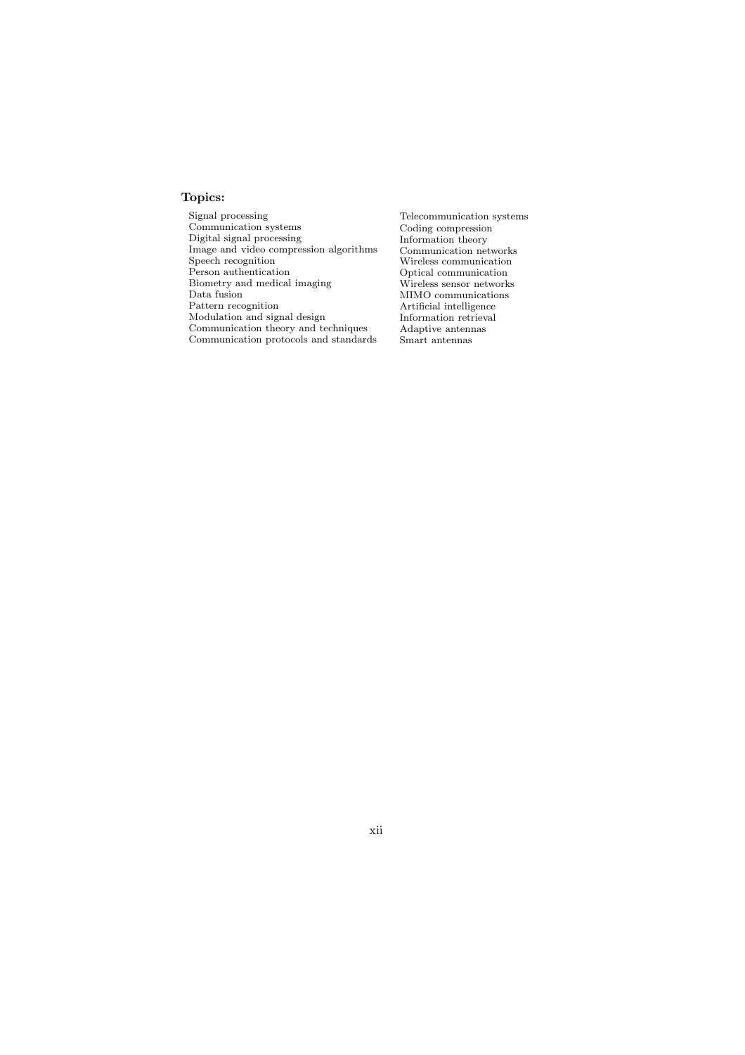**Topics:**

- Signal processing
- Communication systems
- Digital signal processing
- Image and video compression algorithms
- Speech recognition
- Person authentication
- Biometry and medical imaging
- Data fusion
- Pattern recognition
- Modulation and signal design
- Communication theory and techniques
- Communication protocols and standards
- Telecommunication systems
- Coding compression
- Information theory
- Communication networks
- Wireless communication
- Optical communication
- Wireless sensor networks
- MIMO communications
- Artificial intelligence
- Information retrieval
- Adaptive antennas
- Smart antennas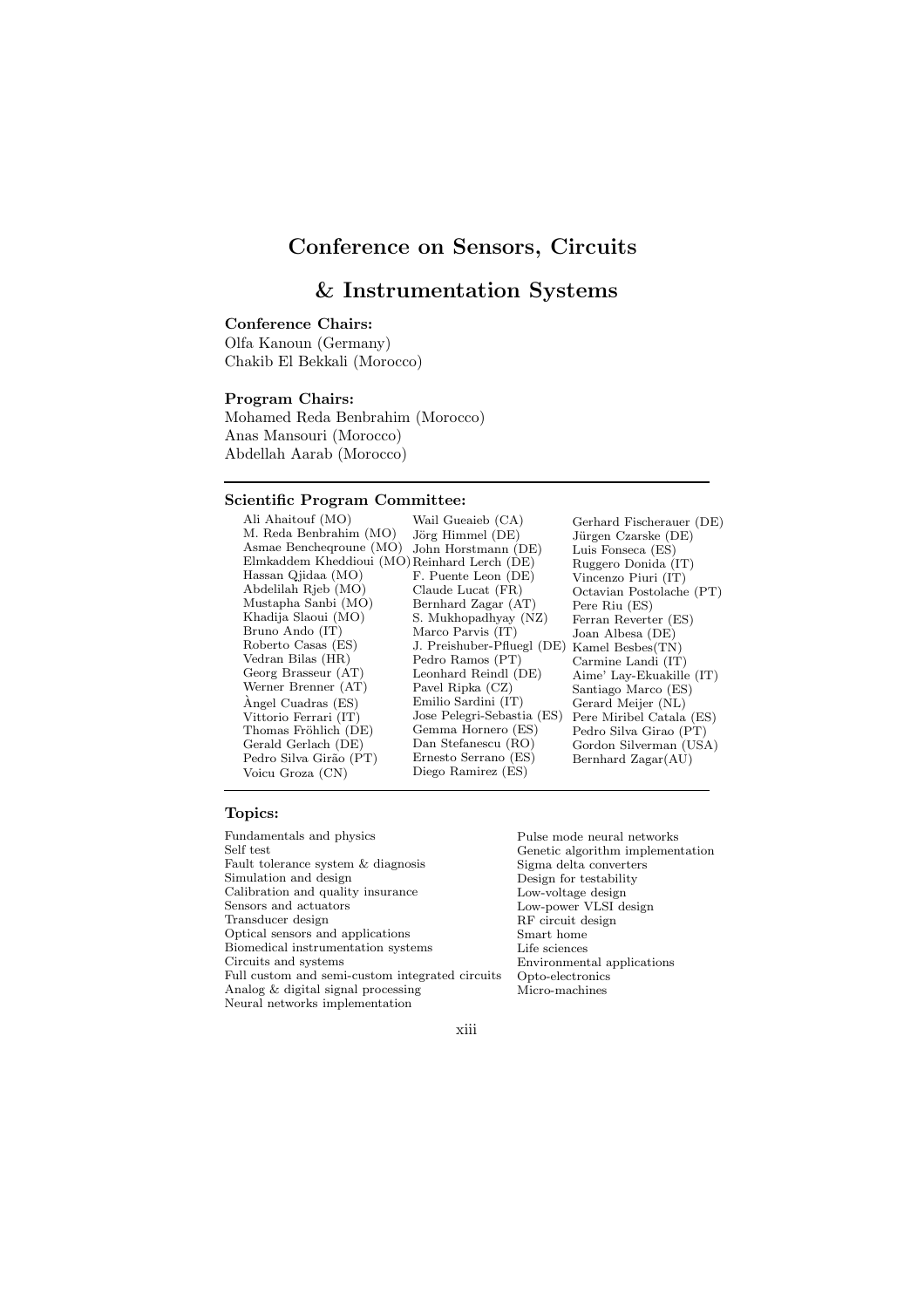# Conference on Sensors, Circuits & Instrumentation Systems

**Conference Chairs:**
Olfa Kanoun (Germany)
Chakib El Bekkali (Morocco)

**Program Chairs:**
Mohamed Reda Benbrahim (Morocco)
Anas Mansouri (Morocco)
Abdellah Aarab (Morocco)

---

**Scientific Program Committee:**

Ali Ahaitouf (MO)
M. Reda Benbrahim (MO)
Asmae Bencheqroune (MO)
Elmkaddem Kheddioui (MO)
Hassan Qjidaa (MO)
Abdelilah Rjeb (MO)
Mustapha Sanbi (MO)
Khadija Slaoui (MO)
Bruno Ando (IT)
Roberto Casas (ES)
Vedran Bilas (HR)
Georg Brasseur (AT)
Werner Brenner (AT)
Àngel Cuadras (ES)
Vittorio Ferrari (IT)
Thomas Fröhlich (DE)
Gerald Gerlach (DE)
Pedro Silva Girão (PT)
Voicu Groza (CN)
Wail Gueaieb (CA)
Jörg Himmel (DE)
John Horstmann (DE)
Reinhard Lerch (DE)
F. Puente Leon (DE)
Claude Lucat (FR)
Bernhard Zagar (AT)
S. Mukhopadhyay (NZ)
Marco Parvis (IT)
J. Preishuber-Pfluegl (DE)
Pedro Ramos (PT)
Leonhard Reindl (DE)
Pavel Ripka (CZ)
Emilio Sardini (IT)
Jose Pelegri-Sebastia (ES)
Gemma Hornero (ES)
Dan Stefanescu (RO)
Ernesto Serrano (ES)
Diego Ramirez (ES)
Gerhard Fischerauer (DE)
Jürgen Czarske (DE)
Luis Fonseca (ES)
Ruggero Donida (IT)
Vincenzo Piuri (IT)
Octavian Postolache (PT)
Pere Riu (ES)
Ferran Reverter (ES)
Joan Albesa (DE)
Kamel Besbes(TN)
Carmine Landi (IT)
Aime' Lay-Ekuakille (IT)
Santiago Marco (ES)
Gerard Meijer (NL)
Pere Miribel Catala (ES)
Pedro Silva Girao (PT)
Gordon Silverman (USA)
Bernhard Zagar(AU)

---

**Topics:**

Fundamentals and physics
Self test
Fault tolerance system & diagnosis
Simulation and design
Calibration and quality insurance
Sensors and actuators
Transducer design
Optical sensors and applications
Biomedical instrumentation systems
Circuits and systems
Full custom and semi-custom integrated circuits
Analog & digital signal processing
Neural networks implementation
Pulse mode neural networks
Genetic algorithm implementation
Sigma delta converters
Design for testability
Low-voltage design
Low-power VLSI design
RF circuit design
Smart home
Life sciences
Environmental applications
Opto-electronics
Micro-machines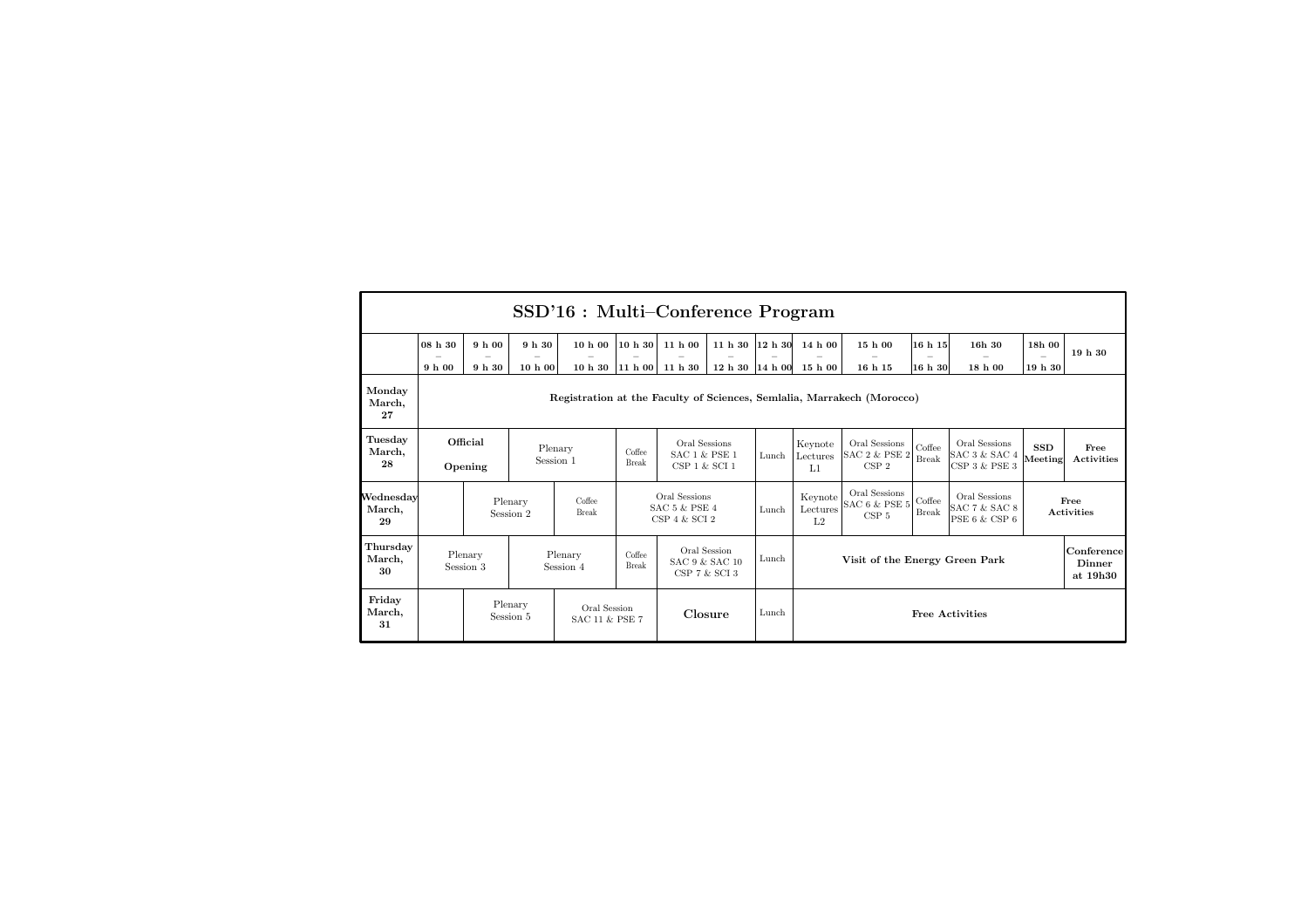# SSD'16 : Multi–Conference Program

| | 08 h 30 – 9 h 00 | 9 h 00 – 9 h 30 | 9 h 30 – 10 h 00 | 10 h 00 – 10 h 30 | 10 h 30 – 11 h 00 | 11 h 00 – 11 h 30 | 11 h 30 – 12 h 30 | 12 h 30 – 14 h 00 | 14 h 00 – 15 h 00 | 15 h 00 – 16 h 15 | 16 h 15 – 16 h 30 | 16h 30 – 18 h 00 | 18h 00 – 19 h 30 | 19 h 30 |
|---|---|---|---|---|---|---|---|---|---|---|---|---|---|---|
| **Monday March, 27** | Registration at the Faculty of Sciences, Semlalia, Marrakech (Morocco) | | | | | | | | | | | | | |
| **Tuesday March, 28** | **Official Opening** | | Plenary Session 1 | | Coffee Break | Oral Sessions SAC 1 & PSE 1 CSP 1 & SCI 1 | | Lunch | Keynote Lectures L1 | Oral Sessions SAC 2 & PSE 2 CSP 2 | Coffee Break | Oral Sessions SAC 3 & SAC 4 CSP 3 & PSE 3 | **SSD Meeting** | **Free Activities** |
| **Wednesday March, 29** | | Plenary Session 2 | | Coffee Break | Oral Sessions SAC 5 & PSE 4 CSP 4 & SCI 2 | | | Lunch | Keynote Lectures L2 | Oral Sessions SAC 6 & PSE 5 CSP 5 | Coffee Break | Oral Sessions SAC 7 & SAC 8 PSE 6 & CSP 6 | **Free Activities** | |
| **Thursday March, 30** | Plenary Session 3 | | Plenary Session 4 | | Coffee Break | Oral Session SAC 9 & SAC 10 CSP 7 & SCI 3 | | Lunch | **Visit of the Energy Green Park** | | | | | **Conference Dinner at 19h30** |
| **Friday March, 31** | | Plenary Session 5 | | Oral Session SAC 11 & PSE 7 | | **Closure** | | Lunch | **Free Activities** | | | | | |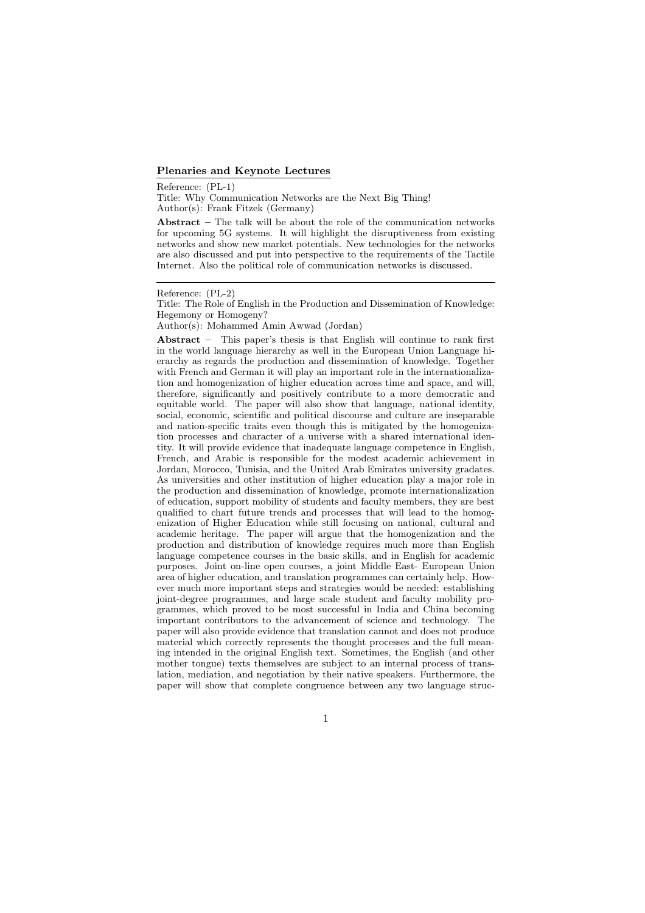## Plenaries and Keynote Lectures

Reference: (PL-1)
Title: Why Communication Networks are the Next Big Thing!
Author(s): Frank Fitzek (Germany)

**Abstract** – The talk will be about the role of the communication networks for upcoming 5G systems. It will highlight the disruptiveness from existing networks and show new market potentials. New technologies for the networks are also discussed and put into perspective to the requirements of the Tactile Internet. Also the political role of communication networks is discussed.

---

Reference: (PL-2)
Title: The Role of English in the Production and Dissemination of Knowledge: Hegemony or Homogeny?
Author(s): Mohammed Amin Awwad (Jordan)

**Abstract** – This paper's thesis is that English will continue to rank first in the world language hierarchy as well in the European Union Language hierarchy as regards the production and dissemination of knowledge. Together with French and German it will play an important role in the internationalization and homogenization of higher education across time and space, and will, therefore, significantly and positively contribute to a more democratic and equitable world. The paper will also show that language, national identity, social, economic, scientific and political discourse and culture are inseparable and nation-specific traits even though this is mitigated by the homogenization processes and character of a universe with a shared international identity. It will provide evidence that inadequate language competence in English, French, and Arabic is responsible for the modest academic achievement in Jordan, Morocco, Tunisia, and the United Arab Emirates university gradates. As universities and other institution of higher education play a major role in the production and dissemination of knowledge, promote internationalization of education, support mobility of students and faculty members, they are best qualified to chart future trends and processes that will lead to the homogenization of Higher Education while still focusing on national, cultural and academic heritage. The paper will argue that the homogenization and the production and distribution of knowledge requires much more than English language competence courses in the basic skills, and in English for academic purposes. Joint on-line open courses, a joint Middle East- European Union area of higher education, and translation programmes can certainly help. However much more important steps and strategies would be needed: establishing joint-degree programmes, and large scale student and faculty mobility programmes, which proved to be most successful in India and China becoming important contributors to the advancement of science and technology. The paper will also provide evidence that translation cannot and does not produce material which correctly represents the thought processes and the full meaning intended in the original English text. Sometimes, the English (and other mother tongue) texts themselves are subject to an internal process of translation, mediation, and negotiation by their native speakers. Furthermore, the paper will show that complete congruence between any two language struc-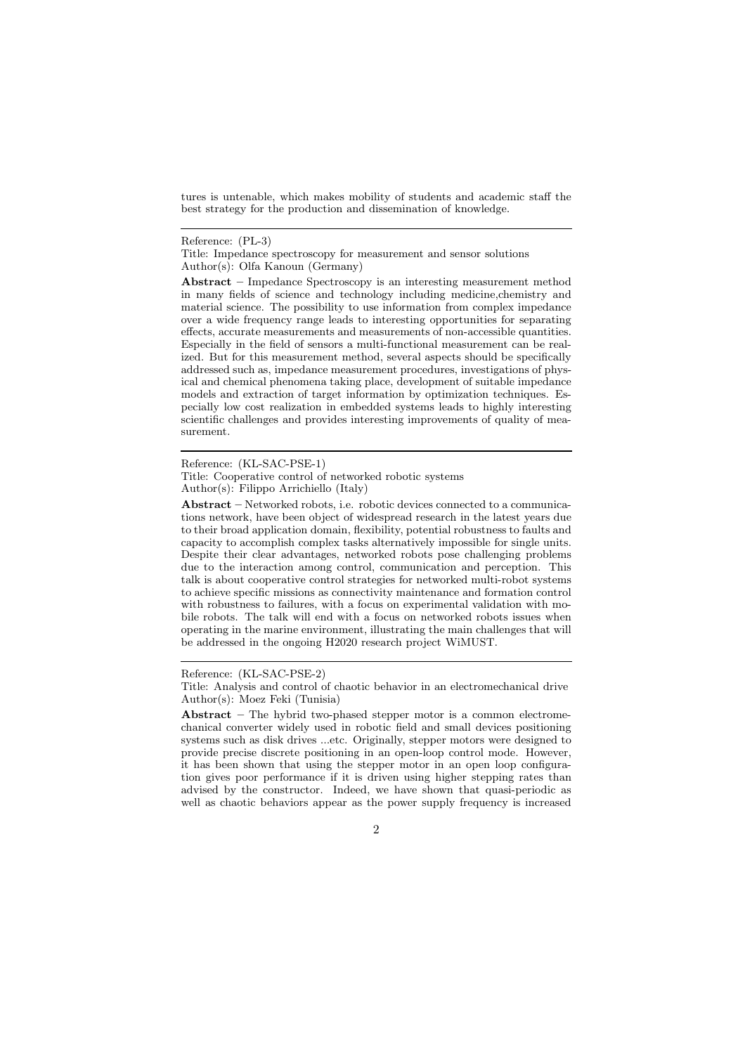tures is untenable, which makes mobility of students and academic staff the best strategy for the production and dissemination of knowledge.

---

Reference: (PL-3)
Title: Impedance spectroscopy for measurement and sensor solutions
Author(s): Olfa Kanoun (Germany)

**Abstract** – Impedance Spectroscopy is an interesting measurement method in many fields of science and technology including medicine,chemistry and material science. The possibility to use information from complex impedance over a wide frequency range leads to interesting opportunities for separating effects, accurate measurements and measurements of non-accessible quantities. Especially in the field of sensors a multi-functional measurement can be realized. But for this measurement method, several aspects should be specifically addressed such as, impedance measurement procedures, investigations of physical and chemical phenomena taking place, development of suitable impedance models and extraction of target information by optimization techniques. Especially low cost realization in embedded systems leads to highly interesting scientific challenges and provides interesting improvements of quality of measurement.

---

Reference: (KL-SAC-PSE-1)
Title: Cooperative control of networked robotic systems
Author(s): Filippo Arrichiello (Italy)

**Abstract** – Networked robots, i.e. robotic devices connected to a communications network, have been object of widespread research in the latest years due to their broad application domain, flexibility, potential robustness to faults and capacity to accomplish complex tasks alternatively impossible for single units. Despite their clear advantages, networked robots pose challenging problems due to the interaction among control, communication and perception. This talk is about cooperative control strategies for networked multi-robot systems to achieve specific missions as connectivity maintenance and formation control with robustness to failures, with a focus on experimental validation with mobile robots. The talk will end with a focus on networked robots issues when operating in the marine environment, illustrating the main challenges that will be addressed in the ongoing H2020 research project WiMUST.

---

Reference: (KL-SAC-PSE-2)
Title: Analysis and control of chaotic behavior in an electromechanical drive
Author(s): Moez Feki (Tunisia)

**Abstract** – The hybrid two-phased stepper motor is a common electromechanical converter widely used in robotic field and small devices positioning systems such as disk drives ...etc. Originally, stepper motors were designed to provide precise discrete positioning in an open-loop control mode. However, it has been shown that using the stepper motor in an open loop configuration gives poor performance if it is driven using higher stepping rates than advised by the constructor. Indeed, we have shown that quasi-periodic as well as chaotic behaviors appear as the power supply frequency is increased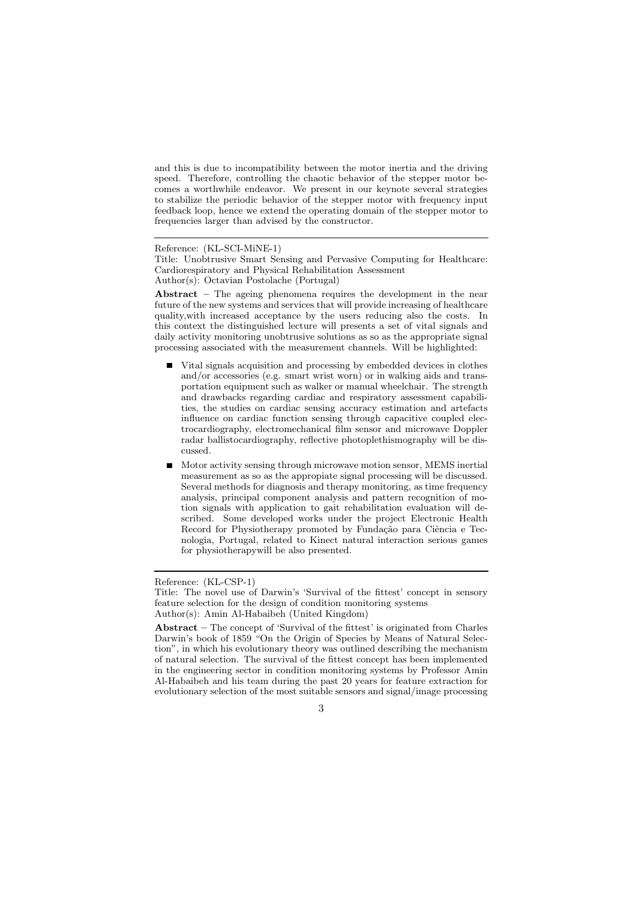and this is due to incompatibility between the motor inertia and the driving speed. Therefore, controlling the chaotic behavior of the stepper motor becomes a worthwhile endeavor. We present in our keynote several strategies to stabilize the periodic behavior of the stepper motor with frequency input feedback loop, hence we extend the operating domain of the stepper motor to frequencies larger than advised by the constructor.

---

Reference: (KL-SCI-MiNE-1)

Title: Unobtrusive Smart Sensing and Pervasive Computing for Healthcare: Cardiorespiratory and Physical Rehabilitation Assessment

Author(s): Octavian Postolache (Portugal)

**Abstract** – The ageing phenomena requires the development in the near future of the new systems and services that will provide increasing of healthcare quality,with increased acceptance by the users reducing also the costs. In this context the distinguished lecture will presents a set of vital signals and daily activity monitoring unobtrusive solutions as so as the appropriate signal processing associated with the measurement channels. Will be highlighted:

- Vital signals acquisition and processing by embedded devices in clothes and/or accessories (e.g. smart wrist worn) or in walking aids and transportation equipment such as walker or manual wheelchair. The strength and drawbacks regarding cardiac and respiratory assessment capabilities, the studies on cardiac sensing accuracy estimation and artefacts influence on cardiac function sensing through capacitive coupled electrocardiography, electromechanical film sensor and microwave Doppler radar ballistocardiography, reflective photoplethismography will be discussed.
- Motor activity sensing through microwave motion sensor, MEMS inertial measurement as so as the appropiate signal processing will be discussed. Several methods for diagnosis and therapy monitoring, as time frequency analysis, principal component analysis and pattern recognition of motion signals with application to gait rehabilitation evaluation will described. Some developed works under the project Electronic Health Record for Physiotherapy promoted by Fundação para Ciência e Tecnologia, Portugal, related to Kinect natural interaction serious games for physiotherapywill be also presented.

---

Reference: (KL-CSP-1)

Title: The novel use of Darwin's 'Survival of the fittest' concept in sensory feature selection for the design of condition monitoring systems

Author(s): Amin Al-Habaibeh (United Kingdom)

**Abstract** – The concept of 'Survival of the fittest' is originated from Charles Darwin's book of 1859 "On the Origin of Species by Means of Natural Selection", in which his evolutionary theory was outlined describing the mechanism of natural selection. The survival of the fittest concept has been implemented in the engineering sector in condition monitoring systems by Professor Amin Al-Habaibeh and his team during the past 20 years for feature extraction for evolutionary selection of the most suitable sensors and signal/image processing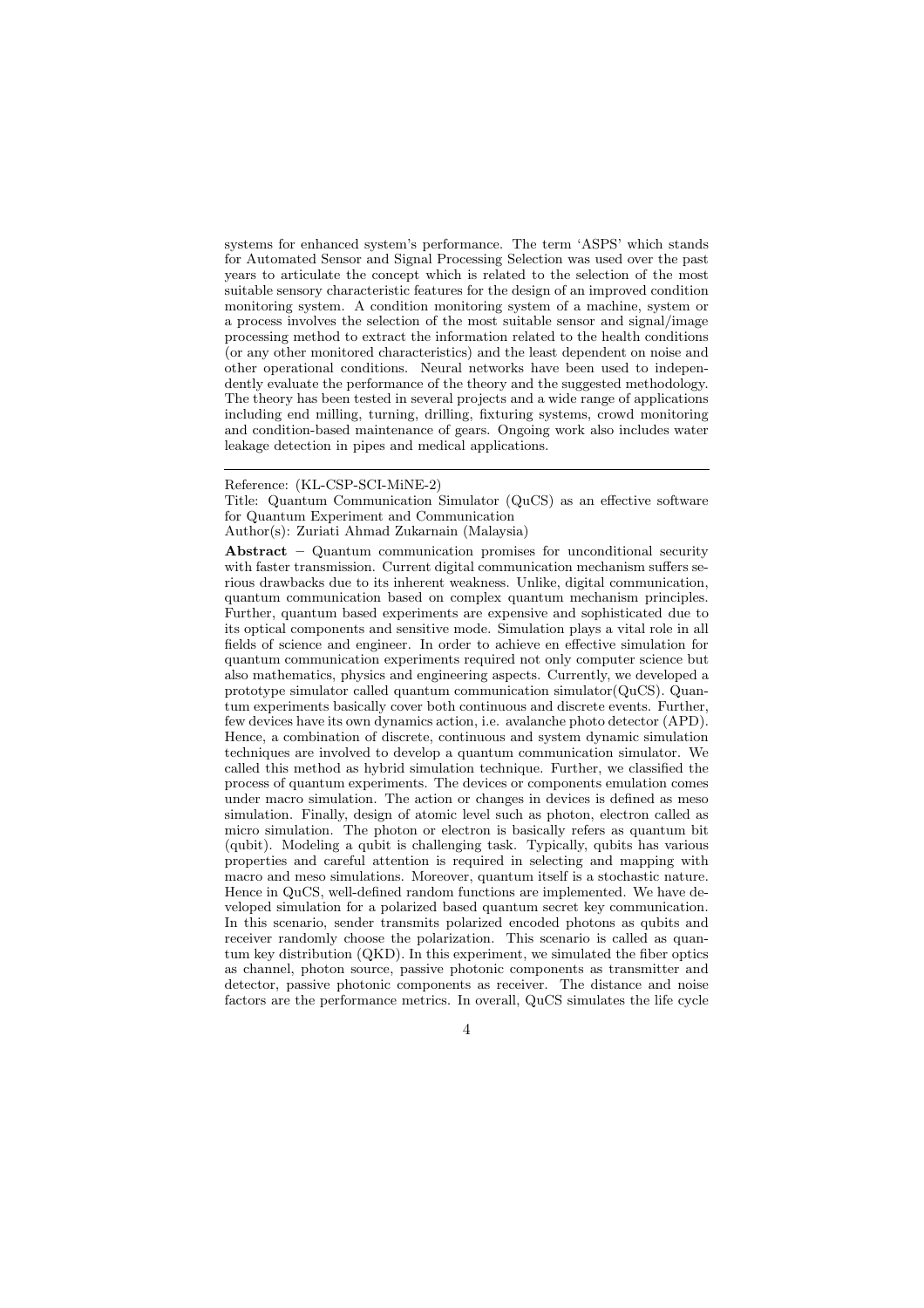systems for enhanced system's performance. The term 'ASPS' which stands for Automated Sensor and Signal Processing Selection was used over the past years to articulate the concept which is related to the selection of the most suitable sensory characteristic features for the design of an improved condition monitoring system. A condition monitoring system of a machine, system or a process involves the selection of the most suitable sensor and signal/image processing method to extract the information related to the health conditions (or any other monitored characteristics) and the least dependent on noise and other operational conditions. Neural networks have been used to independently evaluate the performance of the theory and the suggested methodology. The theory has been tested in several projects and a wide range of applications including end milling, turning, drilling, fixturing systems, crowd monitoring and condition-based maintenance of gears. Ongoing work also includes water leakage detection in pipes and medical applications.

---

Reference: (KL-CSP-SCI-MiNE-2)

Title: Quantum Communication Simulator (QuCS) as an effective software for Quantum Experiment and Communication

Author(s): Zuriati Ahmad Zukarnain (Malaysia)

**Abstract** – Quantum communication promises for unconditional security with faster transmission. Current digital communication mechanism suffers serious drawbacks due to its inherent weakness. Unlike, digital communication, quantum communication based on complex quantum mechanism principles. Further, quantum based experiments are expensive and sophisticated due to its optical components and sensitive mode. Simulation plays a vital role in all fields of science and engineer. In order to achieve en effective simulation for quantum communication experiments required not only computer science but also mathematics, physics and engineering aspects. Currently, we developed a prototype simulator called quantum communication simulator(QuCS). Quantum experiments basically cover both continuous and discrete events. Further, few devices have its own dynamics action, i.e. avalanche photo detector (APD). Hence, a combination of discrete, continuous and system dynamic simulation techniques are involved to develop a quantum communication simulator. We called this method as hybrid simulation technique. Further, we classified the process of quantum experiments. The devices or components emulation comes under macro simulation. The action or changes in devices is defined as meso simulation. Finally, design of atomic level such as photon, electron called as micro simulation. The photon or electron is basically refers as quantum bit (qubit). Modeling a qubit is challenging task. Typically, qubits has various properties and careful attention is required in selecting and mapping with macro and meso simulations. Moreover, quantum itself is a stochastic nature. Hence in QuCS, well-defined random functions are implemented. We have developed simulation for a polarized based quantum secret key communication. In this scenario, sender transmits polarized encoded photons as qubits and receiver randomly choose the polarization. This scenario is called as quantum key distribution (QKD). In this experiment, we simulated the fiber optics as channel, photon source, passive photonic components as transmitter and detector, passive photonic components as receiver. The distance and noise factors are the performance metrics. In overall, QuCS simulates the life cycle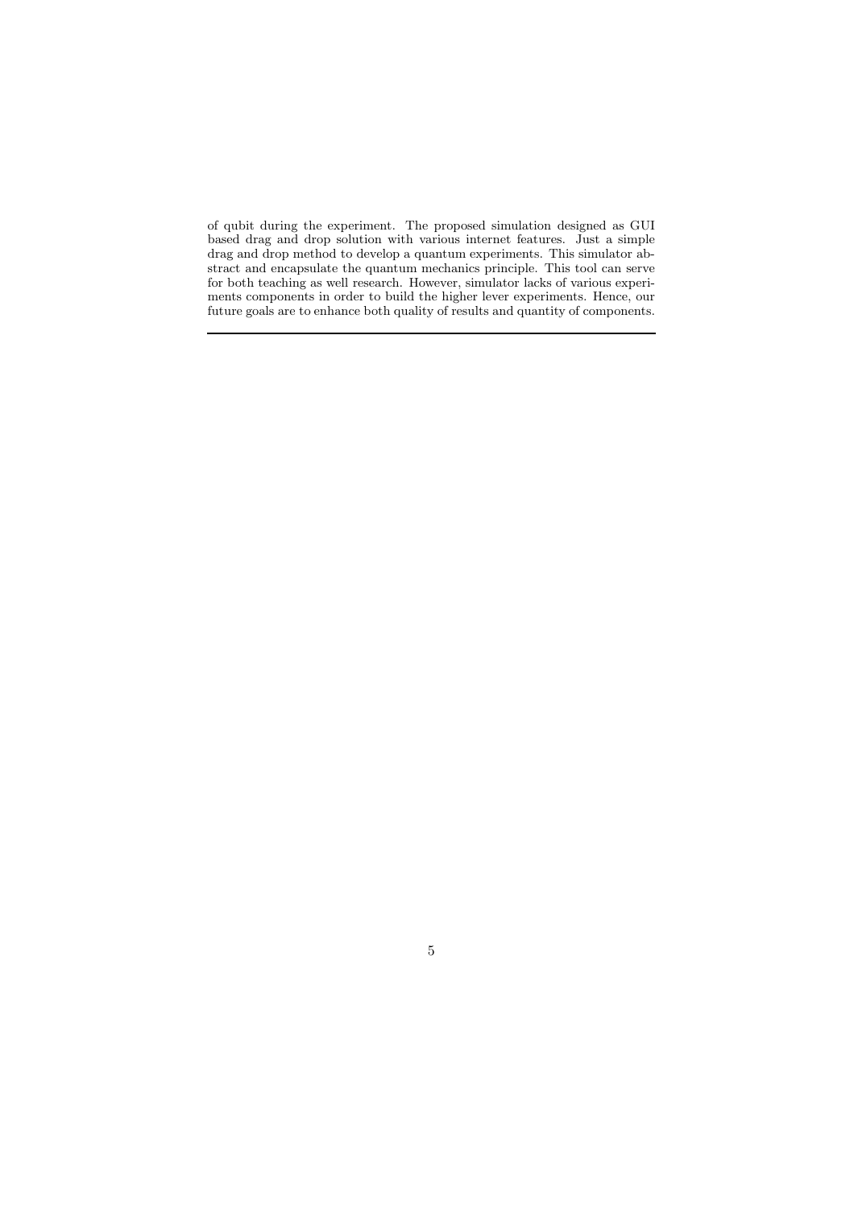of qubit during the experiment. The proposed simulation designed as GUI based drag and drop solution with various internet features. Just a simple drag and drop method to develop a quantum experiments. This simulator abstract and encapsulate the quantum mechanics principle. This tool can serve for both teaching as well research. However, simulator lacks of various experiments components in order to build the higher lever experiments. Hence, our future goals are to enhance both quality of results and quantity of components.

---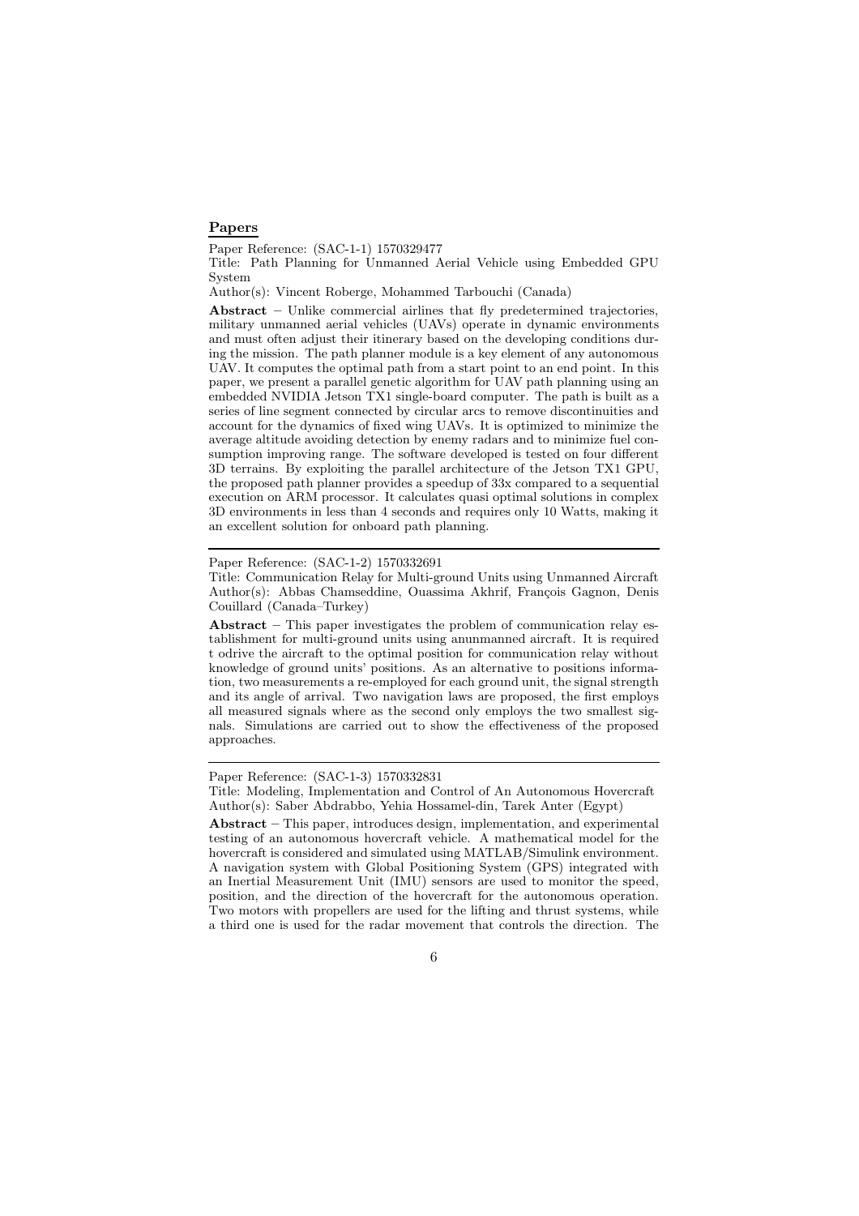## Papers

Paper Reference: (SAC-1-1) 1570329477

Title: Path Planning for Unmanned Aerial Vehicle using Embedded GPU System

Author(s): Vincent Roberge, Mohammed Tarbouchi (Canada)

**Abstract** – Unlike commercial airlines that fly predetermined trajectories, military unmanned aerial vehicles (UAVs) operate in dynamic environments and must often adjust their itinerary based on the developing conditions during the mission. The path planner module is a key element of any autonomous UAV. It computes the optimal path from a start point to an end point. In this paper, we present a parallel genetic algorithm for UAV path planning using an embedded NVIDIA Jetson TX1 single-board computer. The path is built as a series of line segment connected by circular arcs to remove discontinuities and account for the dynamics of fixed wing UAVs. It is optimized to minimize the average altitude avoiding detection by enemy radars and to minimize fuel consumption improving range. The software developed is tested on four different 3D terrains. By exploiting the parallel architecture of the Jetson TX1 GPU, the proposed path planner provides a speedup of 33x compared to a sequential execution on ARM processor. It calculates quasi optimal solutions in complex 3D environments in less than 4 seconds and requires only 10 Watts, making it an excellent solution for onboard path planning.

---

Paper Reference: (SAC-1-2) 1570332691

Title: Communication Relay for Multi-ground Units using Unmanned Aircraft

Author(s): Abbas Chamseddine, Ouassima Akhrif, François Gagnon, Denis Couillard (Canada–Turkey)

**Abstract** – This paper investigates the problem of communication relay establishment for multi-ground units using anunmanned aircraft. It is required t odrive the aircraft to the optimal position for communication relay without knowledge of ground units' positions. As an alternative to positions information, two measurements a re-employed for each ground unit, the signal strength and its angle of arrival. Two navigation laws are proposed, the first employs all measured signals where as the second only employs the two smallest signals. Simulations are carried out to show the effectiveness of the proposed approaches.

---

Paper Reference: (SAC-1-3) 1570332831

Title: Modeling, Implementation and Control of An Autonomous Hovercraft

Author(s): Saber Abdrabbo, Yehia Hossamel-din, Tarek Anter (Egypt)

**Abstract** – This paper, introduces design, implementation, and experimental testing of an autonomous hovercraft vehicle. A mathematical model for the hovercraft is considered and simulated using MATLAB/Simulink environment. A navigation system with Global Positioning System (GPS) integrated with an Inertial Measurement Unit (IMU) sensors are used to monitor the speed, position, and the direction of the hovercraft for the autonomous operation. Two motors with propellers are used for the lifting and thrust systems, while a third one is used for the radar movement that controls the direction. The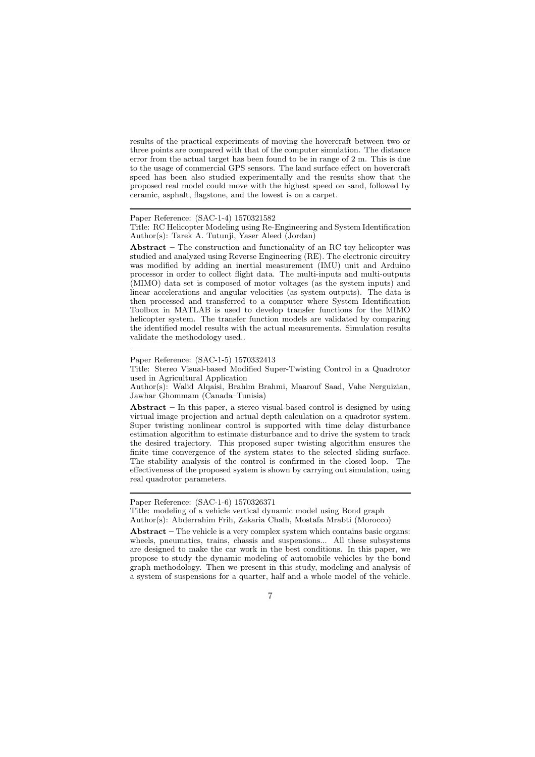results of the practical experiments of moving the hovercraft between two or three points are compared with that of the computer simulation. The distance error from the actual target has been found to be in range of 2 m. This is due to the usage of commercial GPS sensors. The land surface effect on hovercraft speed has been also studied experimentally and the results show that the proposed real model could move with the highest speed on sand, followed by ceramic, asphalt, flagstone, and the lowest is on a carpet.

---

Paper Reference: (SAC-1-4) 1570321582

Title: RC Helicopter Modeling using Re-Engineering and System Identification

Author(s): Tarek A. Tutunji, Yaser Aleed (Jordan)

**Abstract** – The construction and functionality of an RC toy helicopter was studied and analyzed using Reverse Engineering (RE). The electronic circuitry was modified by adding an inertial measurement (IMU) unit and Arduino processor in order to collect flight data. The multi-inputs and multi-outputs (MIMO) data set is composed of motor voltages (as the system inputs) and linear accelerations and angular velocities (as system outputs). The data is then processed and transferred to a computer where System Identification Toolbox in MATLAB is used to develop transfer functions for the MIMO helicopter system. The transfer function models are validated by comparing the identified model results with the actual measurements. Simulation results validate the methodology used..

---

Paper Reference: (SAC-1-5) 1570332413

Title: Stereo Visual-based Modified Super-Twisting Control in a Quadrotor used in Agricultural Application

Author(s): Walid Alqaisi, Brahim Brahmi, Maarouf Saad, Vahe Nerguizian, Jawhar Ghommam (Canada–Tunisia)

**Abstract** – In this paper, a stereo visual-based control is designed by using virtual image projection and actual depth calculation on a quadrotor system. Super twisting nonlinear control is supported with time delay disturbance estimation algorithm to estimate disturbance and to drive the system to track the desired trajectory. This proposed super twisting algorithm ensures the finite time convergence of the system states to the selected sliding surface. The stability analysis of the control is confirmed in the closed loop. The effectiveness of the proposed system is shown by carrying out simulation, using real quadrotor parameters.

---

Paper Reference: (SAC-1-6) 1570326371

Title: modeling of a vehicle vertical dynamic model using Bond graph

Author(s): Abderrahim Frih, Zakaria Chalh, Mostafa Mrabti (Morocco)

**Abstract** – The vehicle is a very complex system which contains basic organs: wheels, pneumatics, trains, chassis and suspensions... All these subsystems are designed to make the car work in the best conditions. In this paper, we propose to study the dynamic modeling of automobile vehicles by the bond graph methodology. Then we present in this study, modeling and analysis of a system of suspensions for a quarter, half and a whole model of the vehicle.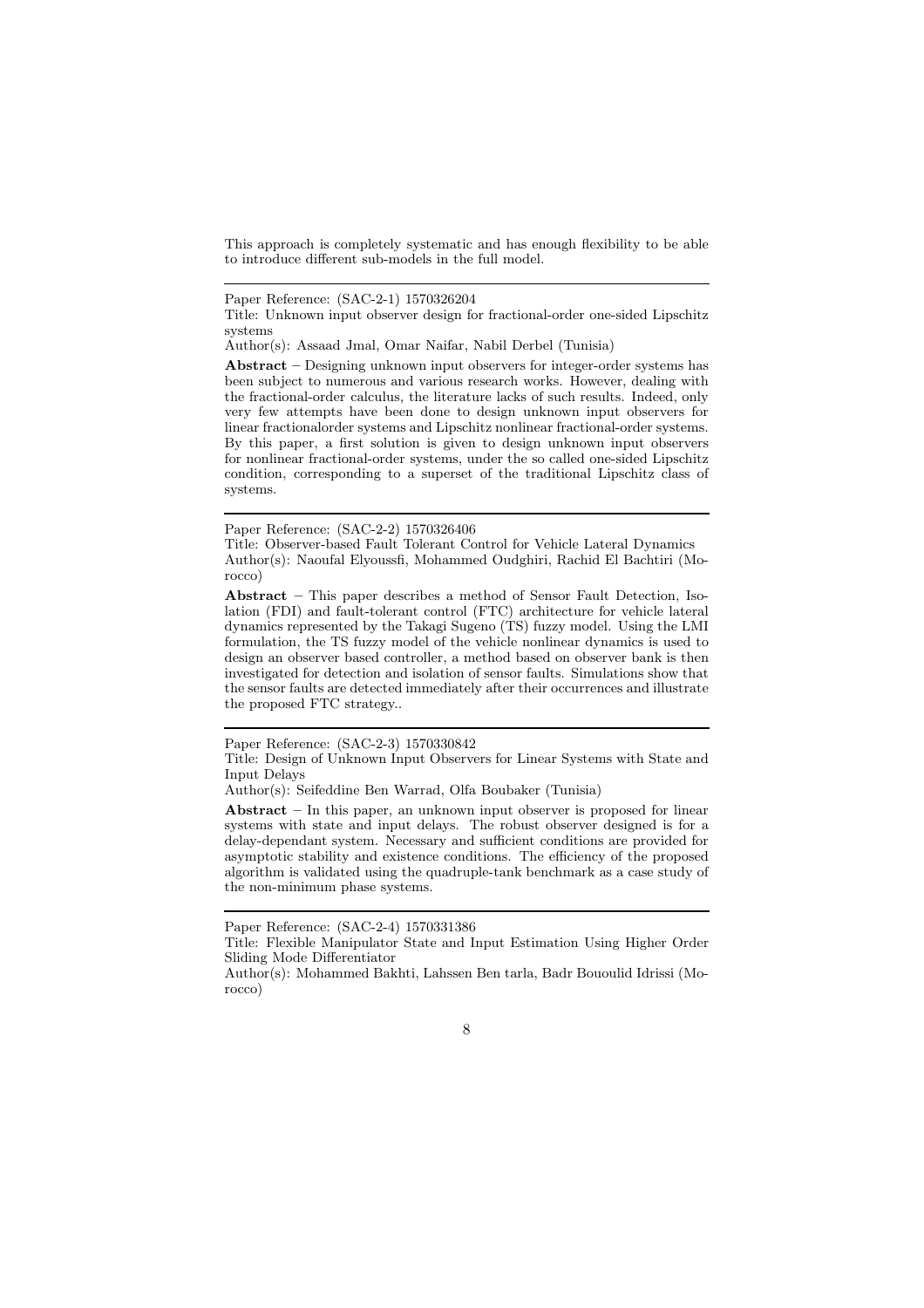This approach is completely systematic and has enough flexibility to be able to introduce different sub-models in the full model.

---

Paper Reference: (SAC-2-1) 1570326204

Title: Unknown input observer design for fractional-order one-sided Lipschitz systems

Author(s): Assaad Jmal, Omar Naifar, Nabil Derbel (Tunisia)

**Abstract** – Designing unknown input observers for integer-order systems has been subject to numerous and various research works. However, dealing with the fractional-order calculus, the literature lacks of such results. Indeed, only very few attempts have been done to design unknown input observers for linear fractionalorder systems and Lipschitz nonlinear fractional-order systems. By this paper, a first solution is given to design unknown input observers for nonlinear fractional-order systems, under the so called one-sided Lipschitz condition, corresponding to a superset of the traditional Lipschitz class of systems.

---

Paper Reference: (SAC-2-2) 1570326406

Title: Observer-based Fault Tolerant Control for Vehicle Lateral Dynamics

Author(s): Naoufal Elyoussfi, Mohammed Oudghiri, Rachid El Bachtiri (Morocco)

**Abstract** – This paper describes a method of Sensor Fault Detection, Isolation (FDI) and fault-tolerant control (FTC) architecture for vehicle lateral dynamics represented by the Takagi Sugeno (TS) fuzzy model. Using the LMI formulation, the TS fuzzy model of the vehicle nonlinear dynamics is used to design an observer based controller, a method based on observer bank is then investigated for detection and isolation of sensor faults. Simulations show that the sensor faults are detected immediately after their occurrences and illustrate the proposed FTC strategy..

---

Paper Reference: (SAC-2-3) 1570330842

Title: Design of Unknown Input Observers for Linear Systems with State and Input Delays

Author(s): Seifeddine Ben Warrad, Olfa Boubaker (Tunisia)

**Abstract** – In this paper, an unknown input observer is proposed for linear systems with state and input delays. The robust observer designed is for a delay-dependant system. Necessary and sufficient conditions are provided for asymptotic stability and existence conditions. The efficiency of the proposed algorithm is validated using the quadruple-tank benchmark as a case study of the non-minimum phase systems.

---

Paper Reference: (SAC-2-4) 1570331386

Title: Flexible Manipulator State and Input Estimation Using Higher Order Sliding Mode Differentiator

Author(s): Mohammed Bakhti, Lahssen Ben tarla, Badr Bououlid Idrissi (Morocco)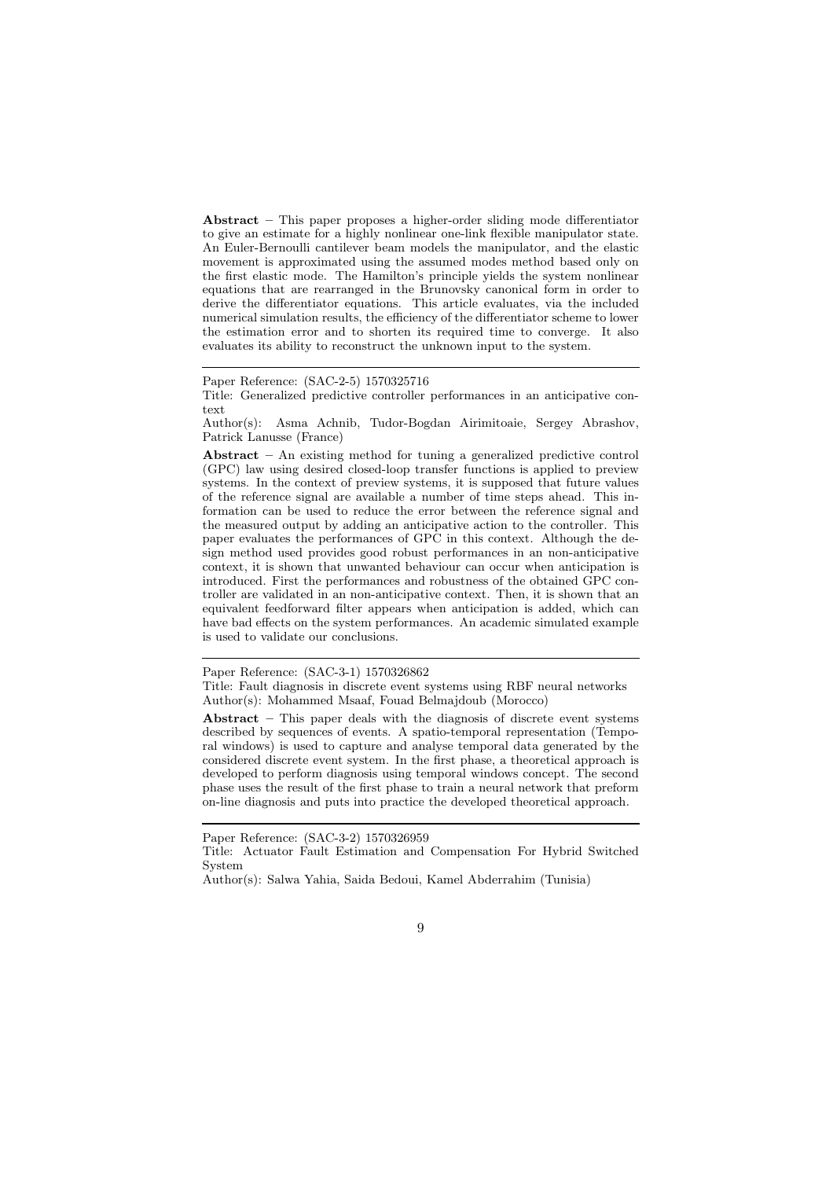**Abstract** – This paper proposes a higher-order sliding mode differentiator to give an estimate for a highly nonlinear one-link flexible manipulator state. An Euler-Bernoulli cantilever beam models the manipulator, and the elastic movement is approximated using the assumed modes method based only on the first elastic mode. The Hamilton's principle yields the system nonlinear equations that are rearranged in the Brunovsky canonical form in order to derive the differentiator equations. This article evaluates, via the included numerical simulation results, the efficiency of the differentiator scheme to lower the estimation error and to shorten its required time to converge. It also evaluates its ability to reconstruct the unknown input to the system.

---

Paper Reference: (SAC-2-5) 1570325716

Title: Generalized predictive controller performances in an anticipative context

Author(s): Asma Achnib, Tudor-Bogdan Airimitoaie, Sergey Abrashov, Patrick Lanusse (France)

**Abstract** – An existing method for tuning a generalized predictive control (GPC) law using desired closed-loop transfer functions is applied to preview systems. In the context of preview systems, it is supposed that future values of the reference signal are available a number of time steps ahead. This information can be used to reduce the error between the reference signal and the measured output by adding an anticipative action to the controller. This paper evaluates the performances of GPC in this context. Although the design method used provides good robust performances in an non-anticipative context, it is shown that unwanted behaviour can occur when anticipation is introduced. First the performances and robustness of the obtained GPC controller are validated in an non-anticipative context. Then, it is shown that an equivalent feedforward filter appears when anticipation is added, which can have bad effects on the system performances. An academic simulated example is used to validate our conclusions.

---

Paper Reference: (SAC-3-1) 1570326862

Title: Fault diagnosis in discrete event systems using RBF neural networks

Author(s): Mohammed Msaaf, Fouad Belmajdoub (Morocco)

**Abstract** – This paper deals with the diagnosis of discrete event systems described by sequences of events. A spatio-temporal representation (Temporal windows) is used to capture and analyse temporal data generated by the considered discrete event system. In the first phase, a theoretical approach is developed to perform diagnosis using temporal windows concept. The second phase uses the result of the first phase to train a neural network that preform on-line diagnosis and puts into practice the developed theoretical approach.

---

Paper Reference: (SAC-3-2) 1570326959

Title: Actuator Fault Estimation and Compensation For Hybrid Switched System

Author(s): Salwa Yahia, Saida Bedoui, Kamel Abderrahim (Tunisia)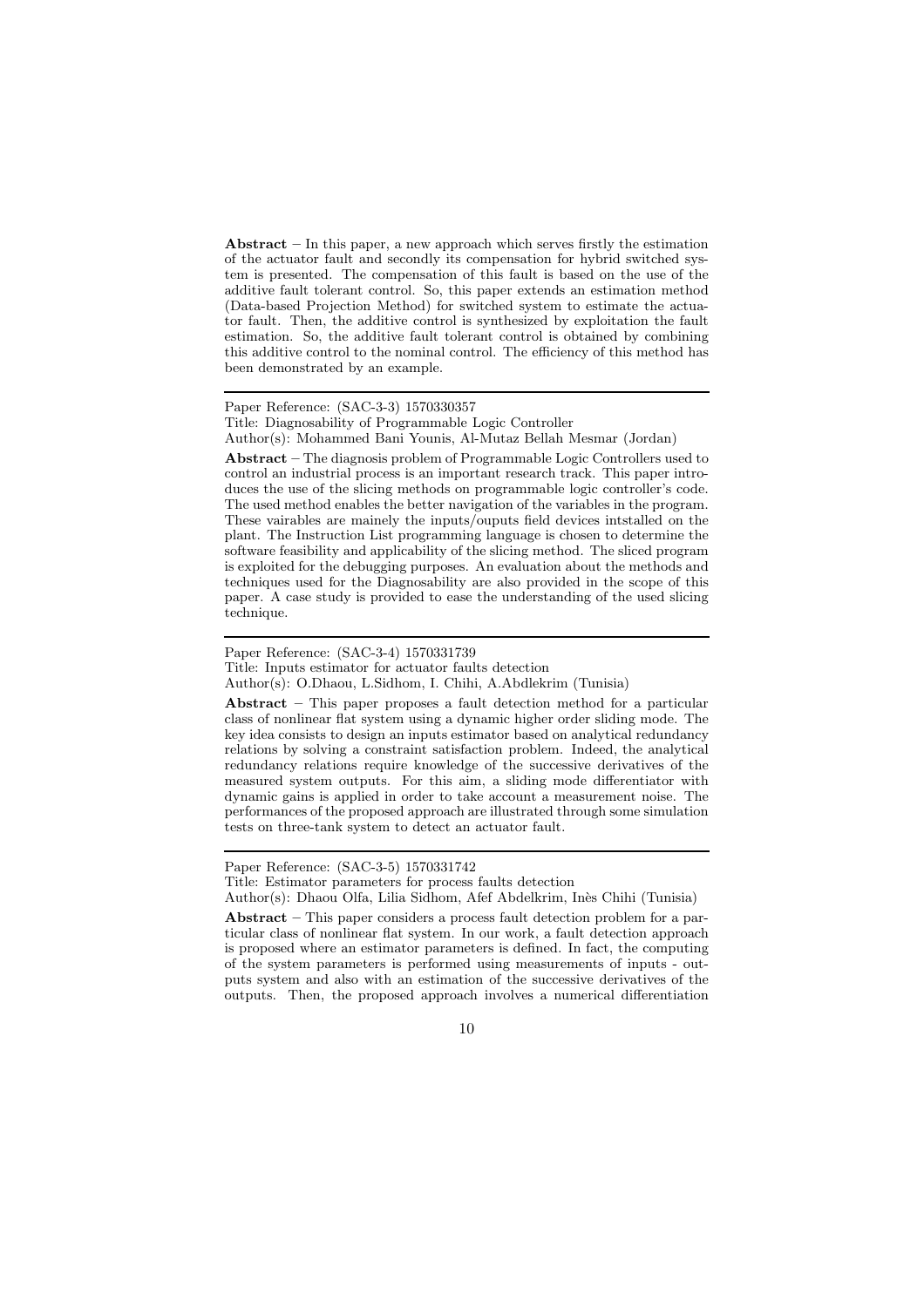**Abstract** – In this paper, a new approach which serves firstly the estimation of the actuator fault and secondly its compensation for hybrid switched system is presented. The compensation of this fault is based on the use of the additive fault tolerant control. So, this paper extends an estimation method (Data-based Projection Method) for switched system to estimate the actuator fault. Then, the additive control is synthesized by exploitation the fault estimation. So, the additive fault tolerant control is obtained by combining this additive control to the nominal control. The efficiency of this method has been demonstrated by an example.

---

Paper Reference: (SAC-3-3) 1570330357
Title: Diagnosability of Programmable Logic Controller
Author(s): Mohammed Bani Younis, Al-Mutaz Bellah Mesmar (Jordan)

**Abstract** – The diagnosis problem of Programmable Logic Controllers used to control an industrial process is an important research track. This paper introduces the use of the slicing methods on programmable logic controller's code. The used method enables the better navigation of the variables in the program. These vairables are mainly the inputs/ouputs field devices intstalled on the plant. The Instruction List programming language is chosen to determine the software feasibility and applicability of the slicing method. The sliced program is exploited for the debugging purposes. An evaluation about the methods and techniques used for the Diagnosability are also provided in the scope of this paper. A case study is provided to ease the understanding of the used slicing technique.

---

Paper Reference: (SAC-3-4) 1570331739
Title: Inputs estimator for actuator faults detection
Author(s): O.Dhaou, L.Sidhom, I. Chihi, A.Abdlekrim (Tunisia)

**Abstract** – This paper proposes a fault detection method for a particular class of nonlinear flat system using a dynamic higher order sliding mode. The key idea consists to design an inputs estimator based on analytical redundancy relations by solving a constraint satisfaction problem. Indeed, the analytical redundancy relations require knowledge of the successive derivatives of the measured system outputs. For this aim, a sliding mode differentiator with dynamic gains is applied in order to take account a measurement noise. The performances of the proposed approach are illustrated through some simulation tests on three-tank system to detect an actuator fault.

---

Paper Reference: (SAC-3-5) 1570331742
Title: Estimator parameters for process faults detection
Author(s): Dhaou Olfa, Lilia Sidhom, Afef Abdelkrim, Inès Chihi (Tunisia)

**Abstract** – This paper considers a process fault detection problem for a particular class of nonlinear flat system. In our work, a fault detection approach is proposed where an estimator parameters is defined. In fact, the computing of the system parameters is performed using measurements of inputs - outputs system and also with an estimation of the successive derivatives of the outputs. Then, the proposed approach involves a numerical differentiation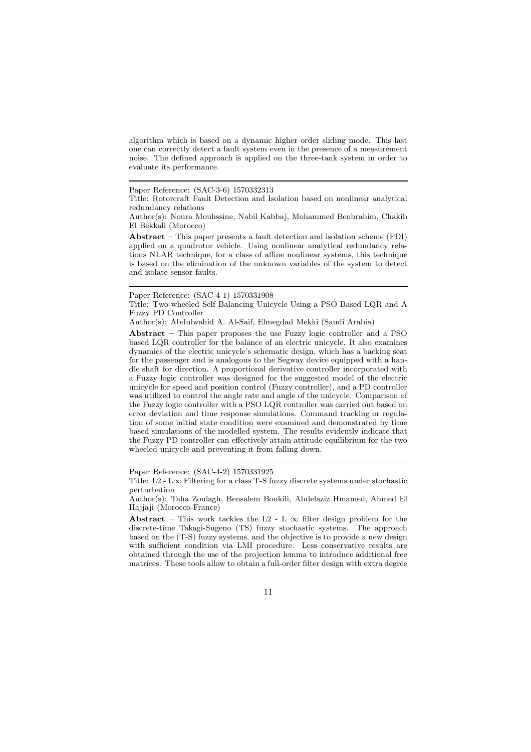algorithm which is based on a dynamic higher order sliding mode. This last one can correctly detect a fault system even in the presence of a measurement noise. The defined approach is applied on the three-tank system in order to evaluate its performance.

---

Paper Reference: (SAC-3-6) 1570332313

Title: Rotorcraft Fault Detection and Isolation based on nonlinear analytical redundancy relations

Author(s): Noura Mouhssine, Nabil Kabbaj, Mohammed Benbrahim, Chakib El Bekkali (Morocco)

**Abstract** – This paper presents a fault detection and isolation scheme (FDI) applied on a quadrotor vehicle. Using nonlinear analytical redundancy relations NLAR technique, for a class of affine nonlinear systems, this technique is based on the elimination of the unknown variables of the system to detect and isolate sensor faults.

---

Paper Reference: (SAC-4-1) 1570331908

Title: Two-wheeled Self Balancing Unicycle Using a PSO Based LQR and A Fuzzy PD Controller

Author(s): Abdulwahid A. Al-Saif, Elmegdad Mekki (Saudi Arabia)

**Abstract** – This paper proposes the use Fuzzy logic controller and a PSO based LQR controller for the balance of an electric unicycle. It also examines dynamics of the electric unicycle's schematic design, which has a backing seat for the passenger and is analogous to the Segway device equipped with a handle shaft for direction. A proportional derivative controller incorporated with a Fuzzy logic controller was designed for the suggested model of the electric unicycle for speed and position control (Fuzzy controller), and a PD controller was utilized to control the angle rate and angle of the unicycle. Comparison of the Fuzzy logic controller with a PSO LQR controller was carried out based on error deviation and time response simulations. Command tracking or regulation of some initial state condition were examined and demonstrated by time based simulations of the modelled system. The results evidently indicate that the Fuzzy PD controller can effectively attain attitude equilibrium for the two wheeled unicycle and preventing it from falling down.

---

Paper Reference: (SAC-4-2) 1570331925

Title: L2 - $L\infty$ Filtering for a class T-S fuzzy discrete systems under stochastic perturbation

Author(s): Taha Zoulagh, Bensalem Boukili, Abdelaziz Hmamed, Ahmed El Hajjaji (Morocco-France)

**Abstract** – This work tackles the L2 - L $\infty$ filter design problem for the discrete-time Takagi-Sugeno (TS) fuzzy stochastic systems. The approach based on the (T-S) fuzzy systems, and the objective is to provide a new design with sufficient condition via LMI procedure. Less conservative results are obtained through the use of the projection lemma to introduce additional free matrices. These tools allow to obtain a full-order filter design with extra degree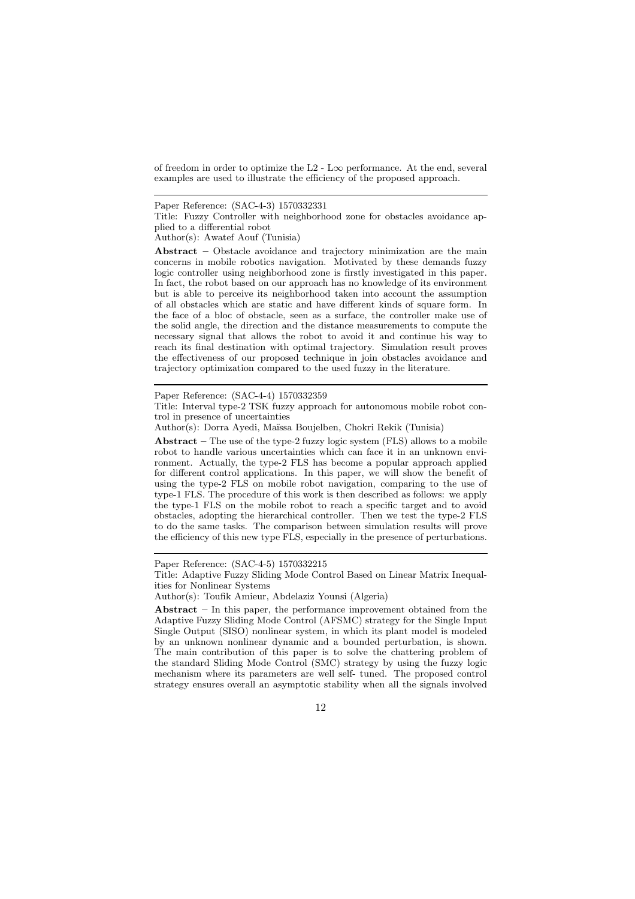of freedom in order to optimize the L2 - L$\infty$ performance. At the end, several examples are used to illustrate the efficiency of the proposed approach.

---

Paper Reference: (SAC-4-3) 1570332331

Title: Fuzzy Controller with neighborhood zone for obstacles avoidance applied to a differential robot

Author(s): Awatef Aouf (Tunisia)

**Abstract** – Obstacle avoidance and trajectory minimization are the main concerns in mobile robotics navigation. Motivated by these demands fuzzy logic controller using neighborhood zone is firstly investigated in this paper. In fact, the robot based on our approach has no knowledge of its environment but is able to perceive its neighborhood taken into account the assumption of all obstacles which are static and have different kinds of square form. In the face of a bloc of obstacle, seen as a surface, the controller make use of the solid angle, the direction and the distance measurements to compute the necessary signal that allows the robot to avoid it and continue his way to reach its final destination with optimal trajectory. Simulation result proves the effectiveness of our proposed technique in join obstacles avoidance and trajectory optimization compared to the used fuzzy in the literature.

---

Paper Reference: (SAC-4-4) 1570332359

Title: Interval type-2 TSK fuzzy approach for autonomous mobile robot control in presence of uncertainties

Author(s): Dorra Ayedi, Maïssa Boujelben, Chokri Rekik (Tunisia)

**Abstract** – The use of the type-2 fuzzy logic system (FLS) allows to a mobile robot to handle various uncertainties which can face it in an unknown environment. Actually, the type-2 FLS has become a popular approach applied for different control applications. In this paper, we will show the benefit of using the type-2 FLS on mobile robot navigation, comparing to the use of type-1 FLS. The procedure of this work is then described as follows: we apply the type-1 FLS on the mobile robot to reach a specific target and to avoid obstacles, adopting the hierarchical controller. Then we test the type-2 FLS to do the same tasks. The comparison between simulation results will prove the efficiency of this new type FLS, especially in the presence of perturbations.

---

Paper Reference: (SAC-4-5) 1570332215

Title: Adaptive Fuzzy Sliding Mode Control Based on Linear Matrix Inequalities for Nonlinear Systems

Author(s): Toufik Amieur, Abdelaziz Younsi (Algeria)

**Abstract** – In this paper, the performance improvement obtained from the Adaptive Fuzzy Sliding Mode Control (AFSMC) strategy for the Single Input Single Output (SISO) nonlinear system, in which its plant model is modeled by an unknown nonlinear dynamic and a bounded perturbation, is shown. The main contribution of this paper is to solve the chattering problem of the standard Sliding Mode Control (SMC) strategy by using the fuzzy logic mechanism where its parameters are well self- tuned. The proposed control strategy ensures overall an asymptotic stability when all the signals involved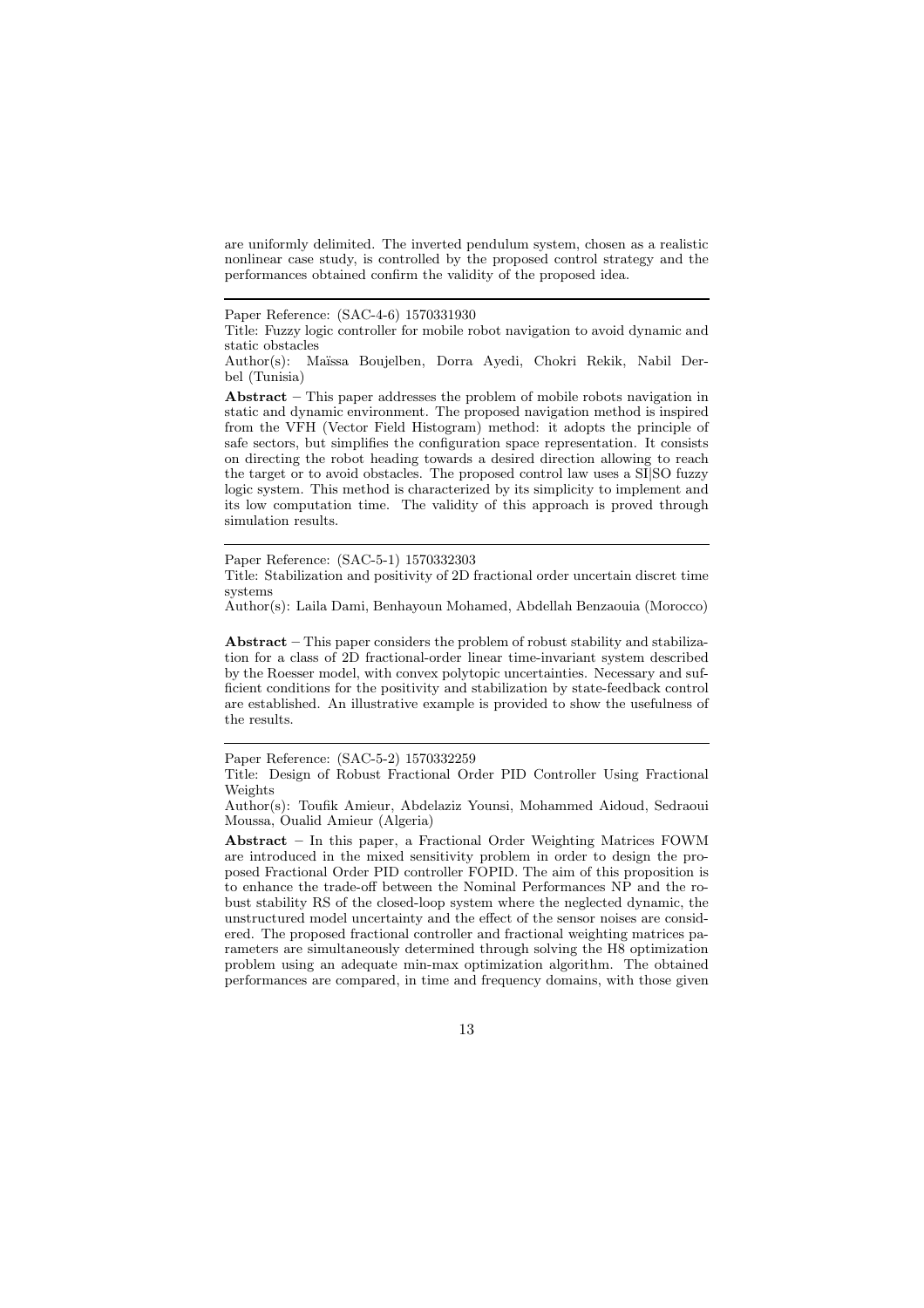are uniformly delimited. The inverted pendulum system, chosen as a realistic nonlinear case study, is controlled by the proposed control strategy and the performances obtained confirm the validity of the proposed idea.

---

Paper Reference: (SAC-4-6) 1570331930

Title: Fuzzy logic controller for mobile robot navigation to avoid dynamic and static obstacles

Author(s): Maïssa Boujelben, Dorra Ayedi, Chokri Rekik, Nabil Derbel (Tunisia)

**Abstract** – This paper addresses the problem of mobile robots navigation in static and dynamic environment. The proposed navigation method is inspired from the VFH (Vector Field Histogram) method: it adopts the principle of safe sectors, but simplifies the configuration space representation. It consists on directing the robot heading towards a desired direction allowing to reach the target or to avoid obstacles. The proposed control law uses a SI|SO fuzzy logic system. This method is characterized by its simplicity to implement and its low computation time. The validity of this approach is proved through simulation results.

---

Paper Reference: (SAC-5-1) 1570332303

Title: Stabilization and positivity of 2D fractional order uncertain discret time systems

Author(s): Laila Dami, Benhayoun Mohamed, Abdellah Benzaouia (Morocco)

**Abstract** – This paper considers the problem of robust stability and stabilization for a class of 2D fractional-order linear time-invariant system described by the Roesser model, with convex polytopic uncertainties. Necessary and sufficient conditions for the positivity and stabilization by state-feedback control are established. An illustrative example is provided to show the usefulness of the results.

---

Paper Reference: (SAC-5-2) 1570332259

Title: Design of Robust Fractional Order PID Controller Using Fractional Weights

Author(s): Toufik Amieur, Abdelaziz Younsi, Mohammed Aidoud, Sedraoui Moussa, Oualid Amieur (Algeria)

**Abstract** – In this paper, a Fractional Order Weighting Matrices FOWM are introduced in the mixed sensitivity problem in order to design the proposed Fractional Order PID controller FOPID. The aim of this proposition is to enhance the trade-off between the Nominal Performances NP and the robust stability RS of the closed-loop system where the neglected dynamic, the unstructured model uncertainty and the effect of the sensor noises are considered. The proposed fractional controller and fractional weighting matrices parameters are simultaneously determined through solving the H8 optimization problem using an adequate min-max optimization algorithm. The obtained performances are compared, in time and frequency domains, with those given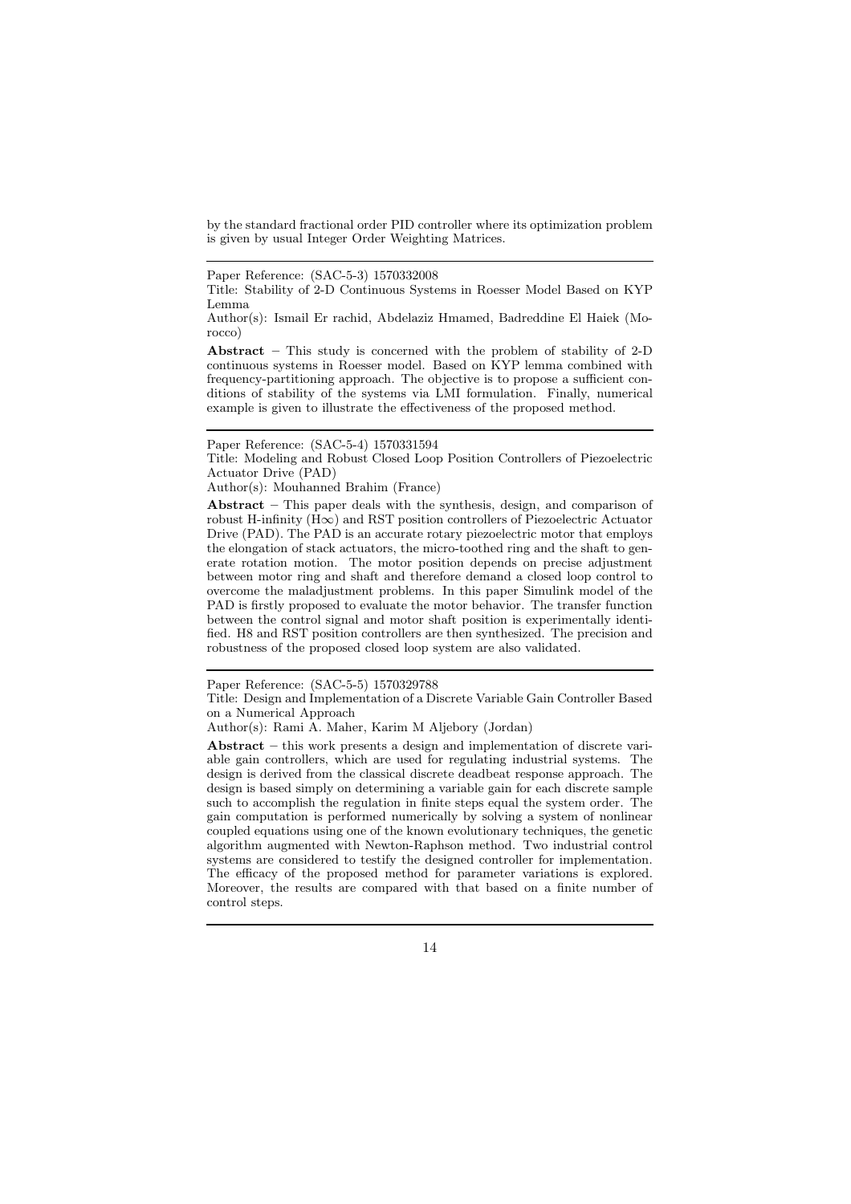by the standard fractional order PID controller where its optimization problem is given by usual Integer Order Weighting Matrices.

---

Paper Reference: (SAC-5-3) 1570332008

Title: Stability of 2-D Continuous Systems in Roesser Model Based on KYP Lemma

Author(s): Ismail Er rachid, Abdelaziz Hmamed, Badreddine El Haiek (Morocco)

**Abstract** – This study is concerned with the problem of stability of 2-D continuous systems in Roesser model. Based on KYP lemma combined with frequency-partitioning approach. The objective is to propose a sufficient conditions of stability of the systems via LMI formulation. Finally, numerical example is given to illustrate the effectiveness of the proposed method.

---

Paper Reference: (SAC-5-4) 1570331594

Title: Modeling and Robust Closed Loop Position Controllers of Piezoelectric Actuator Drive (PAD)

Author(s): Mouhanned Brahim (France)

**Abstract** – This paper deals with the synthesis, design, and comparison of robust H-infinity ($H\infty$) and RST position controllers of Piezoelectric Actuator Drive (PAD). The PAD is an accurate rotary piezoelectric motor that employs the elongation of stack actuators, the micro-toothed ring and the shaft to generate rotation motion. The motor position depends on precise adjustment between motor ring and shaft and therefore demand a closed loop control to overcome the maladjustment problems. In this paper Simulink model of the PAD is firstly proposed to evaluate the motor behavior. The transfer function between the control signal and motor shaft position is experimentally identified. H8 and RST position controllers are then synthesized. The precision and robustness of the proposed closed loop system are also validated.

---

Paper Reference: (SAC-5-5) 1570329788

Title: Design and Implementation of a Discrete Variable Gain Controller Based on a Numerical Approach

Author(s): Rami A. Maher, Karim M Aljebory (Jordan)

**Abstract** – this work presents a design and implementation of discrete variable gain controllers, which are used for regulating industrial systems. The design is derived from the classical discrete deadbeat response approach. The design is based simply on determining a variable gain for each discrete sample such to accomplish the regulation in finite steps equal the system order. The gain computation is performed numerically by solving a system of nonlinear coupled equations using one of the known evolutionary techniques, the genetic algorithm augmented with Newton-Raphson method. Two industrial control systems are considered to testify the designed controller for implementation. The efficacy of the proposed method for parameter variations is explored. Moreover, the results are compared with that based on a finite number of control steps.

---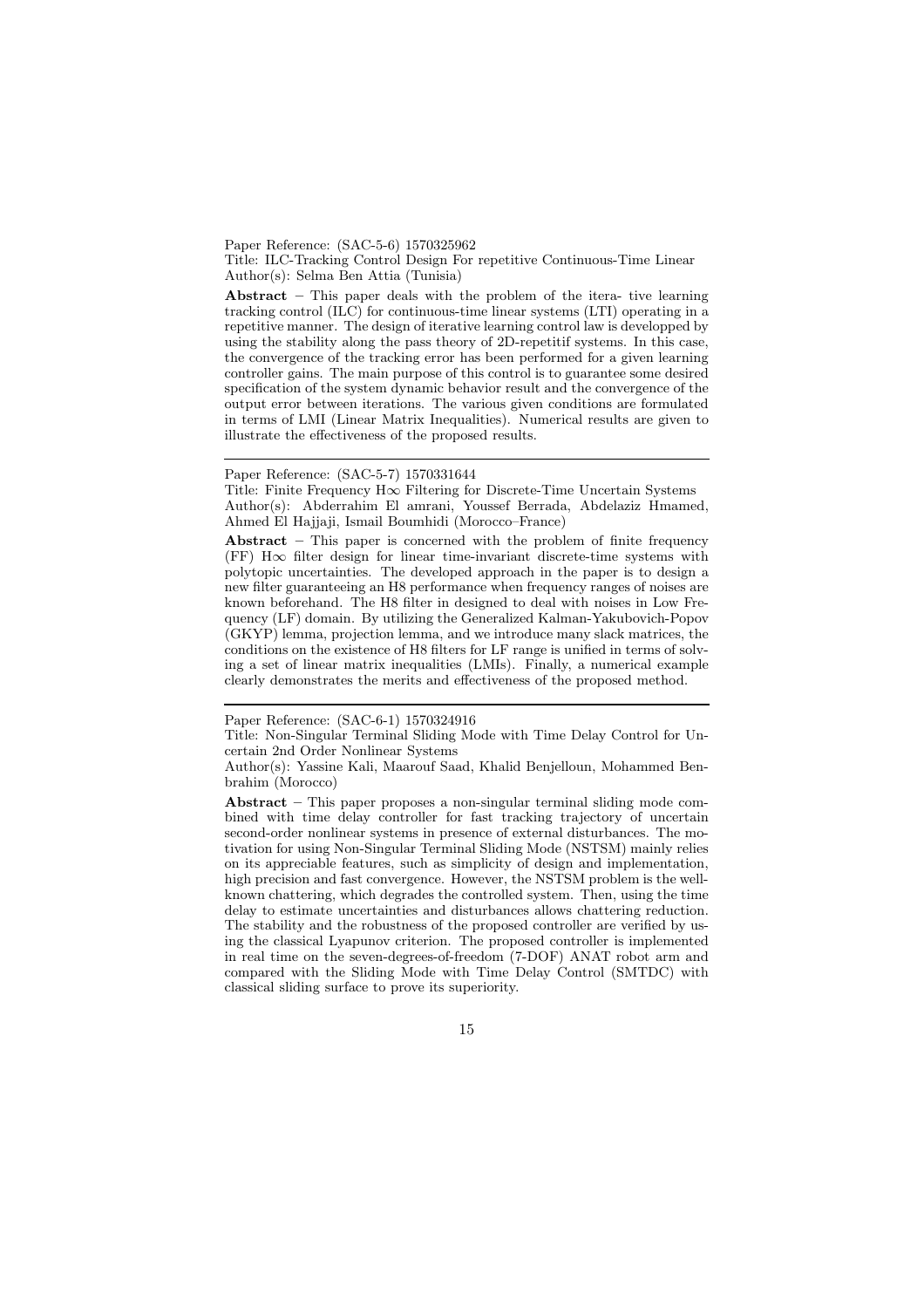Paper Reference: (SAC-5-6) 1570325962

Title: ILC-Tracking Control Design For repetitive Continuous-Time Linear

Author(s): Selma Ben Attia (Tunisia)

**Abstract** – This paper deals with the problem of the itera- tive learning tracking control (ILC) for continuous-time linear systems (LTI) operating in a repetitive manner. The design of iterative learning control law is developped by using the stability along the pass theory of 2D-repetitif systems. In this case, the convergence of the tracking error has been performed for a given learning controller gains. The main purpose of this control is to guarantee some desired specification of the system dynamic behavior result and the convergence of the output error between iterations. The various given conditions are formulated in terms of LMI (Linear Matrix Inequalities). Numerical results are given to illustrate the effectiveness of the proposed results.

---

Paper Reference: (SAC-5-7) 1570331644

Title: Finite Frequency H∞ Filtering for Discrete-Time Uncertain Systems

Author(s): Abderrahim El amrani, Youssef Berrada, Abdelaziz Hmamed, Ahmed El Hajjaji, Ismail Boumhidi (Morocco–France)

**Abstract** – This paper is concerned with the problem of finite frequency (FF) H∞ filter design for linear time-invariant discrete-time systems with polytopic uncertainties. The developed approach in the paper is to design a new filter guaranteeing an H8 performance when frequency ranges of noises are known beforehand. The H8 filter in designed to deal with noises in Low Frequency (LF) domain. By utilizing the Generalized Kalman-Yakubovich-Popov (GKYP) lemma, projection lemma, and we introduce many slack matrices, the conditions on the existence of H8 filters for LF range is unified in terms of solving a set of linear matrix inequalities (LMIs). Finally, a numerical example clearly demonstrates the merits and effectiveness of the proposed method.

---

Paper Reference: (SAC-6-1) 1570324916

Title: Non-Singular Terminal Sliding Mode with Time Delay Control for Uncertain 2nd Order Nonlinear Systems

Author(s): Yassine Kali, Maarouf Saad, Khalid Benjelloun, Mohammed Benbrahim (Morocco)

**Abstract** – This paper proposes a non-singular terminal sliding mode combined with time delay controller for fast tracking trajectory of uncertain second-order nonlinear systems in presence of external disturbances. The motivation for using Non-Singular Terminal Sliding Mode (NSTSM) mainly relies on its appreciable features, such as simplicity of design and implementation, high precision and fast convergence. However, the NSTSM problem is the well-known chattering, which degrades the controlled system. Then, using the time delay to estimate uncertainties and disturbances allows chattering reduction. The stability and the robustness of the proposed controller are verified by using the classical Lyapunov criterion. The proposed controller is implemented in real time on the seven-degrees-of-freedom (7-DOF) ANAT robot arm and compared with the Sliding Mode with Time Delay Control (SMTDC) with classical sliding surface to prove its superiority.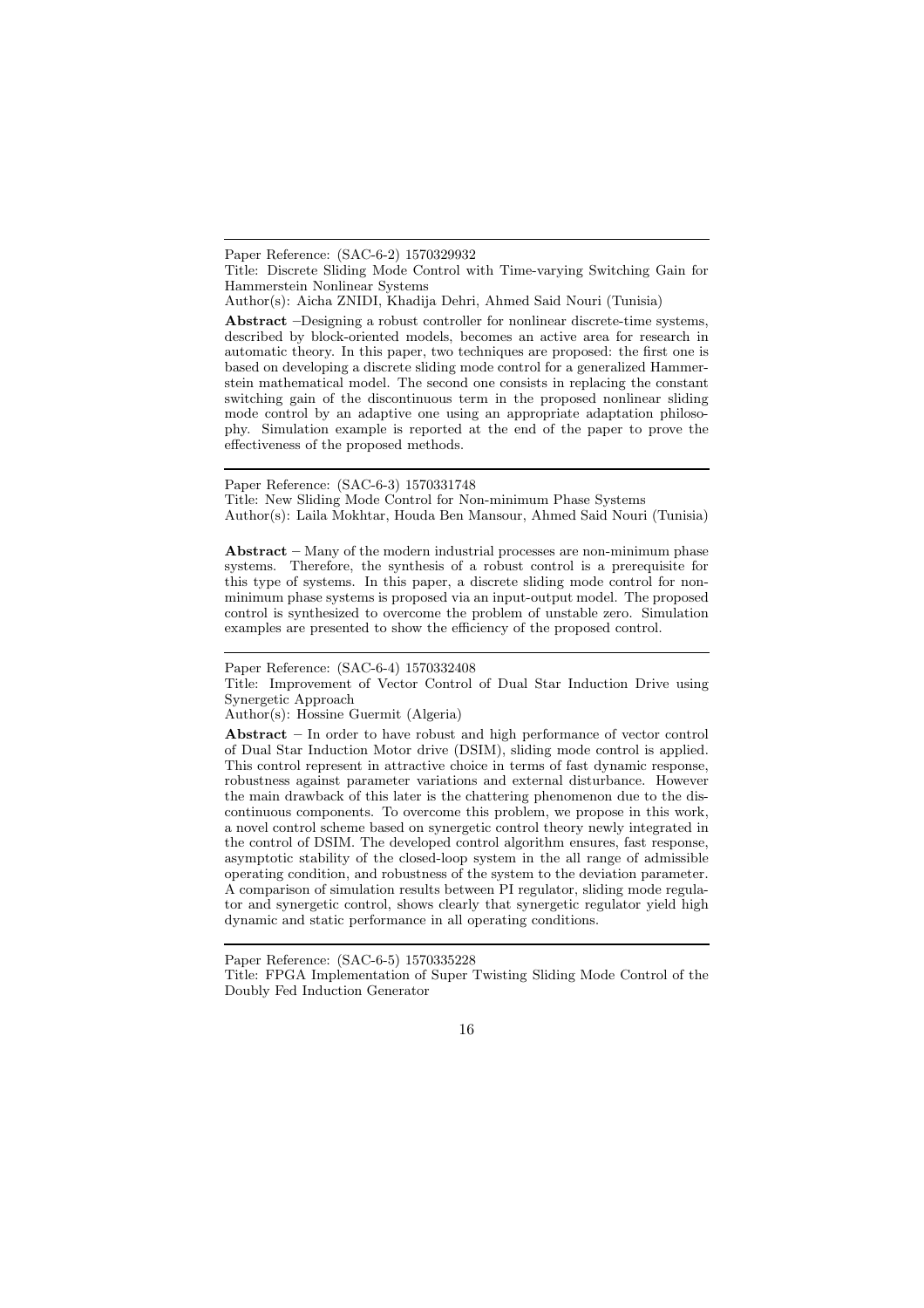---

Paper Reference: (SAC-6-2) 1570329932

Title: Discrete Sliding Mode Control with Time-varying Switching Gain for Hammerstein Nonlinear Systems

Author(s): Aicha ZNIDI, Khadija Dehri, Ahmed Said Nouri (Tunisia)

**Abstract** –Designing a robust controller for nonlinear discrete-time systems, described by block-oriented models, becomes an active area for research in automatic theory. In this paper, two techniques are proposed: the first one is based on developing a discrete sliding mode control for a generalized Hammerstein mathematical model. The second one consists in replacing the constant switching gain of the discontinuous term in the proposed nonlinear sliding mode control by an adaptive one using an appropriate adaptation philosophy. Simulation example is reported at the end of the paper to prove the effectiveness of the proposed methods.

---

Paper Reference: (SAC-6-3) 1570331748

Title: New Sliding Mode Control for Non-minimum Phase Systems

Author(s): Laila Mokhtar, Houda Ben Mansour, Ahmed Said Nouri (Tunisia)

**Abstract** – Many of the modern industrial processes are non-minimum phase systems. Therefore, the synthesis of a robust control is a prerequisite for this type of systems. In this paper, a discrete sliding mode control for non-minimum phase systems is proposed via an input-output model. The proposed control is synthesized to overcome the problem of unstable zero. Simulation examples are presented to show the efficiency of the proposed control.

---

Paper Reference: (SAC-6-4) 1570332408

Title: Improvement of Vector Control of Dual Star Induction Drive using Synergetic Approach

Author(s): Hossine Guermit (Algeria)

**Abstract** – In order to have robust and high performance of vector control of Dual Star Induction Motor drive (DSIM), sliding mode control is applied. This control represent in attractive choice in terms of fast dynamic response, robustness against parameter variations and external disturbance. However the main drawback of this later is the chattering phenomenon due to the discontinuous components. To overcome this problem, we propose in this work, a novel control scheme based on synergetic control theory newly integrated in the control of DSIM. The developed control algorithm ensures, fast response, asymptotic stability of the closed-loop system in the all range of admissible operating condition, and robustness of the system to the deviation parameter. A comparison of simulation results between PI regulator, sliding mode regulator and synergetic control, shows clearly that synergetic regulator yield high dynamic and static performance in all operating conditions.

---

Paper Reference: (SAC-6-5) 1570335228

Title: FPGA Implementation of Super Twisting Sliding Mode Control of the Doubly Fed Induction Generator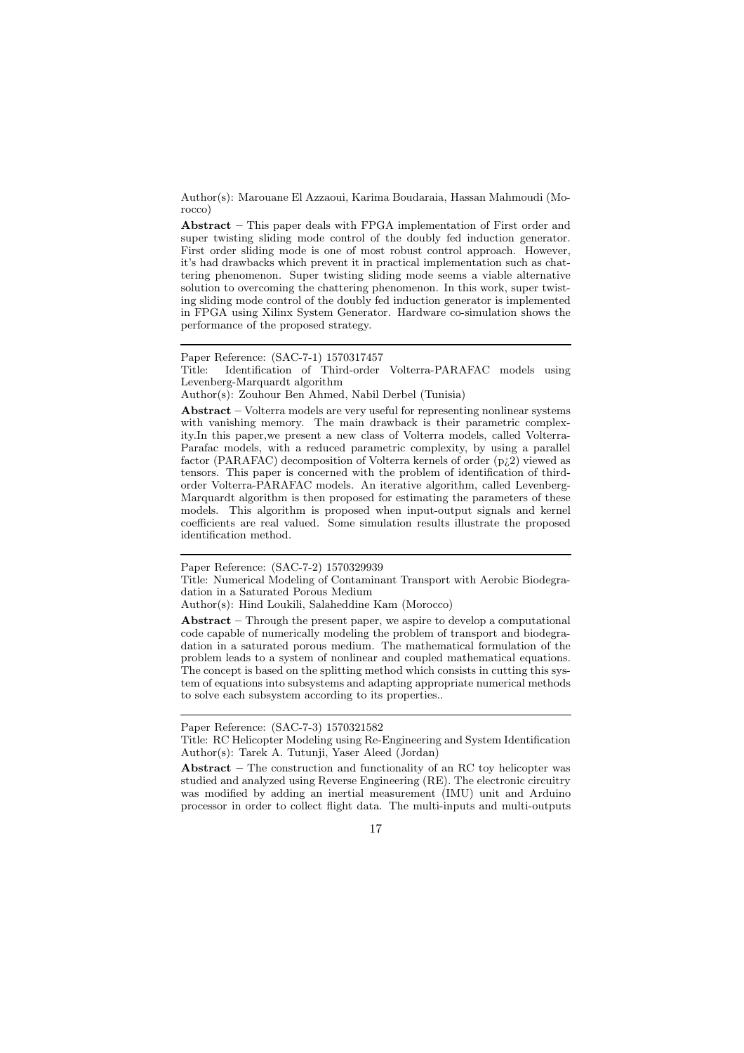Author(s): Marouane El Azzaoui, Karima Boudaraia, Hassan Mahmoudi (Morocco)

**Abstract** – This paper deals with FPGA implementation of First order and super twisting sliding mode control of the doubly fed induction generator. First order sliding mode is one of most robust control approach. However, it's had drawbacks which prevent it in practical implementation such as chattering phenomenon. Super twisting sliding mode seems a viable alternative solution to overcoming the chattering phenomenon. In this work, super twisting sliding mode control of the doubly fed induction generator is implemented in FPGA using Xilinx System Generator. Hardware co-simulation shows the performance of the proposed strategy.

---

Paper Reference: (SAC-7-1) 1570317457

Title: Identification of Third-order Volterra-PARAFAC models using Levenberg-Marquardt algorithm

Author(s): Zouhour Ben Ahmed, Nabil Derbel (Tunisia)

**Abstract** – Volterra models are very useful for representing nonlinear systems with vanishing memory. The main drawback is their parametric complexity.In this paper,we present a new class of Volterra models, called Volterra-Parafac models, with a reduced parametric complexity, by using a parallel factor (PARAFAC) decomposition of Volterra kernels of order (p¿2) viewed as tensors. This paper is concerned with the problem of identification of third-order Volterra-PARAFAC models. An iterative algorithm, called Levenberg-Marquardt algorithm is then proposed for estimating the parameters of these models. This algorithm is proposed when input-output signals and kernel coefficients are real valued. Some simulation results illustrate the proposed identification method.

---

Paper Reference: (SAC-7-2) 1570329939

Title: Numerical Modeling of Contaminant Transport with Aerobic Biodegradation in a Saturated Porous Medium

Author(s): Hind Loukili, Salaheddine Kam (Morocco)

**Abstract** – Through the present paper, we aspire to develop a computational code capable of numerically modeling the problem of transport and biodegradation in a saturated porous medium. The mathematical formulation of the problem leads to a system of nonlinear and coupled mathematical equations. The concept is based on the splitting method which consists in cutting this system of equations into subsystems and adapting appropriate numerical methods to solve each subsystem according to its properties..

---

Paper Reference: (SAC-7-3) 1570321582

Title: RC Helicopter Modeling using Re-Engineering and System Identification

Author(s): Tarek A. Tutunji, Yaser Aleed (Jordan)

**Abstract** – The construction and functionality of an RC toy helicopter was studied and analyzed using Reverse Engineering (RE). The electronic circuitry was modified by adding an inertial measurement (IMU) unit and Arduino processor in order to collect flight data. The multi-inputs and multi-outputs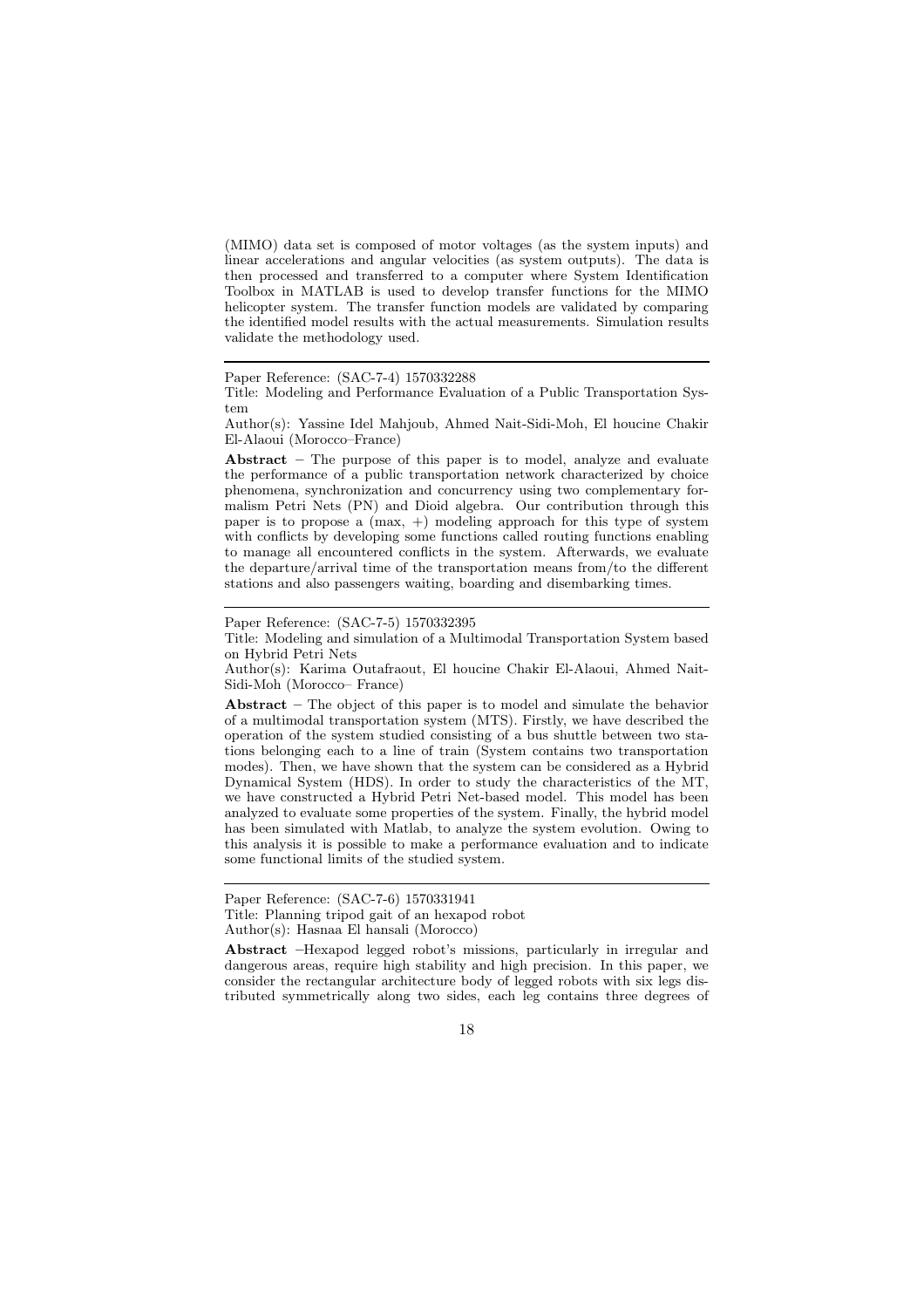(MIMO) data set is composed of motor voltages (as the system inputs) and linear accelerations and angular velocities (as system outputs). The data is then processed and transferred to a computer where System Identification Toolbox in MATLAB is used to develop transfer functions for the MIMO helicopter system. The transfer function models are validated by comparing the identified model results with the actual measurements. Simulation results validate the methodology used.

---

Paper Reference: (SAC-7-4) 1570332288

Title: Modeling and Performance Evaluation of a Public Transportation System

Author(s): Yassine Idel Mahjoub, Ahmed Nait-Sidi-Moh, El houcine Chakir El-Alaoui (Morocco–France)

**Abstract** – The purpose of this paper is to model, analyze and evaluate the performance of a public transportation network characterized by choice phenomena, synchronization and concurrency using two complementary formalism Petri Nets (PN) and Dioid algebra. Our contribution through this paper is to propose a (max, +) modeling approach for this type of system with conflicts by developing some functions called routing functions enabling to manage all encountered conflicts in the system. Afterwards, we evaluate the departure/arrival time of the transportation means from/to the different stations and also passengers waiting, boarding and disembarking times.

---

Paper Reference: (SAC-7-5) 1570332395

Title: Modeling and simulation of a Multimodal Transportation System based on Hybrid Petri Nets

Author(s): Karima Outafraout, El houcine Chakir El-Alaoui, Ahmed Nait-Sidi-Moh (Morocco– France)

**Abstract** – The object of this paper is to model and simulate the behavior of a multimodal transportation system (MTS). Firstly, we have described the operation of the system studied consisting of a bus shuttle between two stations belonging each to a line of train (System contains two transportation modes). Then, we have shown that the system can be considered as a Hybrid Dynamical System (HDS). In order to study the characteristics of the MT, we have constructed a Hybrid Petri Net-based model. This model has been analyzed to evaluate some properties of the system. Finally, the hybrid model has been simulated with Matlab, to analyze the system evolution. Owing to this analysis it is possible to make a performance evaluation and to indicate some functional limits of the studied system.

---

Paper Reference: (SAC-7-6) 1570331941

Title: Planning tripod gait of an hexapod robot

Author(s): Hasnaa El hansali (Morocco)

**Abstract** –Hexapod legged robot's missions, particularly in irregular and dangerous areas, require high stability and high precision. In this paper, we consider the rectangular architecture body of legged robots with six legs distributed symmetrically along two sides, each leg contains three degrees of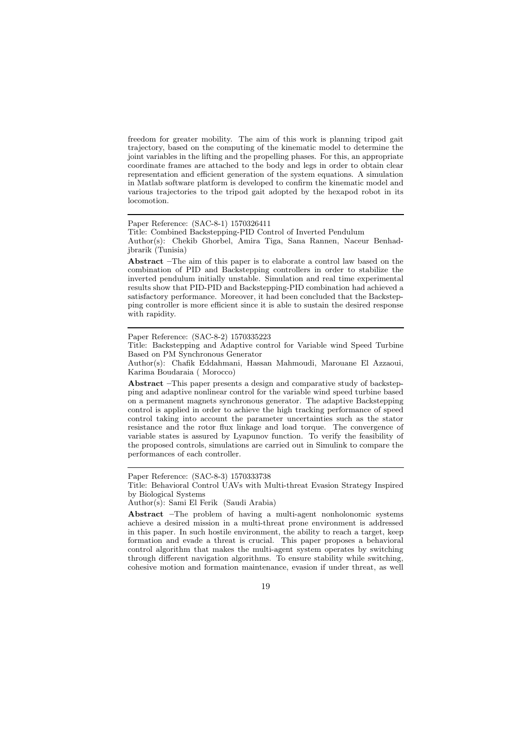freedom for greater mobility. The aim of this work is planning tripod gait trajectory, based on the computing of the kinematic model to determine the joint variables in the lifting and the propelling phases. For this, an appropriate coordinate frames are attached to the body and legs in order to obtain clear representation and efficient generation of the system equations. A simulation in Matlab software platform is developed to confirm the kinematic model and various trajectories to the tripod gait adopted by the hexapod robot in its locomotion.

---

Paper Reference: (SAC-8-1) 1570326411

Title: Combined Backstepping-PID Control of Inverted Pendulum

Author(s): Chekib Ghorbel, Amira Tiga, Sana Rannen, Naceur Benhadjbrarik (Tunisia)

**Abstract** –The aim of this paper is to elaborate a control law based on the combination of PID and Backstepping controllers in order to stabilize the inverted pendulum initially unstable. Simulation and real time experimental results show that PID-PID and Backstepping-PID combination had achieved a satisfactory performance. Moreover, it had been concluded that the Backstepping controller is more efficient since it is able to sustain the desired response with rapidity.

---

Paper Reference: (SAC-8-2) 1570335223

Title: Backstepping and Adaptive control for Variable wind Speed Turbine Based on PM Synchronous Generator

Author(s): Chafik Eddahmani, Hassan Mahmoudi, Marouane El Azzaoui, Karima Boudaraia ( Morocco)

**Abstract** –This paper presents a design and comparative study of backstepping and adaptive nonlinear control for the variable wind speed turbine based on a permanent magnets synchronous generator. The adaptive Backstepping control is applied in order to achieve the high tracking performance of speed control taking into account the parameter uncertainties such as the stator resistance and the rotor flux linkage and load torque. The convergence of variable states is assured by Lyapunov function. To verify the feasibility of the proposed controls, simulations are carried out in Simulink to compare the performances of each controller.

---

Paper Reference: (SAC-8-3) 1570333738

Title: Behavioral Control UAVs with Multi-threat Evasion Strategy Inspired by Biological Systems

Author(s): Sami El Ferik (Saudi Arabia)

**Abstract** –The problem of having a multi-agent nonholonomic systems achieve a desired mission in a multi-threat prone environment is addressed in this paper. In such hostile environment, the ability to reach a target, keep formation and evade a threat is crucial. This paper proposes a behavioral control algorithm that makes the multi-agent system operates by switching through different navigation algorithms. To ensure stability while switching, cohesive motion and formation maintenance, evasion if under threat, as well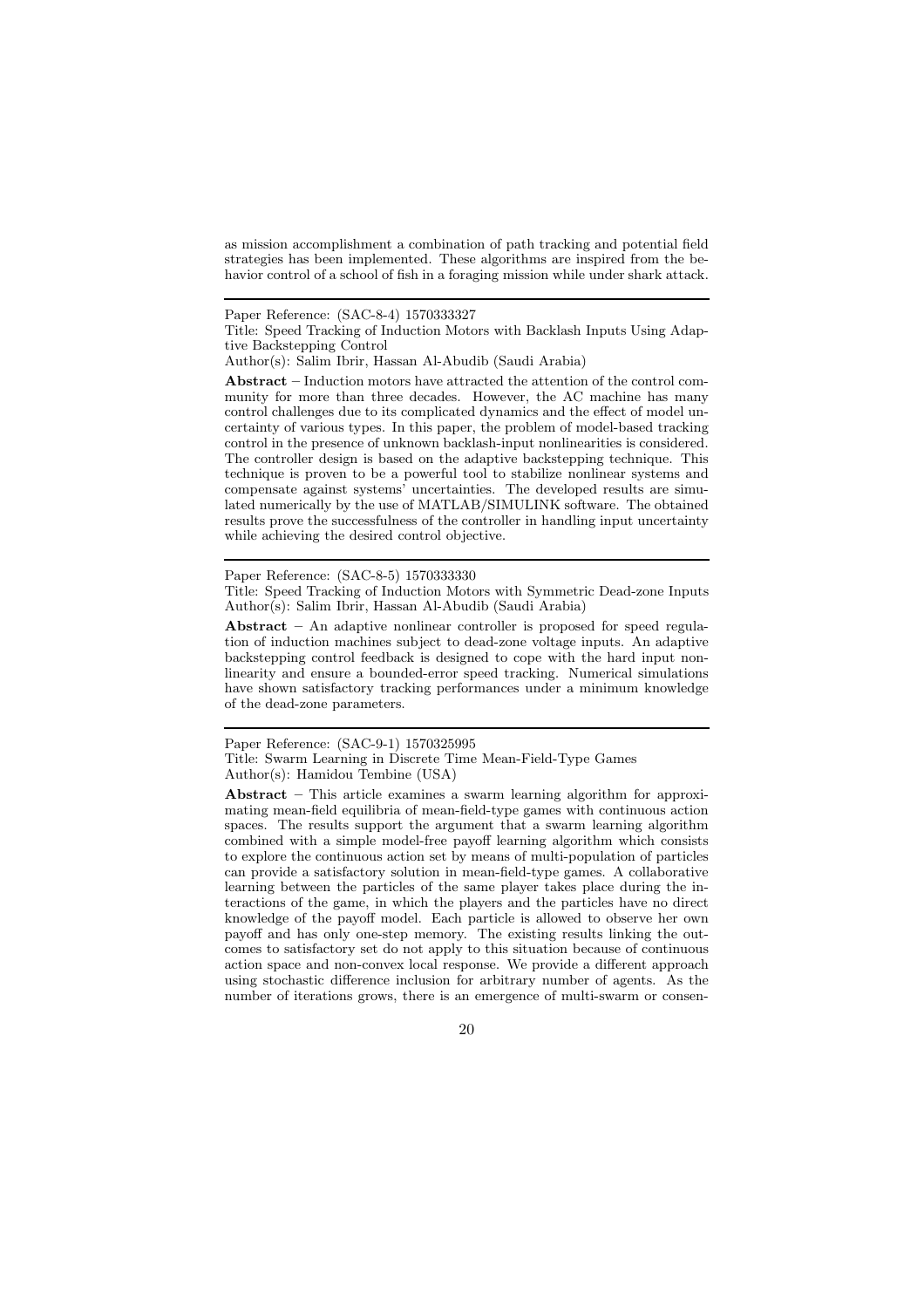as mission accomplishment a combination of path tracking and potential field strategies has been implemented. These algorithms are inspired from the behavior control of a school of fish in a foraging mission while under shark attack.

---

Paper Reference: (SAC-8-4) 1570333327

Title: Speed Tracking of Induction Motors with Backlash Inputs Using Adaptive Backstepping Control

Author(s): Salim Ibrir, Hassan Al-Abudib (Saudi Arabia)

**Abstract** – Induction motors have attracted the attention of the control community for more than three decades. However, the AC machine has many control challenges due to its complicated dynamics and the effect of model uncertainty of various types. In this paper, the problem of model-based tracking control in the presence of unknown backlash-input nonlinearities is considered. The controller design is based on the adaptive backstepping technique. This technique is proven to be a powerful tool to stabilize nonlinear systems and compensate against systems' uncertainties. The developed results are simulated numerically by the use of MATLAB/SIMULINK software. The obtained results prove the successfulness of the controller in handling input uncertainty while achieving the desired control objective.

---

Paper Reference: (SAC-8-5) 1570333330

Title: Speed Tracking of Induction Motors with Symmetric Dead-zone Inputs

Author(s): Salim Ibrir, Hassan Al-Abudib (Saudi Arabia)

**Abstract** – An adaptive nonlinear controller is proposed for speed regulation of induction machines subject to dead-zone voltage inputs. An adaptive backstepping control feedback is designed to cope with the hard input nonlinearity and ensure a bounded-error speed tracking. Numerical simulations have shown satisfactory tracking performances under a minimum knowledge of the dead-zone parameters.

---

Paper Reference: (SAC-9-1) 1570325995

Title: Swarm Learning in Discrete Time Mean-Field-Type Games

Author(s): Hamidou Tembine (USA)

**Abstract** – This article examines a swarm learning algorithm for approximating mean-field equilibria of mean-field-type games with continuous action spaces. The results support the argument that a swarm learning algorithm combined with a simple model-free payoff learning algorithm which consists to explore the continuous action set by means of multi-population of particles can provide a satisfactory solution in mean-field-type games. A collaborative learning between the particles of the same player takes place during the interactions of the game, in which the players and the particles have no direct knowledge of the payoff model. Each particle is allowed to observe her own payoff and has only one-step memory. The existing results linking the outcomes to satisfactory set do not apply to this situation because of continuous action space and non-convex local response. We provide a different approach using stochastic difference inclusion for arbitrary number of agents. As the number of iterations grows, there is an emergence of multi-swarm or consen-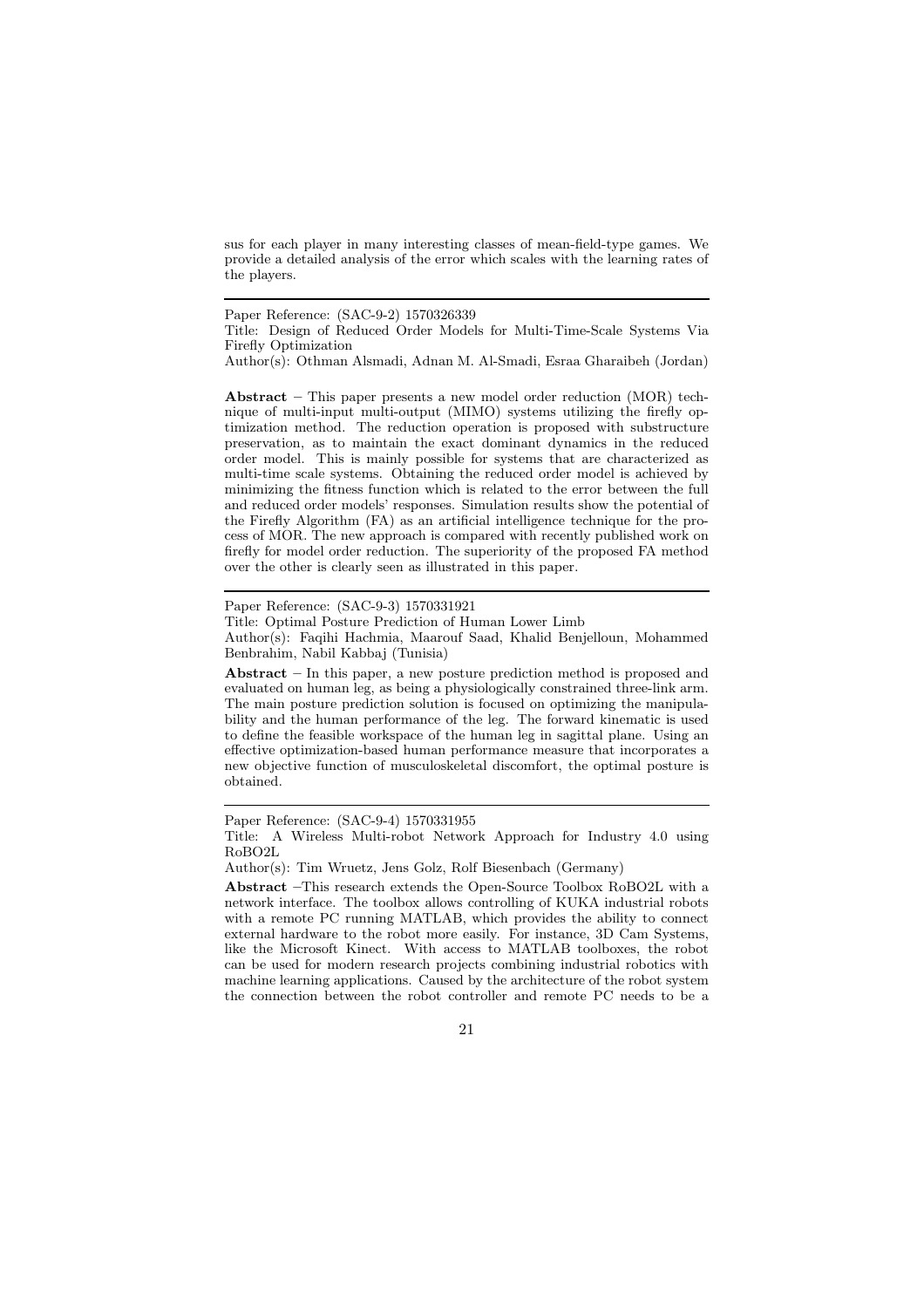sus for each player in many interesting classes of mean-field-type games. We provide a detailed analysis of the error which scales with the learning rates of the players.

---

Paper Reference: (SAC-9-2) 1570326339

Title: Design of Reduced Order Models for Multi-Time-Scale Systems Via Firefly Optimization

Author(s): Othman Alsmadi, Adnan M. Al-Smadi, Esraa Gharaibeh (Jordan)

**Abstract** – This paper presents a new model order reduction (MOR) technique of multi-input multi-output (MIMO) systems utilizing the firefly optimization method. The reduction operation is proposed with substructure preservation, as to maintain the exact dominant dynamics in the reduced order model. This is mainly possible for systems that are characterized as multi-time scale systems. Obtaining the reduced order model is achieved by minimizing the fitness function which is related to the error between the full and reduced order models' responses. Simulation results show the potential of the Firefly Algorithm (FA) as an artificial intelligence technique for the process of MOR. The new approach is compared with recently published work on firefly for model order reduction. The superiority of the proposed FA method over the other is clearly seen as illustrated in this paper.

---

Paper Reference: (SAC-9-3) 1570331921

Title: Optimal Posture Prediction of Human Lower Limb

Author(s): Faqihi Hachmia, Maarouf Saad, Khalid Benjelloun, Mohammed Benbrahim, Nabil Kabbaj (Tunisia)

**Abstract** – In this paper, a new posture prediction method is proposed and evaluated on human leg, as being a physiologically constrained three-link arm. The main posture prediction solution is focused on optimizing the manipulability and the human performance of the leg. The forward kinematic is used to define the feasible workspace of the human leg in sagittal plane. Using an effective optimization-based human performance measure that incorporates a new objective function of musculoskeletal discomfort, the optimal posture is obtained.

---

Paper Reference: (SAC-9-4) 1570331955

Title: A Wireless Multi-robot Network Approach for Industry 4.0 using RoBO2L

Author(s): Tim Wruetz, Jens Golz, Rolf Biesenbach (Germany)

**Abstract** –This research extends the Open-Source Toolbox RoBO2L with a network interface. The toolbox allows controlling of KUKA industrial robots with a remote PC running MATLAB, which provides the ability to connect external hardware to the robot more easily. For instance, 3D Cam Systems, like the Microsoft Kinect. With access to MATLAB toolboxes, the robot can be used for modern research projects combining industrial robotics with machine learning applications. Caused by the architecture of the robot system the connection between the robot controller and remote PC needs to be a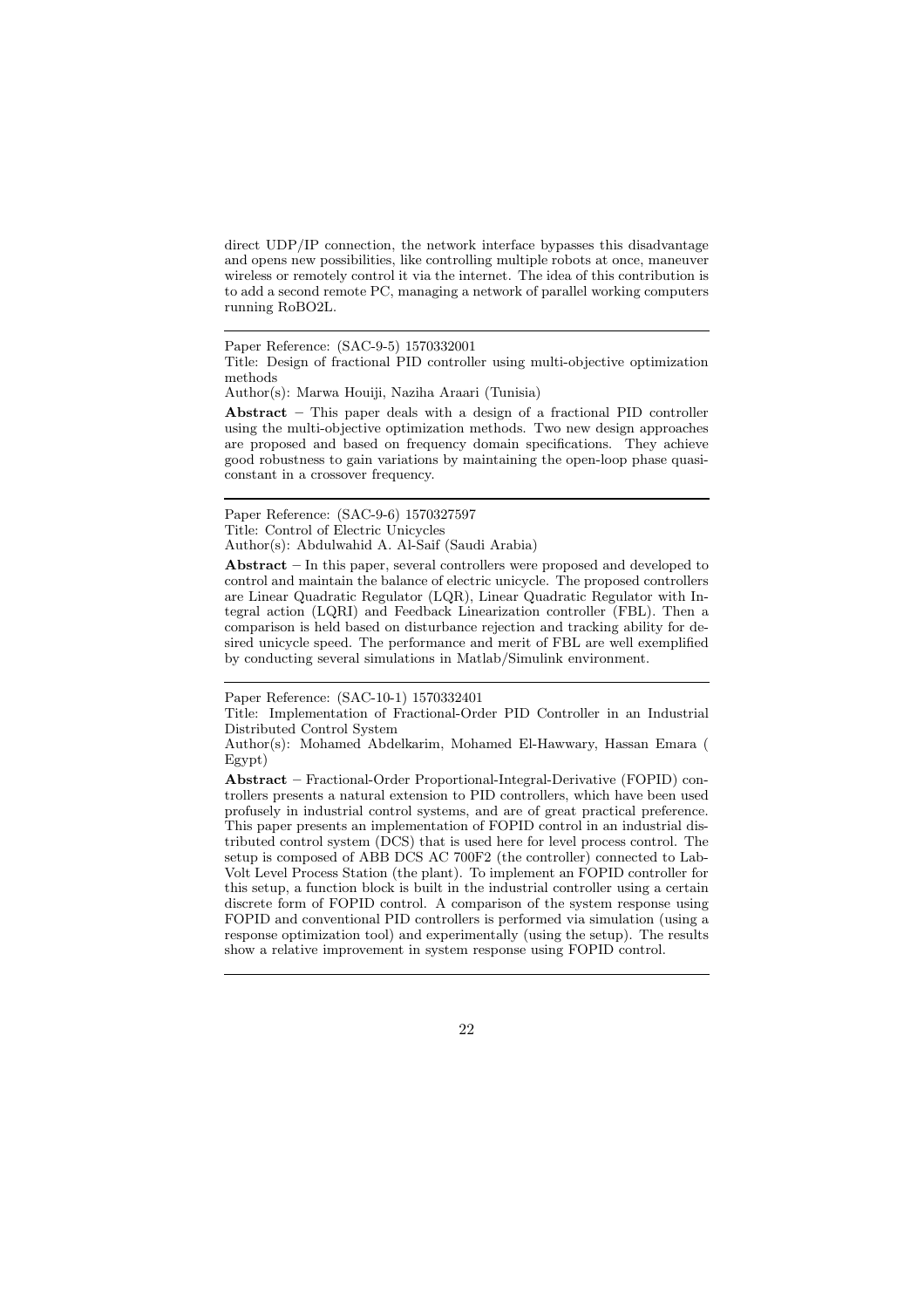direct UDP/IP connection, the network interface bypasses this disadvantage and opens new possibilities, like controlling multiple robots at once, maneuver wireless or remotely control it via the internet. The idea of this contribution is to add a second remote PC, managing a network of parallel working computers running RoBO2L.

---

Paper Reference: (SAC-9-5) 1570332001

Title: Design of fractional PID controller using multi-objective optimization methods

Author(s): Marwa Houiji, Naziha Araari (Tunisia)

**Abstract** – This paper deals with a design of a fractional PID controller using the multi-objective optimization methods. Two new design approaches are proposed and based on frequency domain specifications. They achieve good robustness to gain variations by maintaining the open-loop phase quasi-constant in a crossover frequency.

---

Paper Reference: (SAC-9-6) 1570327597

Title: Control of Electric Unicycles

Author(s): Abdulwahid A. Al-Saif (Saudi Arabia)

**Abstract** – In this paper, several controllers were proposed and developed to control and maintain the balance of electric unicycle. The proposed controllers are Linear Quadratic Regulator (LQR), Linear Quadratic Regulator with Integral action (LQRI) and Feedback Linearization controller (FBL). Then a comparison is held based on disturbance rejection and tracking ability for desired unicycle speed. The performance and merit of FBL are well exemplified by conducting several simulations in Matlab/Simulink environment.

---

Paper Reference: (SAC-10-1) 1570332401

Title: Implementation of Fractional-Order PID Controller in an Industrial Distributed Control System

Author(s): Mohamed Abdelkarim, Mohamed El-Hawwary, Hassan Emara ( Egypt)

**Abstract** – Fractional-Order Proportional-Integral-Derivative (FOPID) controllers presents a natural extension to PID controllers, which have been used profusely in industrial control systems, and are of great practical preference. This paper presents an implementation of FOPID control in an industrial distributed control system (DCS) that is used here for level process control. The setup is composed of ABB DCS AC 700F2 (the controller) connected to Lab-Volt Level Process Station (the plant). To implement an FOPID controller for this setup, a function block is built in the industrial controller using a certain discrete form of FOPID control. A comparison of the system response using FOPID and conventional PID controllers is performed via simulation (using a response optimization tool) and experimentally (using the setup). The results show a relative improvement in system response using FOPID control.

---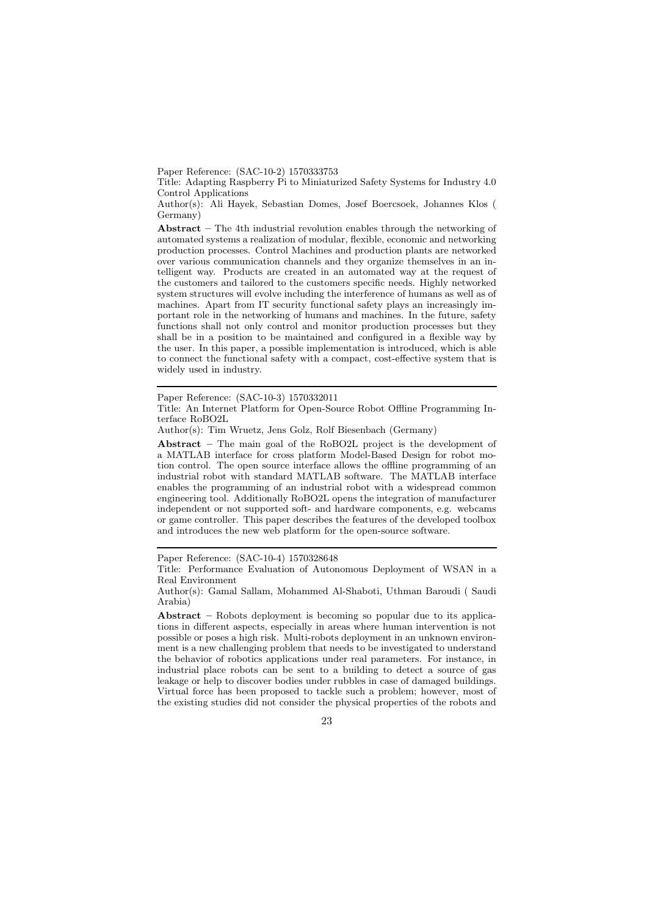Paper Reference: (SAC-10-2) 1570333753

Title: Adapting Raspberry Pi to Miniaturized Safety Systems for Industry 4.0 Control Applications

Author(s): Ali Hayek, Sebastian Domes, Josef Boercsoek, Johannes Klos ( Germany)

**Abstract** – The 4th industrial revolution enables through the networking of automated systems a realization of modular, flexible, economic and networking production processes. Control Machines and production plants are networked over various communication channels and they organize themselves in an intelligent way. Products are created in an automated way at the request of the customers and tailored to the customers specific needs. Highly networked system structures will evolve including the interference of humans as well as of machines. Apart from IT security functional safety plays an increasingly important role in the networking of humans and machines. In the future, safety functions shall not only control and monitor production processes but they shall be in a position to be maintained and configured in a flexible way by the user. In this paper, a possible implementation is introduced, which is able to connect the functional safety with a compact, cost-effective system that is widely used in industry.

---

Paper Reference: (SAC-10-3) 1570332011

Title: An Internet Platform for Open-Source Robot Offline Programming Interface RoBO2L

Author(s): Tim Wruetz, Jens Golz, Rolf Biesenbach (Germany)

**Abstract** – The main goal of the RoBO2L project is the development of a MATLAB interface for cross platform Model-Based Design for robot motion control. The open source interface allows the offline programming of an industrial robot with standard MATLAB software. The MATLAB interface enables the programming of an industrial robot with a widespread common engineering tool. Additionally RoBO2L opens the integration of manufacturer independent or not supported soft- and hardware components, e.g. webcams or game controller. This paper describes the features of the developed toolbox and introduces the new web platform for the open-source software.

---

Paper Reference: (SAC-10-4) 1570328648

Title: Performance Evaluation of Autonomous Deployment of WSAN in a Real Environment

Author(s): Gamal Sallam, Mohammed Al-Shaboti, Uthman Baroudi ( Saudi Arabia)

**Abstract** – Robots deployment is becoming so popular due to its applications in different aspects, especially in areas where human intervention is not possible or poses a high risk. Multi-robots deployment in an unknown environment is a new challenging problem that needs to be investigated to understand the behavior of robotics applications under real parameters. For instance, in industrial place robots can be sent to a building to detect a source of gas leakage or help to discover bodies under rubbles in case of damaged buildings. Virtual force has been proposed to tackle such a problem; however, most of the existing studies did not consider the physical properties of the robots and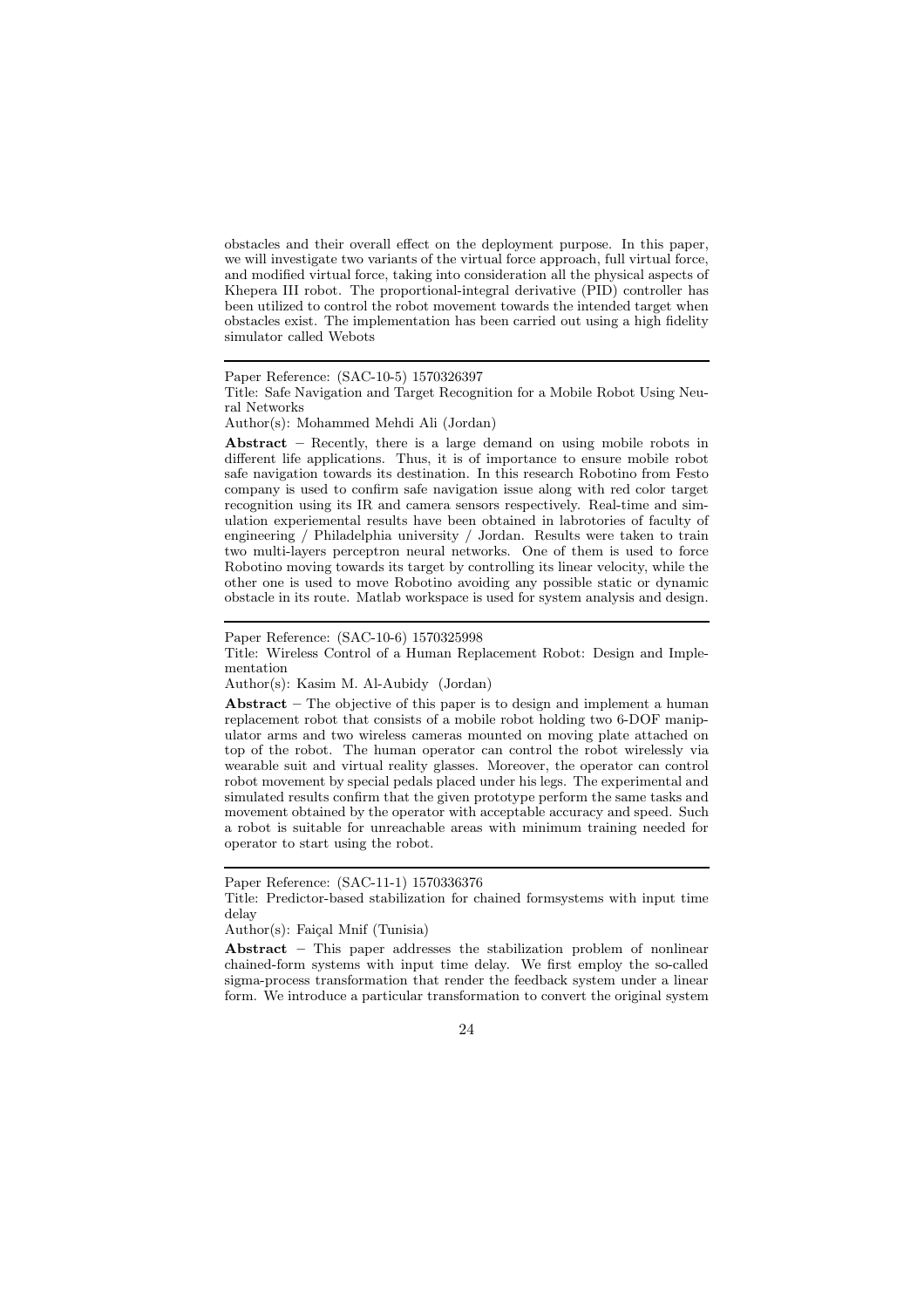obstacles and their overall effect on the deployment purpose. In this paper, we will investigate two variants of the virtual force approach, full virtual force, and modified virtual force, taking into consideration all the physical aspects of Khepera III robot. The proportional-integral derivative (PID) controller has been utilized to control the robot movement towards the intended target when obstacles exist. The implementation has been carried out using a high fidelity simulator called Webots

---

Paper Reference: (SAC-10-5) 1570326397

Title: Safe Navigation and Target Recognition for a Mobile Robot Using Neural Networks

Author(s): Mohammed Mehdi Ali (Jordan)

**Abstract** – Recently, there is a large demand on using mobile robots in different life applications. Thus, it is of importance to ensure mobile robot safe navigation towards its destination. In this research Robotino from Festo company is used to confirm safe navigation issue along with red color target recognition using its IR and camera sensors respectively. Real-time and simulation experiemental results have been obtained in labrotories of faculty of engineering / Philadelphia university / Jordan. Results were taken to train two multi-layers perceptron neural networks. One of them is used to force Robotino moving towards its target by controlling its linear velocity, while the other one is used to move Robotino avoiding any possible static or dynamic obstacle in its route. Matlab workspace is used for system analysis and design.

---

Paper Reference: (SAC-10-6) 1570325998

Title: Wireless Control of a Human Replacement Robot: Design and Implementation

Author(s): Kasim M. Al-Aubidy (Jordan)

**Abstract** – The objective of this paper is to design and implement a human replacement robot that consists of a mobile robot holding two 6-DOF manipulator arms and two wireless cameras mounted on moving plate attached on top of the robot. The human operator can control the robot wirelessly via wearable suit and virtual reality glasses. Moreover, the operator can control robot movement by special pedals placed under his legs. The experimental and simulated results confirm that the given prototype perform the same tasks and movement obtained by the operator with acceptable accuracy and speed. Such a robot is suitable for unreachable areas with minimum training needed for operator to start using the robot.

---

Paper Reference: (SAC-11-1) 1570336376

Title: Predictor-based stabilization for chained formsystems with input time delay

Author(s): Faiçal Mnif (Tunisia)

**Abstract** – This paper addresses the stabilization problem of nonlinear chained-form systems with input time delay. We first employ the so-called sigma-process transformation that render the feedback system under a linear form. We introduce a particular transformation to convert the original system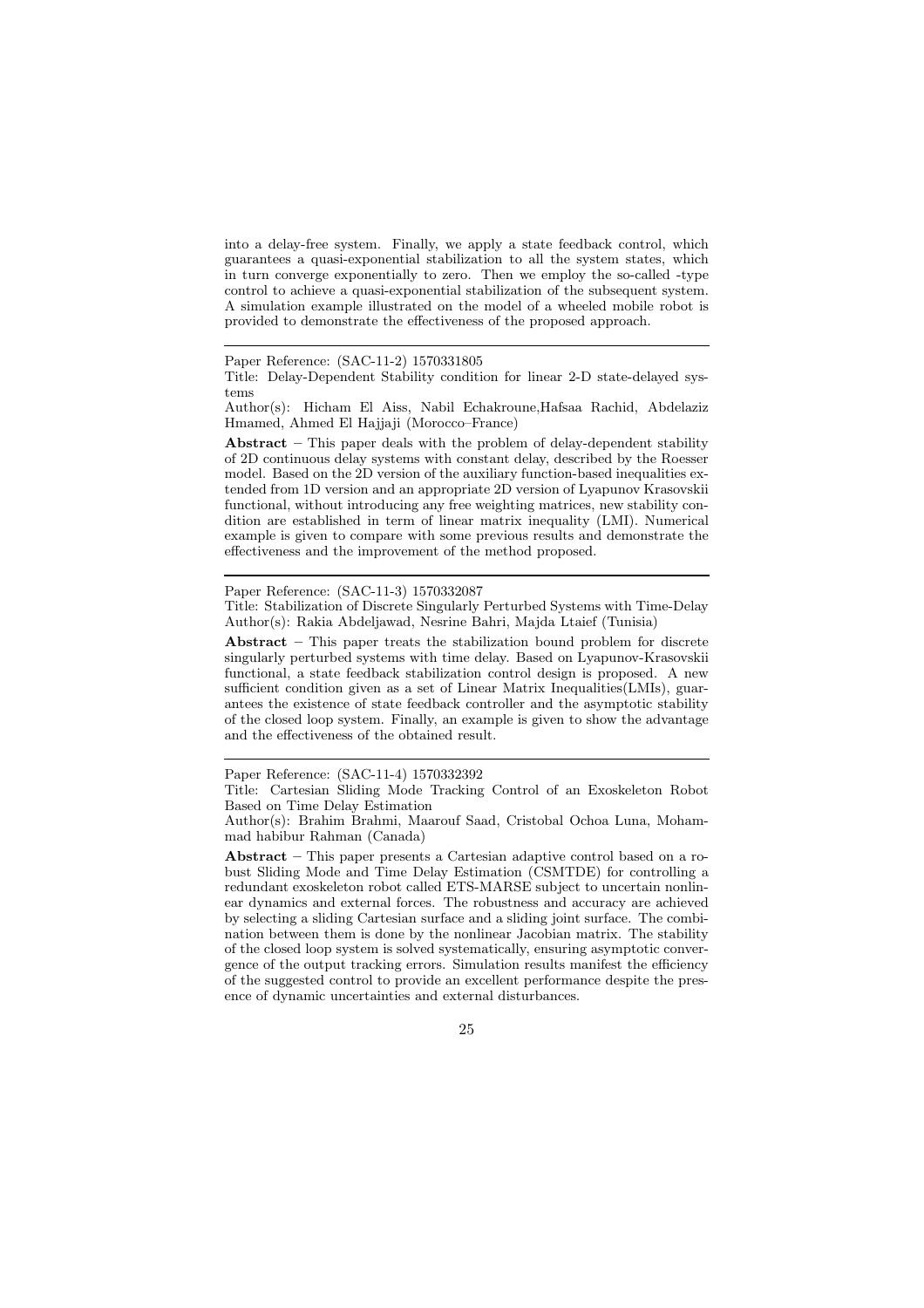into a delay-free system. Finally, we apply a state feedback control, which guarantees a quasi-exponential stabilization to all the system states, which in turn converge exponentially to zero. Then we employ the so-called -type control to achieve a quasi-exponential stabilization of the subsequent system. A simulation example illustrated on the model of a wheeled mobile robot is provided to demonstrate the effectiveness of the proposed approach.

---

Paper Reference: (SAC-11-2) 1570331805

Title: Delay-Dependent Stability condition for linear 2-D state-delayed systems

Author(s): Hicham El Aiss, Nabil Echakroune,Hafsaa Rachid, Abdelaziz Hmamed, Ahmed El Hajjaji (Morocco–France)

**Abstract** – This paper deals with the problem of delay-dependent stability of 2D continuous delay systems with constant delay, described by the Roesser model. Based on the 2D version of the auxiliary function-based inequalities extended from 1D version and an appropriate 2D version of Lyapunov Krasovskii functional, without introducing any free weighting matrices, new stability condition are established in term of linear matrix inequality (LMI). Numerical example is given to compare with some previous results and demonstrate the effectiveness and the improvement of the method proposed.

---

Paper Reference: (SAC-11-3) 1570332087

Title: Stabilization of Discrete Singularly Perturbed Systems with Time-Delay

Author(s): Rakia Abdeljawad, Nesrine Bahri, Majda Ltaief (Tunisia)

**Abstract** – This paper treats the stabilization bound problem for discrete singularly perturbed systems with time delay. Based on Lyapunov-Krasovskii functional, a state feedback stabilization control design is proposed. A new sufficient condition given as a set of Linear Matrix Inequalities(LMIs), guarantees the existence of state feedback controller and the asymptotic stability of the closed loop system. Finally, an example is given to show the advantage and the effectiveness of the obtained result.

---

Paper Reference: (SAC-11-4) 1570332392

Title: Cartesian Sliding Mode Tracking Control of an Exoskeleton Robot Based on Time Delay Estimation

Author(s): Brahim Brahmi, Maarouf Saad, Cristobal Ochoa Luna, Mohammad habibur Rahman (Canada)

**Abstract** – This paper presents a Cartesian adaptive control based on a robust Sliding Mode and Time Delay Estimation (CSMTDE) for controlling a redundant exoskeleton robot called ETS-MARSE subject to uncertain nonlinear dynamics and external forces. The robustness and accuracy are achieved by selecting a sliding Cartesian surface and a sliding joint surface. The combination between them is done by the nonlinear Jacobian matrix. The stability of the closed loop system is solved systematically, ensuring asymptotic convergence of the output tracking errors. Simulation results manifest the efficiency of the suggested control to provide an excellent performance despite the presence of dynamic uncertainties and external disturbances.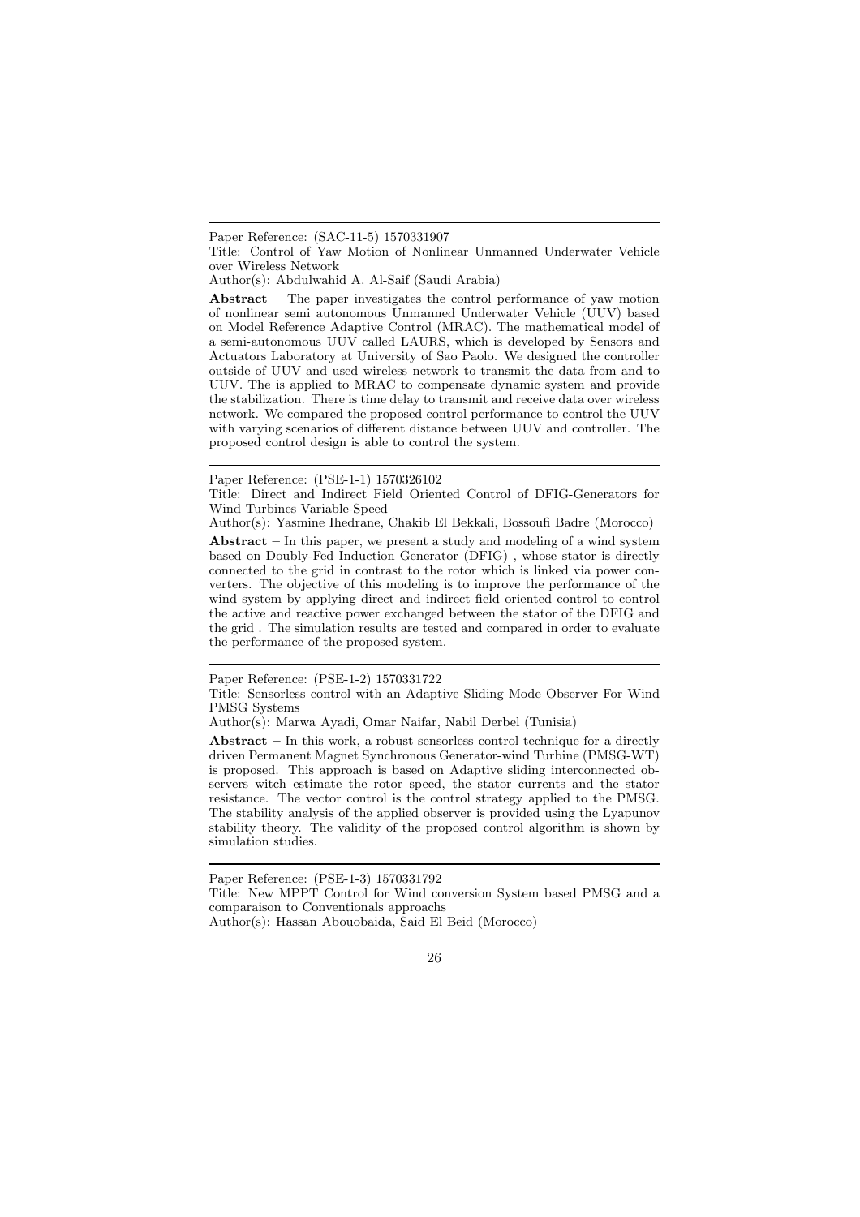---

Paper Reference: (SAC-11-5) 1570331907

Title: Control of Yaw Motion of Nonlinear Unmanned Underwater Vehicle over Wireless Network

Author(s): Abdulwahid A. Al-Saif (Saudi Arabia)

**Abstract** – The paper investigates the control performance of yaw motion of nonlinear semi autonomous Unmanned Underwater Vehicle (UUV) based on Model Reference Adaptive Control (MRAC). The mathematical model of a semi-autonomous UUV called LAURS, which is developed by Sensors and Actuators Laboratory at University of Sao Paolo. We designed the controller outside of UUV and used wireless network to transmit the data from and to UUV. The is applied to MRAC to compensate dynamic system and provide the stabilization. There is time delay to transmit and receive data over wireless network. We compared the proposed control performance to control the UUV with varying scenarios of different distance between UUV and controller. The proposed control design is able to control the system.

---

Paper Reference: (PSE-1-1) 1570326102

Title: Direct and Indirect Field Oriented Control of DFIG-Generators for Wind Turbines Variable-Speed

Author(s): Yasmine Ihedrane, Chakib El Bekkali, Bossoufi Badre (Morocco)

**Abstract** – In this paper, we present a study and modeling of a wind system based on Doubly-Fed Induction Generator (DFIG) , whose stator is directly connected to the grid in contrast to the rotor which is linked via power converters. The objective of this modeling is to improve the performance of the wind system by applying direct and indirect field oriented control to control the active and reactive power exchanged between the stator of the DFIG and the grid . The simulation results are tested and compared in order to evaluate the performance of the proposed system.

---

Paper Reference: (PSE-1-2) 1570331722

Title: Sensorless control with an Adaptive Sliding Mode Observer For Wind PMSG Systems

Author(s): Marwa Ayadi, Omar Naifar, Nabil Derbel (Tunisia)

**Abstract** – In this work, a robust sensorless control technique for a directly driven Permanent Magnet Synchronous Generator-wind Turbine (PMSG-WT) is proposed. This approach is based on Adaptive sliding interconnected observers witch estimate the rotor speed, the stator currents and the stator resistance. The vector control is the control strategy applied to the PMSG. The stability analysis of the applied observer is provided using the Lyapunov stability theory. The validity of the proposed control algorithm is shown by simulation studies.

---

Paper Reference: (PSE-1-3) 1570331792

Title: New MPPT Control for Wind conversion System based PMSG and a comparaison to Conventionals approachs

Author(s): Hassan Abouobaida, Said El Beid (Morocco)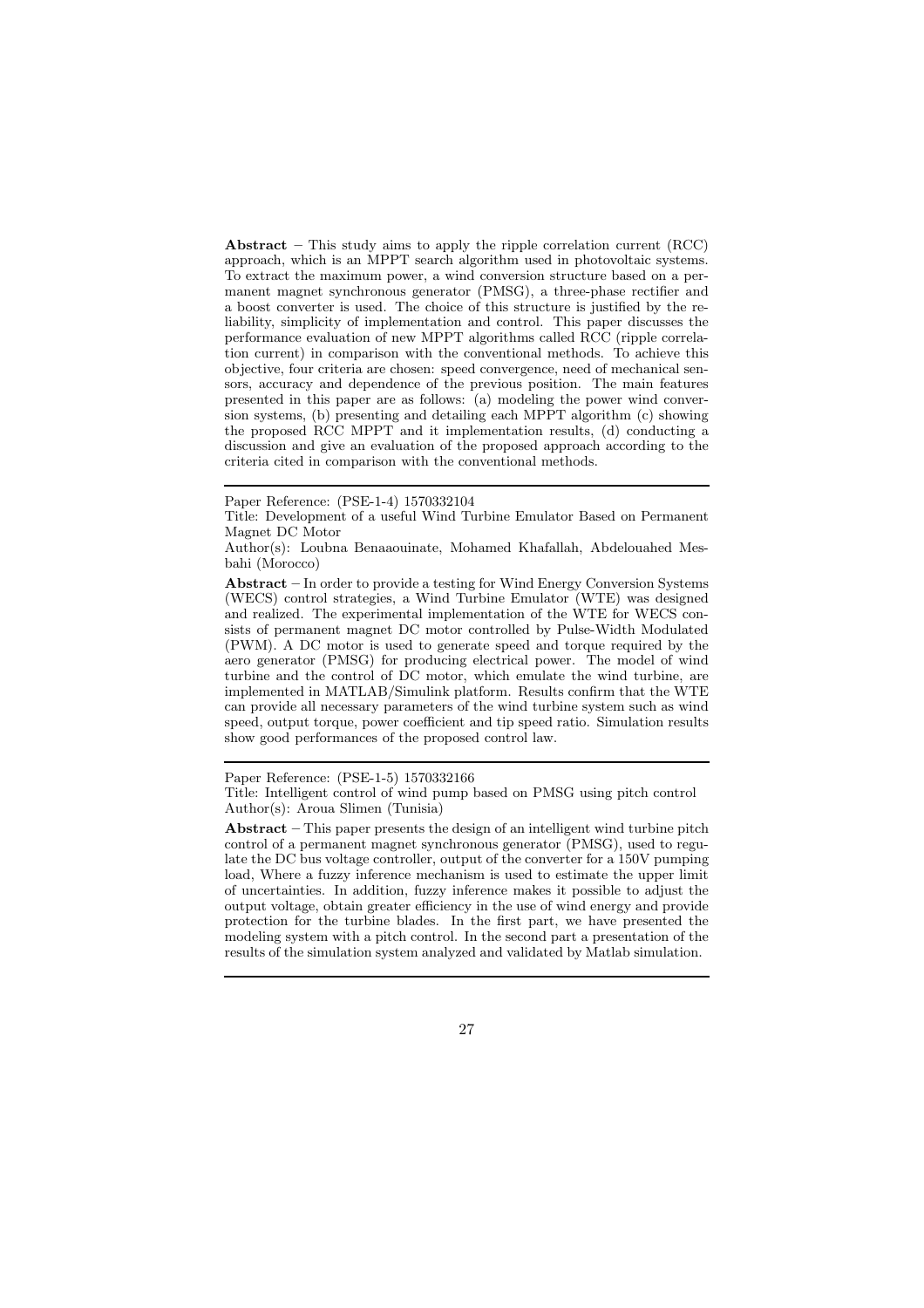**Abstract** – This study aims to apply the ripple correlation current (RCC) approach, which is an MPPT search algorithm used in photovoltaic systems. To extract the maximum power, a wind conversion structure based on a permanent magnet synchronous generator (PMSG), a three-phase rectifier and a boost converter is used. The choice of this structure is justified by the reliability, simplicity of implementation and control. This paper discusses the performance evaluation of new MPPT algorithms called RCC (ripple correlation current) in comparison with the conventional methods. To achieve this objective, four criteria are chosen: speed convergence, need of mechanical sensors, accuracy and dependence of the previous position. The main features presented in this paper are as follows: (a) modeling the power wind conversion systems, (b) presenting and detailing each MPPT algorithm (c) showing the proposed RCC MPPT and it implementation results, (d) conducting a discussion and give an evaluation of the proposed approach according to the criteria cited in comparison with the conventional methods.

---

Paper Reference: (PSE-1-4) 1570332104

Title: Development of a useful Wind Turbine Emulator Based on Permanent Magnet DC Motor

Author(s): Loubna Benaaouinate, Mohamed Khafallah, Abdelouahed Mesbahi (Morocco)

**Abstract** – In order to provide a testing for Wind Energy Conversion Systems (WECS) control strategies, a Wind Turbine Emulator (WTE) was designed and realized. The experimental implementation of the WTE for WECS consists of permanent magnet DC motor controlled by Pulse-Width Modulated (PWM). A DC motor is used to generate speed and torque required by the aero generator (PMSG) for producing electrical power. The model of wind turbine and the control of DC motor, which emulate the wind turbine, are implemented in MATLAB/Simulink platform. Results confirm that the WTE can provide all necessary parameters of the wind turbine system such as wind speed, output torque, power coefficient and tip speed ratio. Simulation results show good performances of the proposed control law.

---

Paper Reference: (PSE-1-5) 1570332166

Title: Intelligent control of wind pump based on PMSG using pitch control

Author(s): Aroua Slimen (Tunisia)

**Abstract** – This paper presents the design of an intelligent wind turbine pitch control of a permanent magnet synchronous generator (PMSG), used to regulate the DC bus voltage controller, output of the converter for a 150V pumping load, Where a fuzzy inference mechanism is used to estimate the upper limit of uncertainties. In addition, fuzzy inference makes it possible to adjust the output voltage, obtain greater efficiency in the use of wind energy and provide protection for the turbine blades. In the first part, we have presented the modeling system with a pitch control. In the second part a presentation of the results of the simulation system analyzed and validated by Matlab simulation.

---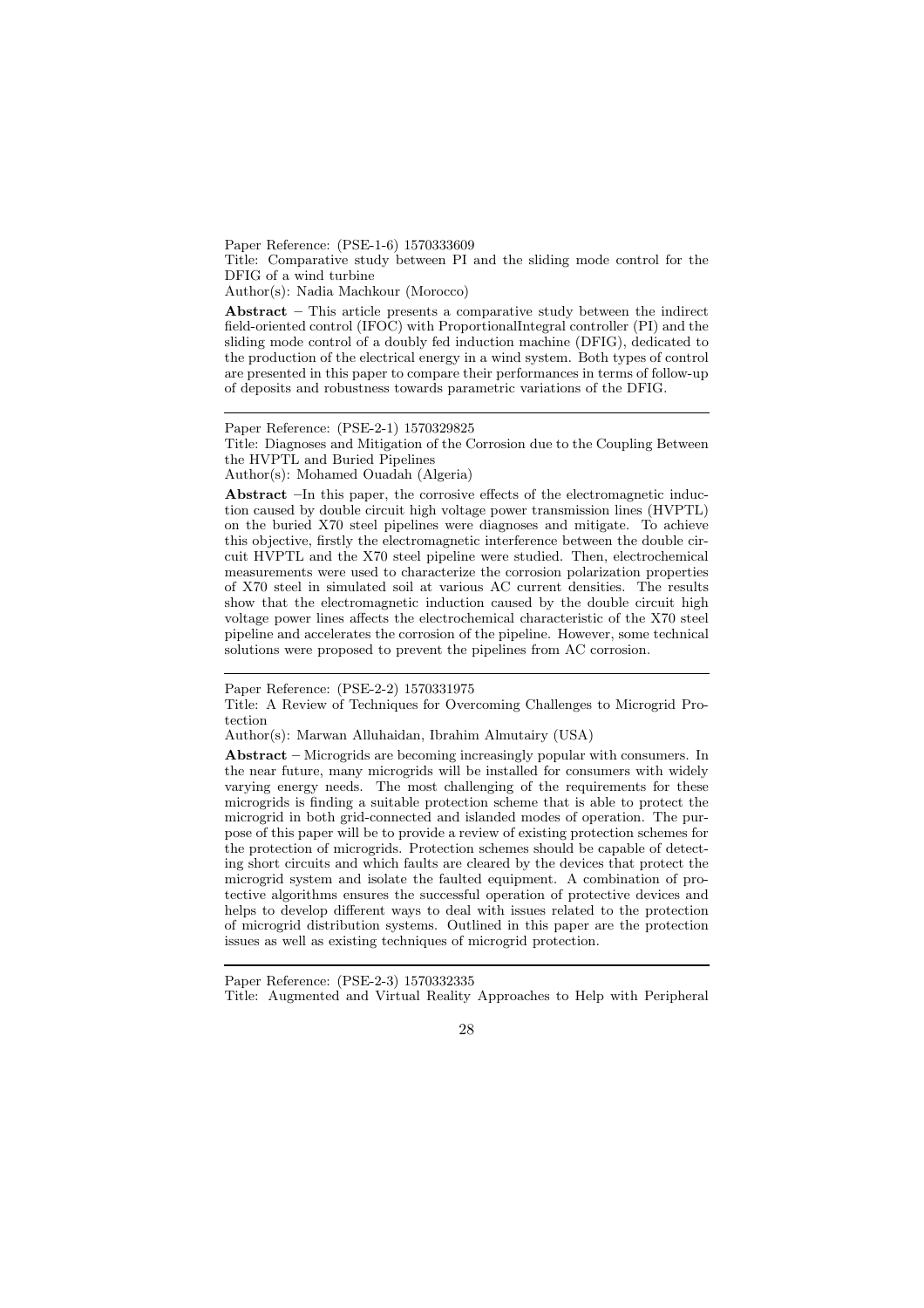Paper Reference: (PSE-1-6) 1570333609

Title: Comparative study between PI and the sliding mode control for the DFIG of a wind turbine

Author(s): Nadia Machkour (Morocco)

**Abstract** – This article presents a comparative study between the indirect field-oriented control (IFOC) with ProportionalIntegral controller (PI) and the sliding mode control of a doubly fed induction machine (DFIG), dedicated to the production of the electrical energy in a wind system. Both types of control are presented in this paper to compare their performances in terms of follow-up of deposits and robustness towards parametric variations of the DFIG.

---

Paper Reference: (PSE-2-1) 1570329825

Title: Diagnoses and Mitigation of the Corrosion due to the Coupling Between the HVPTL and Buried Pipelines

Author(s): Mohamed Ouadah (Algeria)

**Abstract** –In this paper, the corrosive effects of the electromagnetic induction caused by double circuit high voltage power transmission lines (HVPTL) on the buried X70 steel pipelines were diagnoses and mitigate. To achieve this objective, firstly the electromagnetic interference between the double circuit HVPTL and the X70 steel pipeline were studied. Then, electrochemical measurements were used to characterize the corrosion polarization properties of X70 steel in simulated soil at various AC current densities. The results show that the electromagnetic induction caused by the double circuit high voltage power lines affects the electrochemical characteristic of the X70 steel pipeline and accelerates the corrosion of the pipeline. However, some technical solutions were proposed to prevent the pipelines from AC corrosion.

---

Paper Reference: (PSE-2-2) 1570331975

Title: A Review of Techniques for Overcoming Challenges to Microgrid Protection

Author(s): Marwan Alluhaidan, Ibrahim Almutairy (USA)

**Abstract** – Microgrids are becoming increasingly popular with consumers. In the near future, many microgrids will be installed for consumers with widely varying energy needs. The most challenging of the requirements for these microgrids is finding a suitable protection scheme that is able to protect the microgrid in both grid-connected and islanded modes of operation. The purpose of this paper will be to provide a review of existing protection schemes for the protection of microgrids. Protection schemes should be capable of detecting short circuits and which faults are cleared by the devices that protect the microgrid system and isolate the faulted equipment. A combination of protective algorithms ensures the successful operation of protective devices and helps to develop different ways to deal with issues related to the protection of microgrid distribution systems. Outlined in this paper are the protection issues as well as existing techniques of microgrid protection.

---

Paper Reference: (PSE-2-3) 1570332335

Title: Augmented and Virtual Reality Approaches to Help with Peripheral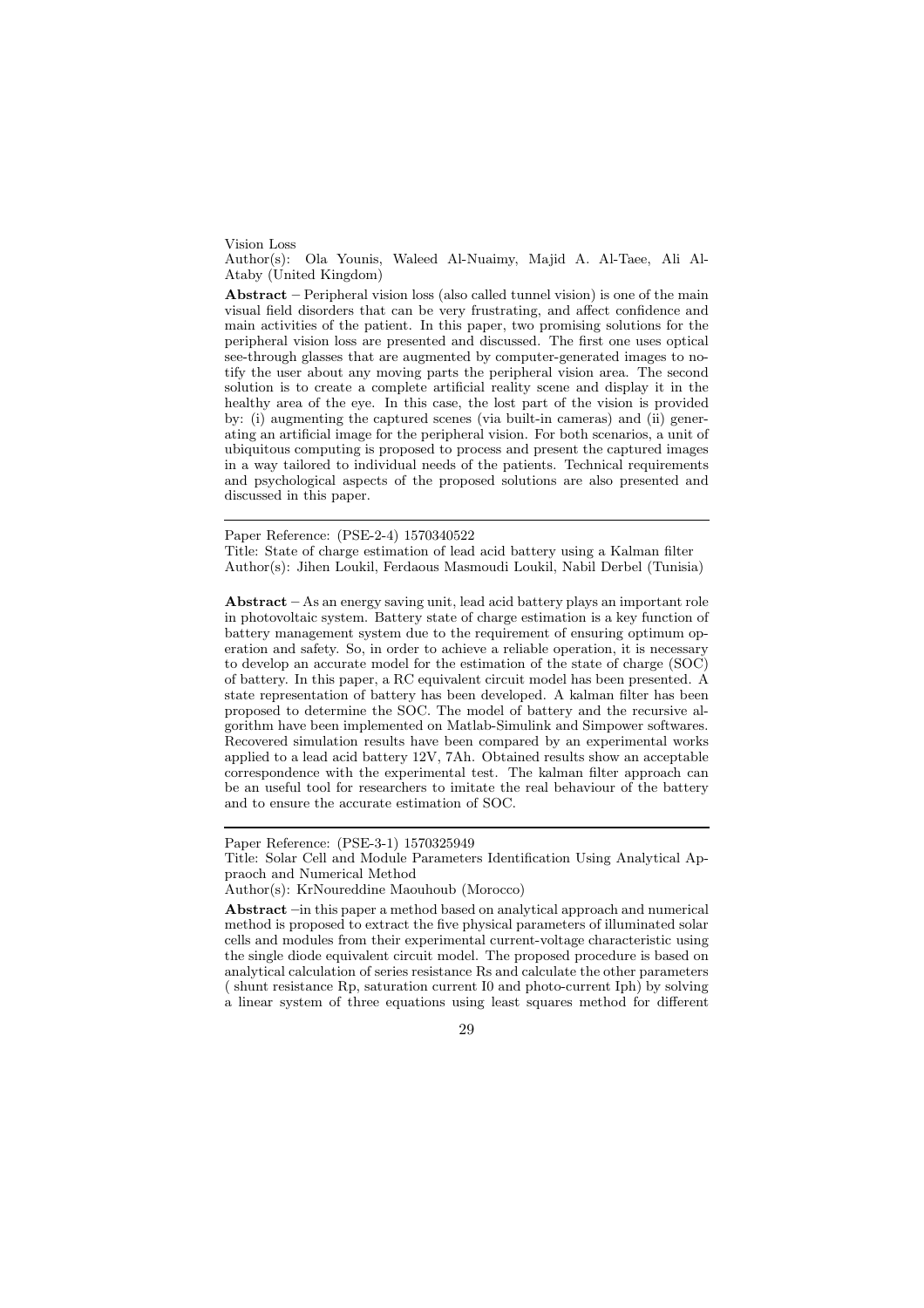Vision Loss
Author(s): Ola Younis, Waleed Al-Nuaimy, Majid A. Al-Taee, Ali Al-Ataby (United Kingdom)

**Abstract** – Peripheral vision loss (also called tunnel vision) is one of the main visual field disorders that can be very frustrating, and affect confidence and main activities of the patient. In this paper, two promising solutions for the peripheral vision loss are presented and discussed. The first one uses optical see-through glasses that are augmented by computer-generated images to notify the user about any moving parts the peripheral vision area. The second solution is to create a complete artificial reality scene and display it in the healthy area of the eye. In this case, the lost part of the vision is provided by: (i) augmenting the captured scenes (via built-in cameras) and (ii) generating an artificial image for the peripheral vision. For both scenarios, a unit of ubiquitous computing is proposed to process and present the captured images in a way tailored to individual needs of the patients. Technical requirements and psychological aspects of the proposed solutions are also presented and discussed in this paper.

---

Paper Reference: (PSE-2-4) 1570340522
Title: State of charge estimation of lead acid battery using a Kalman filter
Author(s): Jihen Loukil, Ferdaous Masmoudi Loukil, Nabil Derbel (Tunisia)

**Abstract** – As an energy saving unit, lead acid battery plays an important role in photovoltaic system. Battery state of charge estimation is a key function of battery management system due to the requirement of ensuring optimum operation and safety. So, in order to achieve a reliable operation, it is necessary to develop an accurate model for the estimation of the state of charge (SOC) of battery. In this paper, a RC equivalent circuit model has been presented. A state representation of battery has been developed. A kalman filter has been proposed to determine the SOC. The model of battery and the recursive algorithm have been implemented on Matlab-Simulink and Simpower softwares. Recovered simulation results have been compared by an experimental works applied to a lead acid battery 12V, 7Ah. Obtained results show an acceptable correspondence with the experimental test. The kalman filter approach can be an useful tool for researchers to imitate the real behaviour of the battery and to ensure the accurate estimation of SOC.

---

Paper Reference: (PSE-3-1) 1570325949
Title: Solar Cell and Module Parameters Identification Using Analytical Appraoch and Numerical Method
Author(s): KrNoureddine Maouhoub (Morocco)

**Abstract** –in this paper a method based on analytical approach and numerical method is proposed to extract the five physical parameters of illuminated solar cells and modules from their experimental current-voltage characteristic using the single diode equivalent circuit model. The proposed procedure is based on analytical calculation of series resistance Rs and calculate the other parameters ( shunt resistance Rp, saturation current I0 and photo-current Iph) by solving a linear system of three equations using least squares method for different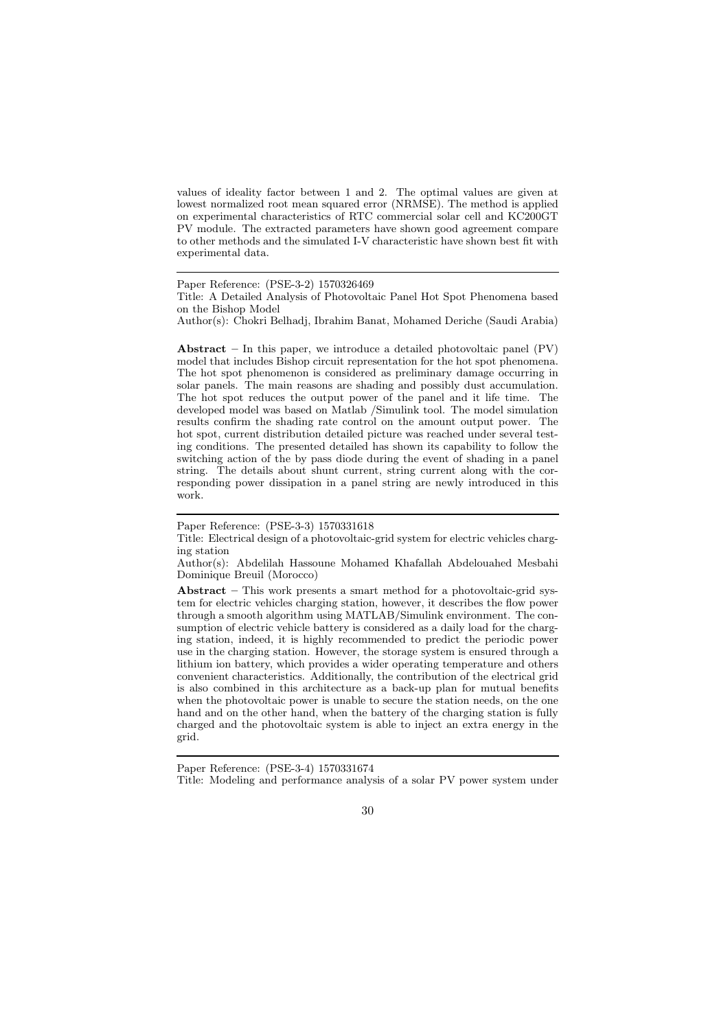values of ideality factor between 1 and 2. The optimal values are given at lowest normalized root mean squared error (NRMSE). The method is applied on experimental characteristics of RTC commercial solar cell and KC200GT PV module. The extracted parameters have shown good agreement compare to other methods and the simulated I-V characteristic have shown best fit with experimental data.

---

Paper Reference: (PSE-3-2) 1570326469

Title: A Detailed Analysis of Photovoltaic Panel Hot Spot Phenomena based on the Bishop Model

Author(s): Chokri Belhadj, Ibrahim Banat, Mohamed Deriche (Saudi Arabia)

**Abstract** – In this paper, we introduce a detailed photovoltaic panel (PV) model that includes Bishop circuit representation for the hot spot phenomena. The hot spot phenomenon is considered as preliminary damage occurring in solar panels. The main reasons are shading and possibly dust accumulation. The hot spot reduces the output power of the panel and it life time. The developed model was based on Matlab /Simulink tool. The model simulation results confirm the shading rate control on the amount output power. The hot spot, current distribution detailed picture was reached under several testing conditions. The presented detailed has shown its capability to follow the switching action of the by pass diode during the event of shading in a panel string. The details about shunt current, string current along with the corresponding power dissipation in a panel string are newly introduced in this work.

---

Paper Reference: (PSE-3-3) 1570331618

Title: Electrical design of a photovoltaic-grid system for electric vehicles charging station

Author(s): Abdelilah Hassoune Mohamed Khafallah Abdelouahed Mesbahi Dominique Breuil (Morocco)

**Abstract** – This work presents a smart method for a photovoltaic-grid system for electric vehicles charging station, however, it describes the flow power through a smooth algorithm using MATLAB/Simulink environment. The consumption of electric vehicle battery is considered as a daily load for the charging station, indeed, it is highly recommended to predict the periodic power use in the charging station. However, the storage system is ensured through a lithium ion battery, which provides a wider operating temperature and others convenient characteristics. Additionally, the contribution of the electrical grid is also combined in this architecture as a back-up plan for mutual benefits when the photovoltaic power is unable to secure the station needs, on the one hand and on the other hand, when the battery of the charging station is fully charged and the photovoltaic system is able to inject an extra energy in the grid.

---

Paper Reference: (PSE-3-4) 1570331674

Title: Modeling and performance analysis of a solar PV power system under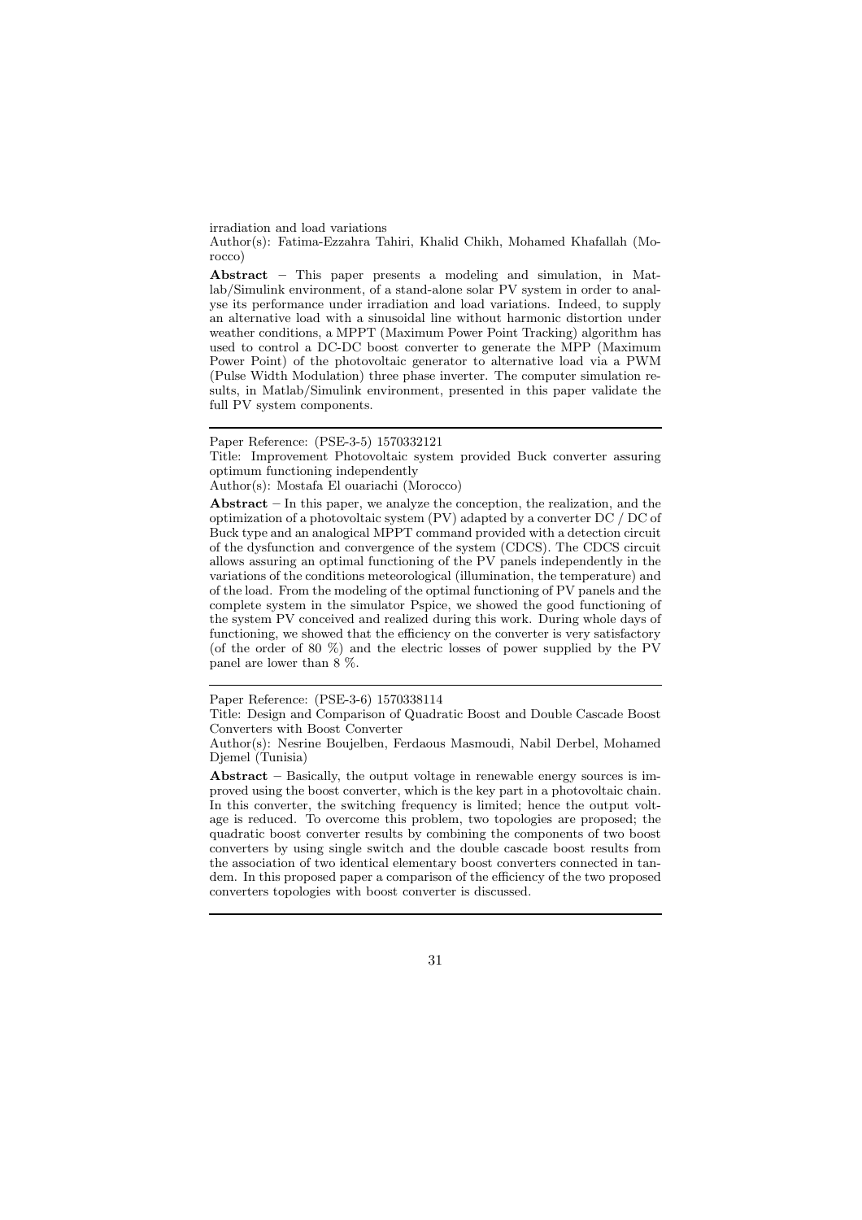irradiation and load variations

Author(s): Fatima-Ezzahra Tahiri, Khalid Chikh, Mohamed Khafallah (Morocco)

**Abstract** – This paper presents a modeling and simulation, in Matlab/Simulink environment, of a stand-alone solar PV system in order to analyse its performance under irradiation and load variations. Indeed, to supply an alternative load with a sinusoidal line without harmonic distortion under weather conditions, a MPPT (Maximum Power Point Tracking) algorithm has used to control a DC-DC boost converter to generate the MPP (Maximum Power Point) of the photovoltaic generator to alternative load via a PWM (Pulse Width Modulation) three phase inverter. The computer simulation results, in Matlab/Simulink environment, presented in this paper validate the full PV system components.

---

Paper Reference: (PSE-3-5) 1570332121

Title: Improvement Photovoltaic system provided Buck converter assuring optimum functioning independently

Author(s): Mostafa El ouariachi (Morocco)

**Abstract** – In this paper, we analyze the conception, the realization, and the optimization of a photovoltaic system (PV) adapted by a converter DC / DC of Buck type and an analogical MPPT command provided with a detection circuit of the dysfunction and convergence of the system (CDCS). The CDCS circuit allows assuring an optimal functioning of the PV panels independently in the variations of the conditions meteorological (illumination, the temperature) and of the load. From the modeling of the optimal functioning of PV panels and the complete system in the simulator Pspice, we showed the good functioning of the system PV conceived and realized during this work. During whole days of functioning, we showed that the efficiency on the converter is very satisfactory (of the order of 80 %) and the electric losses of power supplied by the PV panel are lower than 8 %.

---

Paper Reference: (PSE-3-6) 1570338114

Title: Design and Comparison of Quadratic Boost and Double Cascade Boost Converters with Boost Converter

Author(s): Nesrine Boujelben, Ferdaous Masmoudi, Nabil Derbel, Mohamed Djemel (Tunisia)

**Abstract** – Basically, the output voltage in renewable energy sources is improved using the boost converter, which is the key part in a photovoltaic chain. In this converter, the switching frequency is limited; hence the output voltage is reduced. To overcome this problem, two topologies are proposed; the quadratic boost converter results by combining the components of two boost converters by using single switch and the double cascade boost results from the association of two identical elementary boost converters connected in tandem. In this proposed paper a comparison of the efficiency of the two proposed converters topologies with boost converter is discussed.

---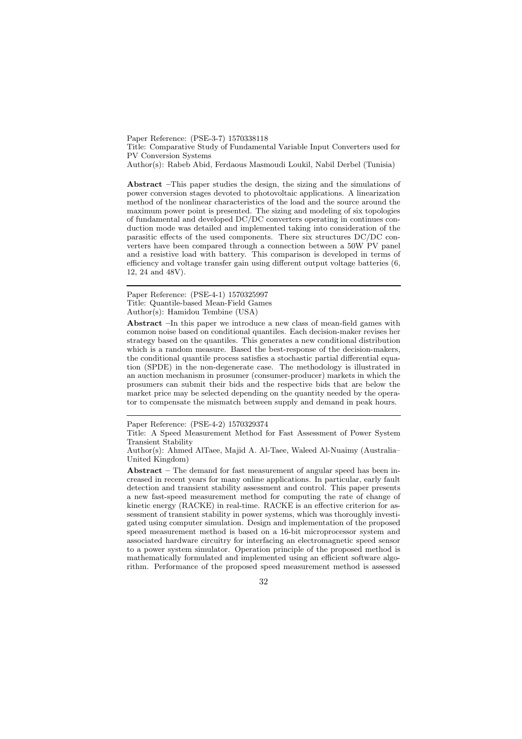Paper Reference: (PSE-3-7) 1570338118
Title: Comparative Study of Fundamental Variable Input Converters used for PV Conversion Systems
Author(s): Rabeb Abid, Ferdaous Masmoudi Loukil, Nabil Derbel (Tunisia)

**Abstract** –This paper studies the design, the sizing and the simulations of power conversion stages devoted to photovoltaic applications. A linearization method of the nonlinear characteristics of the load and the source around the maximum power point is presented. The sizing and modeling of six topologies of fundamental and developed DC/DC converters operating in continues conduction mode was detailed and implemented taking into consideration of the parasitic effects of the used components. There six structures DC/DC converters have been compared through a connection between a 50W PV panel and a resistive load with battery. This comparison is developed in terms of efficiency and voltage transfer gain using different output voltage batteries (6, 12, 24 and 48V).

---

Paper Reference: (PSE-4-1) 1570325997
Title: Quantile-based Mean-Field Games
Author(s): Hamidou Tembine (USA)

**Abstract** –In this paper we introduce a new class of mean-field games with common noise based on conditional quantiles. Each decision-maker revises her strategy based on the quantiles. This generates a new conditional distribution which is a random measure. Based the best-response of the decision-makers, the conditional quantile process satisfies a stochastic partial differential equation (SPDE) in the non-degenerate case. The methodology is illustrated in an auction mechanism in prosumer (consumer-producer) markets in which the prosumers can submit their bids and the respective bids that are below the market price may be selected depending on the quantity needed by the operator to compensate the mismatch between supply and demand in peak hours.

---

Paper Reference: (PSE-4-2) 1570329374
Title: A Speed Measurement Method for Fast Assessment of Power System Transient Stability
Author(s): Ahmed AlTaee, Majid A. Al-Taee, Waleed Al-Nuaimy (Australia–United Kingdom)

**Abstract** – The demand for fast measurement of angular speed has been increased in recent years for many online applications. In particular, early fault detection and transient stability assessment and control. This paper presents a new fast-speed measurement method for computing the rate of change of kinetic energy (RACKE) in real-time. RACKE is an effective criterion for assessment of transient stability in power systems, which was thoroughly investigated using computer simulation. Design and implementation of the proposed speed measurement method is based on a 16-bit microprocessor system and associated hardware circuitry for interfacing an electromagnetic speed sensor to a power system simulator. Operation principle of the proposed method is mathematically formulated and implemented using an efficient software algorithm. Performance of the proposed speed measurement method is assessed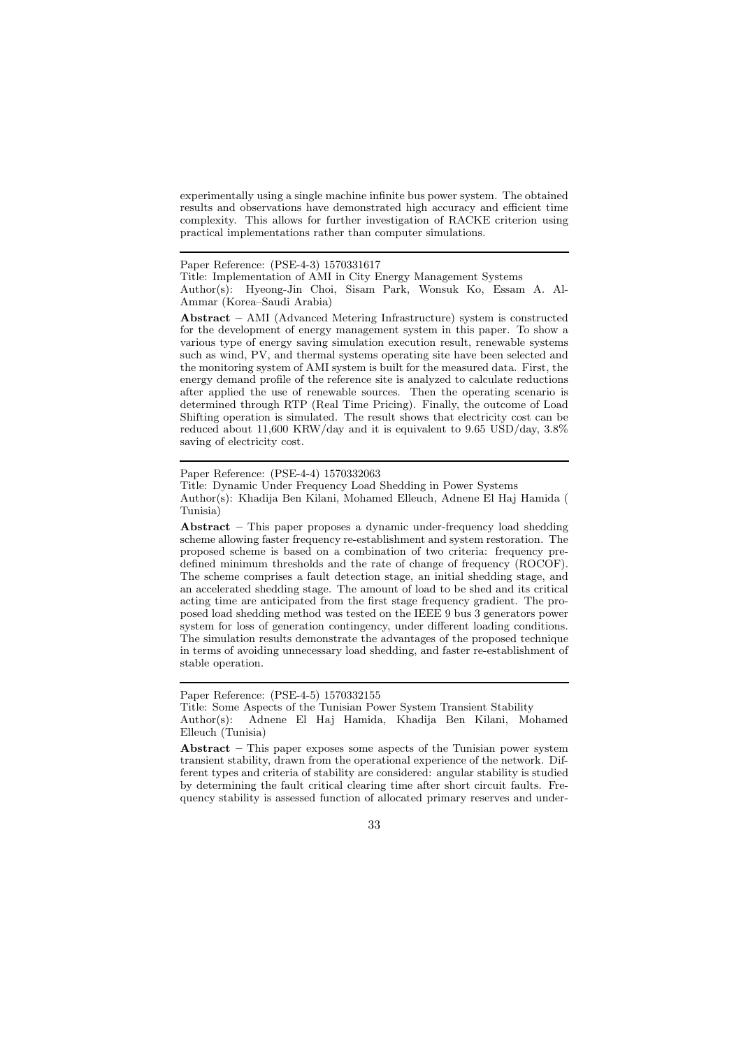experimentally using a single machine infinite bus power system. The obtained results and observations have demonstrated high accuracy and efficient time complexity. This allows for further investigation of RACKE criterion using practical implementations rather than computer simulations.

---

Paper Reference: (PSE-4-3) 1570331617

Title: Implementation of AMI in City Energy Management Systems

Author(s): Hyeong-Jin Choi, Sisam Park, Wonsuk Ko, Essam A. Al-Ammar (Korea–Saudi Arabia)

**Abstract** – AMI (Advanced Metering Infrastructure) system is constructed for the development of energy management system in this paper. To show a various type of energy saving simulation execution result, renewable systems such as wind, PV, and thermal systems operating site have been selected and the monitoring system of AMI system is built for the measured data. First, the energy demand profile of the reference site is analyzed to calculate reductions after applied the use of renewable sources. Then the operating scenario is determined through RTP (Real Time Pricing). Finally, the outcome of Load Shifting operation is simulated. The result shows that electricity cost can be reduced about 11,600 KRW/day and it is equivalent to 9.65 USD/day, 3.8% saving of electricity cost.

---

Paper Reference: (PSE-4-4) 1570332063

Title: Dynamic Under Frequency Load Shedding in Power Systems

Author(s): Khadija Ben Kilani, Mohamed Elleuch, Adnene El Haj Hamida ( Tunisia)

**Abstract** – This paper proposes a dynamic under-frequency load shedding scheme allowing faster frequency re-establishment and system restoration. The proposed scheme is based on a combination of two criteria: frequency predefined minimum thresholds and the rate of change of frequency (ROCOF). The scheme comprises a fault detection stage, an initial shedding stage, and an accelerated shedding stage. The amount of load to be shed and its critical acting time are anticipated from the first stage frequency gradient. The proposed load shedding method was tested on the IEEE 9 bus 3 generators power system for loss of generation contingency, under different loading conditions. The simulation results demonstrate the advantages of the proposed technique in terms of avoiding unnecessary load shedding, and faster re-establishment of stable operation.

---

Paper Reference: (PSE-4-5) 1570332155

Title: Some Aspects of the Tunisian Power System Transient Stability

Author(s): Adnene El Haj Hamida, Khadija Ben Kilani, Mohamed Elleuch (Tunisia)

**Abstract** – This paper exposes some aspects of the Tunisian power system transient stability, drawn from the operational experience of the network. Different types and criteria of stability are considered: angular stability is studied by determining the fault critical clearing time after short circuit faults. Frequency stability is assessed function of allocated primary reserves and under-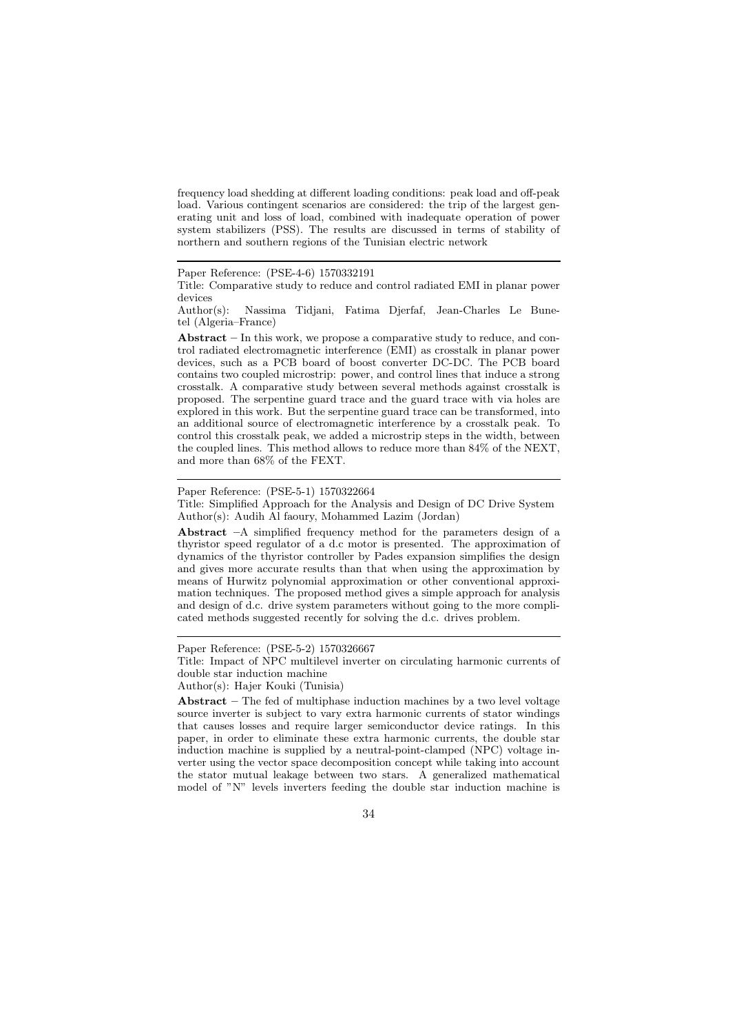frequency load shedding at different loading conditions: peak load and off-peak load. Various contingent scenarios are considered: the trip of the largest generating unit and loss of load, combined with inadequate operation of power system stabilizers (PSS). The results are discussed in terms of stability of northern and southern regions of the Tunisian electric network

---

Paper Reference: (PSE-4-6) 1570332191

Title: Comparative study to reduce and control radiated EMI in planar power devices

Author(s): Nassima Tidjani, Fatima Djerfaf, Jean-Charles Le Bunetel (Algeria–France)

**Abstract** – In this work, we propose a comparative study to reduce, and control radiated electromagnetic interference (EMI) as crosstalk in planar power devices, such as a PCB board of boost converter DC-DC. The PCB board contains two coupled microstrip: power, and control lines that induce a strong crosstalk. A comparative study between several methods against crosstalk is proposed. The serpentine guard trace and the guard trace with via holes are explored in this work. But the serpentine guard trace can be transformed, into an additional source of electromagnetic interference by a crosstalk peak. To control this crosstalk peak, we added a microstrip steps in the width, between the coupled lines. This method allows to reduce more than 84% of the NEXT, and more than 68% of the FEXT.

---

Paper Reference: (PSE-5-1) 1570322664

Title: Simplified Approach for the Analysis and Design of DC Drive System

Author(s): Audih Al faoury, Mohammed Lazim (Jordan)

**Abstract** –A simplified frequency method for the parameters design of a thyristor speed regulator of a d.c motor is presented. The approximation of dynamics of the thyristor controller by Pades expansion simplifies the design and gives more accurate results than that when using the approximation by means of Hurwitz polynomial approximation or other conventional approximation techniques. The proposed method gives a simple approach for analysis and design of d.c. drive system parameters without going to the more complicated methods suggested recently for solving the d.c. drives problem.

---

Paper Reference: (PSE-5-2) 1570326667

Title: Impact of NPC multilevel inverter on circulating harmonic currents of double star induction machine

Author(s): Hajer Kouki (Tunisia)

**Abstract** – The fed of multiphase induction machines by a two level voltage source inverter is subject to vary extra harmonic currents of stator windings that causes losses and require larger semiconductor device ratings. In this paper, in order to eliminate these extra harmonic currents, the double star induction machine is supplied by a neutral-point-clamped (NPC) voltage inverter using the vector space decomposition concept while taking into account the stator mutual leakage between two stars. A generalized mathematical model of "N" levels inverters feeding the double star induction machine is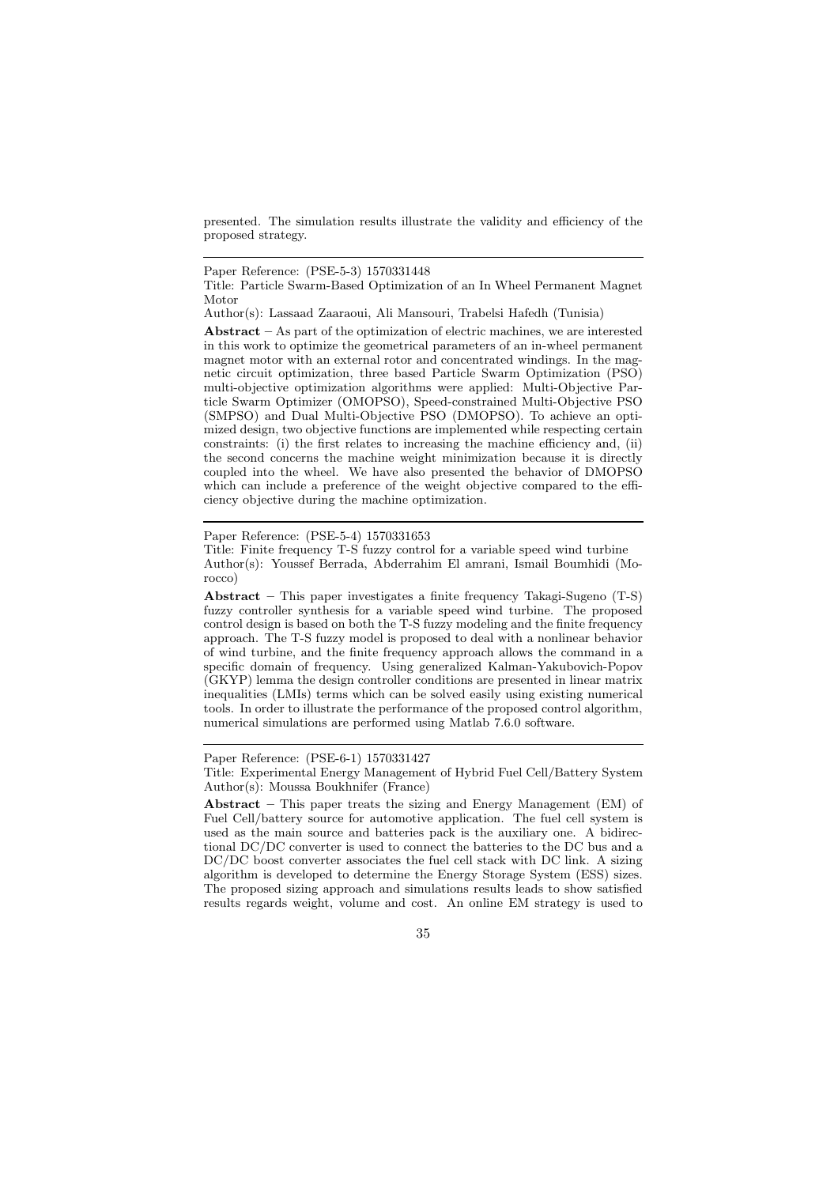presented. The simulation results illustrate the validity and efficiency of the proposed strategy.

---

Paper Reference: (PSE-5-3) 1570331448

Title: Particle Swarm-Based Optimization of an In Wheel Permanent Magnet Motor

Author(s): Lassaad Zaaraoui, Ali Mansouri, Trabelsi Hafedh (Tunisia)

**Abstract** – As part of the optimization of electric machines, we are interested in this work to optimize the geometrical parameters of an in-wheel permanent magnet motor with an external rotor and concentrated windings. In the magnetic circuit optimization, three based Particle Swarm Optimization (PSO) multi-objective optimization algorithms were applied: Multi-Objective Particle Swarm Optimizer (OMOPSO), Speed-constrained Multi-Objective PSO (SMPSO) and Dual Multi-Objective PSO (DMOPSO). To achieve an optimized design, two objective functions are implemented while respecting certain constraints: (i) the first relates to increasing the machine efficiency and, (ii) the second concerns the machine weight minimization because it is directly coupled into the wheel. We have also presented the behavior of DMOPSO which can include a preference of the weight objective compared to the efficiency objective during the machine optimization.

---

Paper Reference: (PSE-5-4) 1570331653

Title: Finite frequency T-S fuzzy control for a variable speed wind turbine

Author(s): Youssef Berrada, Abderrahim El amrani, Ismail Boumhidi (Morocco)

**Abstract** – This paper investigates a finite frequency Takagi-Sugeno (T-S) fuzzy controller synthesis for a variable speed wind turbine. The proposed control design is based on both the T-S fuzzy modeling and the finite frequency approach. The T-S fuzzy model is proposed to deal with a nonlinear behavior of wind turbine, and the finite frequency approach allows the command in a specific domain of frequency. Using generalized Kalman-Yakubovich-Popov (GKYP) lemma the design controller conditions are presented in linear matrix inequalities (LMIs) terms which can be solved easily using existing numerical tools. In order to illustrate the performance of the proposed control algorithm, numerical simulations are performed using Matlab 7.6.0 software.

---

Paper Reference: (PSE-6-1) 1570331427

Title: Experimental Energy Management of Hybrid Fuel Cell/Battery System

Author(s): Moussa Boukhnifer (France)

**Abstract** – This paper treats the sizing and Energy Management (EM) of Fuel Cell/battery source for automotive application. The fuel cell system is used as the main source and batteries pack is the auxiliary one. A bidirectional DC/DC converter is used to connect the batteries to the DC bus and a DC/DC boost converter associates the fuel cell stack with DC link. A sizing algorithm is developed to determine the Energy Storage System (ESS) sizes. The proposed sizing approach and simulations results leads to show satisfied results regards weight, volume and cost. An online EM strategy is used to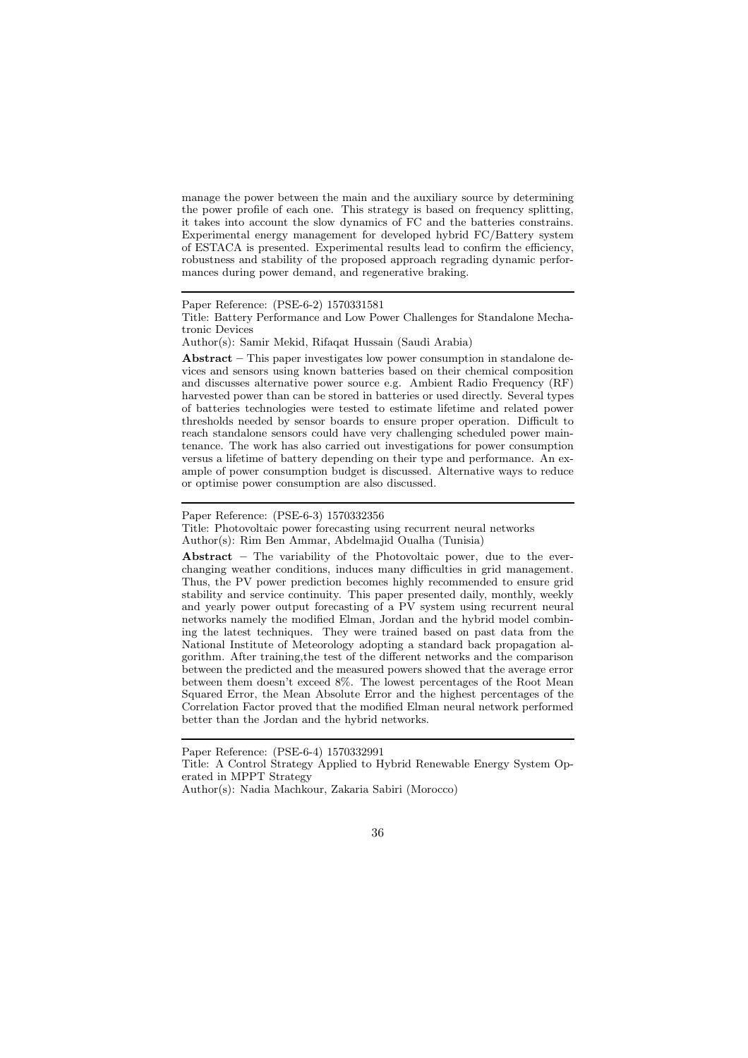manage the power between the main and the auxiliary source by determining the power profile of each one. This strategy is based on frequency splitting, it takes into account the slow dynamics of FC and the batteries constrains. Experimental energy management for developed hybrid FC/Battery system of ESTACA is presented. Experimental results lead to confirm the efficiency, robustness and stability of the proposed approach regrading dynamic performances during power demand, and regenerative braking.

---

Paper Reference: (PSE-6-2) 1570331581

Title: Battery Performance and Low Power Challenges for Standalone Mechatronic Devices

Author(s): Samir Mekid, Rifaqat Hussain (Saudi Arabia)

**Abstract** – This paper investigates low power consumption in standalone devices and sensors using known batteries based on their chemical composition and discusses alternative power source e.g. Ambient Radio Frequency (RF) harvested power than can be stored in batteries or used directly. Several types of batteries technologies were tested to estimate lifetime and related power thresholds needed by sensor boards to ensure proper operation. Difficult to reach standalone sensors could have very challenging scheduled power maintenance. The work has also carried out investigations for power consumption versus a lifetime of battery depending on their type and performance. An example of power consumption budget is discussed. Alternative ways to reduce or optimise power consumption are also discussed.

---

Paper Reference: (PSE-6-3) 1570332356

Title: Photovoltaic power forecasting using recurrent neural networks

Author(s): Rim Ben Ammar, Abdelmajid Oualha (Tunisia)

**Abstract** – The variability of the Photovoltaic power, due to the ever-changing weather conditions, induces many difficulties in grid management. Thus, the PV power prediction becomes highly recommended to ensure grid stability and service continuity. This paper presented daily, monthly, weekly and yearly power output forecasting of a PV system using recurrent neural networks namely the modified Elman, Jordan and the hybrid model combining the latest techniques. They were trained based on past data from the National Institute of Meteorology adopting a standard back propagation algorithm. After training,the test of the different networks and the comparison between the predicted and the measured powers showed that the average error between them doesn't exceed 8%. The lowest percentages of the Root Mean Squared Error, the Mean Absolute Error and the highest percentages of the Correlation Factor proved that the modified Elman neural network performed better than the Jordan and the hybrid networks.

---

Paper Reference: (PSE-6-4) 1570332991

Title: A Control Strategy Applied to Hybrid Renewable Energy System Operated in MPPT Strategy

Author(s): Nadia Machkour, Zakaria Sabiri (Morocco)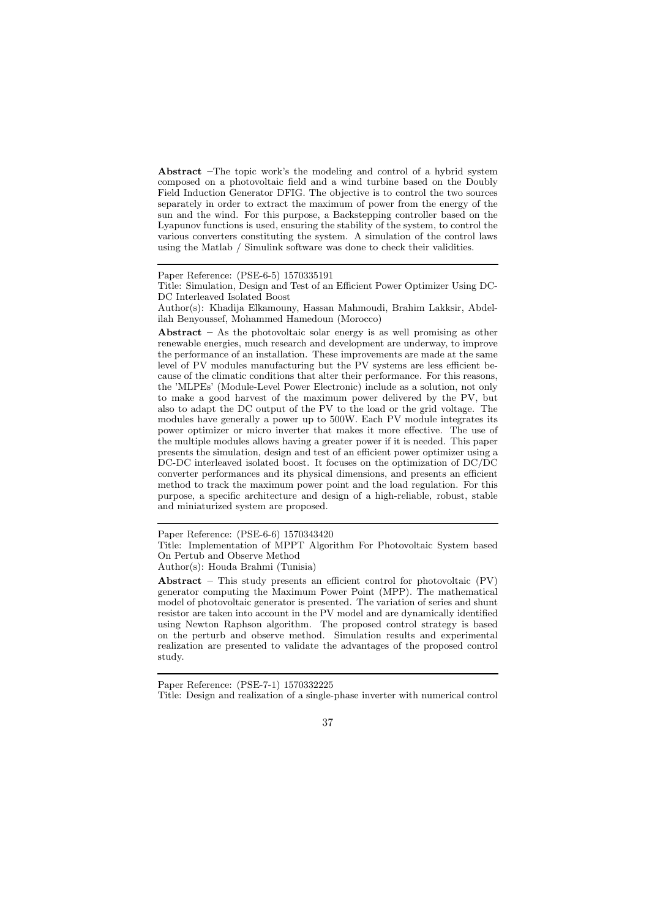**Abstract** –The topic work's the modeling and control of a hybrid system composed on a photovoltaic field and a wind turbine based on the Doubly Field Induction Generator DFIG. The objective is to control the two sources separately in order to extract the maximum of power from the energy of the sun and the wind. For this purpose, a Backstepping controller based on the Lyapunov functions is used, ensuring the stability of the system, to control the various converters constituting the system. A simulation of the control laws using the Matlab / Simulink software was done to check their validities.

---

Paper Reference: (PSE-6-5) 1570335191

Title: Simulation, Design and Test of an Efficient Power Optimizer Using DC-DC Interleaved Isolated Boost

Author(s): Khadija Elkamouny, Hassan Mahmoudi, Brahim Lakksir, Abdelilah Benyoussef, Mohammed Hamedoun (Morocco)

**Abstract** – As the photovoltaic solar energy is as well promising as other renewable energies, much research and development are underway, to improve the performance of an installation. These improvements are made at the same level of PV modules manufacturing but the PV systems are less efficient because of the climatic conditions that alter their performance. For this reasons, the 'MLPEs' (Module-Level Power Electronic) include as a solution, not only to make a good harvest of the maximum power delivered by the PV, but also to adapt the DC output of the PV to the load or the grid voltage. The modules have generally a power up to 500W. Each PV module integrates its power optimizer or micro inverter that makes it more effective. The use of the multiple modules allows having a greater power if it is needed. This paper presents the simulation, design and test of an efficient power optimizer using a DC-DC interleaved isolated boost. It focuses on the optimization of DC/DC converter performances and its physical dimensions, and presents an efficient method to track the maximum power point and the load regulation. For this purpose, a specific architecture and design of a high-reliable, robust, stable and miniaturized system are proposed.

---

Paper Reference: (PSE-6-6) 1570343420

Title: Implementation of MPPT Algorithm For Photovoltaic System based On Pertub and Observe Method

Author(s): Houda Brahmi (Tunisia)

**Abstract** – This study presents an efficient control for photovoltaic (PV) generator computing the Maximum Power Point (MPP). The mathematical model of photovoltaic generator is presented. The variation of series and shunt resistor are taken into account in the PV model and are dynamically identified using Newton Raphson algorithm. The proposed control strategy is based on the perturb and observe method. Simulation results and experimental realization are presented to validate the advantages of the proposed control study.

---

Paper Reference: (PSE-7-1) 1570332225

Title: Design and realization of a single-phase inverter with numerical control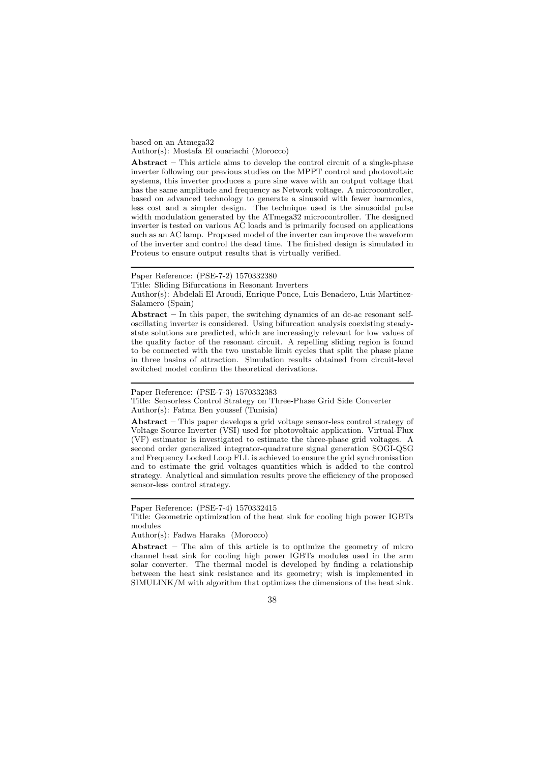based on an Atmega32

Author(s): Mostafa El ouariachi (Morocco)

**Abstract** – This article aims to develop the control circuit of a single-phase inverter following our previous studies on the MPPT control and photovoltaic systems, this inverter produces a pure sine wave with an output voltage that has the same amplitude and frequency as Network voltage. A microcontroller, based on advanced technology to generate a sinusoid with fewer harmonics, less cost and a simpler design. The technique used is the sinusoidal pulse width modulation generated by the ATmega32 microcontroller. The designed inverter is tested on various AC loads and is primarily focused on applications such as an AC lamp. Proposed model of the inverter can improve the waveform of the inverter and control the dead time. The finished design is simulated in Proteus to ensure output results that is virtually verified.

---

Paper Reference: (PSE-7-2) 1570332380

Title: Sliding Bifurcations in Resonant Inverters

Author(s): Abdelali El Aroudi, Enrique Ponce, Luis Benadero, Luis Martinez-Salamero (Spain)

**Abstract** – In this paper, the switching dynamics of an dc-ac resonant self-oscillating inverter is considered. Using bifurcation analysis coexisting steady-state solutions are predicted, which are increasingly relevant for low values of the quality factor of the resonant circuit. A repelling sliding region is found to be connected with the two unstable limit cycles that split the phase plane in three basins of attraction. Simulation results obtained from circuit-level switched model confirm the theoretical derivations.

---

Paper Reference: (PSE-7-3) 1570332383

Title: Sensorless Control Strategy on Three-Phase Grid Side Converter

Author(s): Fatma Ben youssef (Tunisia)

**Abstract** – This paper develops a grid voltage sensor-less control strategy of Voltage Source Inverter (VSI) used for photovoltaic application. Virtual-Flux (VF) estimator is investigated to estimate the three-phase grid voltages. A second order generalized integrator-quadrature signal generation SOGI-QSG and Frequency Locked Loop FLL is achieved to ensure the grid synchronisation and to estimate the grid voltages quantities which is added to the control strategy. Analytical and simulation results prove the efficiency of the proposed sensor-less control strategy.

---

Paper Reference: (PSE-7-4) 1570332415

Title: Geometric optimization of the heat sink for cooling high power IGBTs modules

Author(s): Fadwa Haraka (Morocco)

**Abstract** – The aim of this article is to optimize the geometry of micro channel heat sink for cooling high power IGBTs modules used in the arm solar converter. The thermal model is developed by finding a relationship between the heat sink resistance and its geometry; wish is implemented in SIMULINK/M with algorithm that optimizes the dimensions of the heat sink.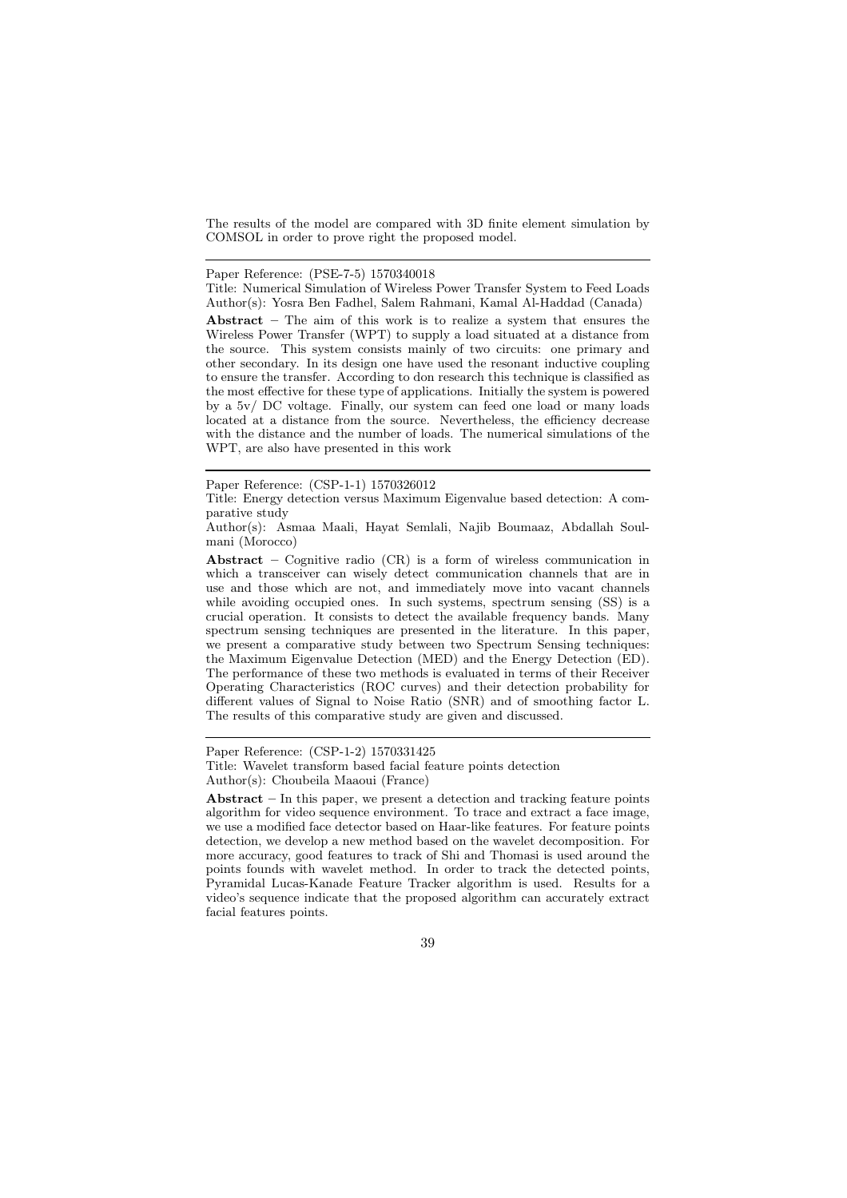The results of the model are compared with 3D finite element simulation by COMSOL in order to prove right the proposed model.

---

Paper Reference: (PSE-7-5) 1570340018

Title: Numerical Simulation of Wireless Power Transfer System to Feed Loads

Author(s): Yosra Ben Fadhel, Salem Rahmani, Kamal Al-Haddad (Canada)

**Abstract** – The aim of this work is to realize a system that ensures the Wireless Power Transfer (WPT) to supply a load situated at a distance from the source. This system consists mainly of two circuits: one primary and other secondary. In its design one have used the resonant inductive coupling to ensure the transfer. According to don research this technique is classified as the most effective for these type of applications. Initially the system is powered by a 5v/ DC voltage. Finally, our system can feed one load or many loads located at a distance from the source. Nevertheless, the efficiency decrease with the distance and the number of loads. The numerical simulations of the WPT, are also have presented in this work

---

Paper Reference: (CSP-1-1) 1570326012

Title: Energy detection versus Maximum Eigenvalue based detection: A comparative study

Author(s): Asmaa Maali, Hayat Semlali, Najib Boumaaz, Abdallah Soulmani (Morocco)

**Abstract** – Cognitive radio (CR) is a form of wireless communication in which a transceiver can wisely detect communication channels that are in use and those which are not, and immediately move into vacant channels while avoiding occupied ones. In such systems, spectrum sensing (SS) is a crucial operation. It consists to detect the available frequency bands. Many spectrum sensing techniques are presented in the literature. In this paper, we present a comparative study between two Spectrum Sensing techniques: the Maximum Eigenvalue Detection (MED) and the Energy Detection (ED). The performance of these two methods is evaluated in terms of their Receiver Operating Characteristics (ROC curves) and their detection probability for different values of Signal to Noise Ratio (SNR) and of smoothing factor L. The results of this comparative study are given and discussed.

---

Paper Reference: (CSP-1-2) 1570331425

Title: Wavelet transform based facial feature points detection

Author(s): Choubeila Maaoui (France)

**Abstract** – In this paper, we present a detection and tracking feature points algorithm for video sequence environment. To trace and extract a face image, we use a modified face detector based on Haar-like features. For feature points detection, we develop a new method based on the wavelet decomposition. For more accuracy, good features to track of Shi and Thomasi is used around the points founds with wavelet method. In order to track the detected points, Pyramidal Lucas-Kanade Feature Tracker algorithm is used. Results for a video's sequence indicate that the proposed algorithm can accurately extract facial features points.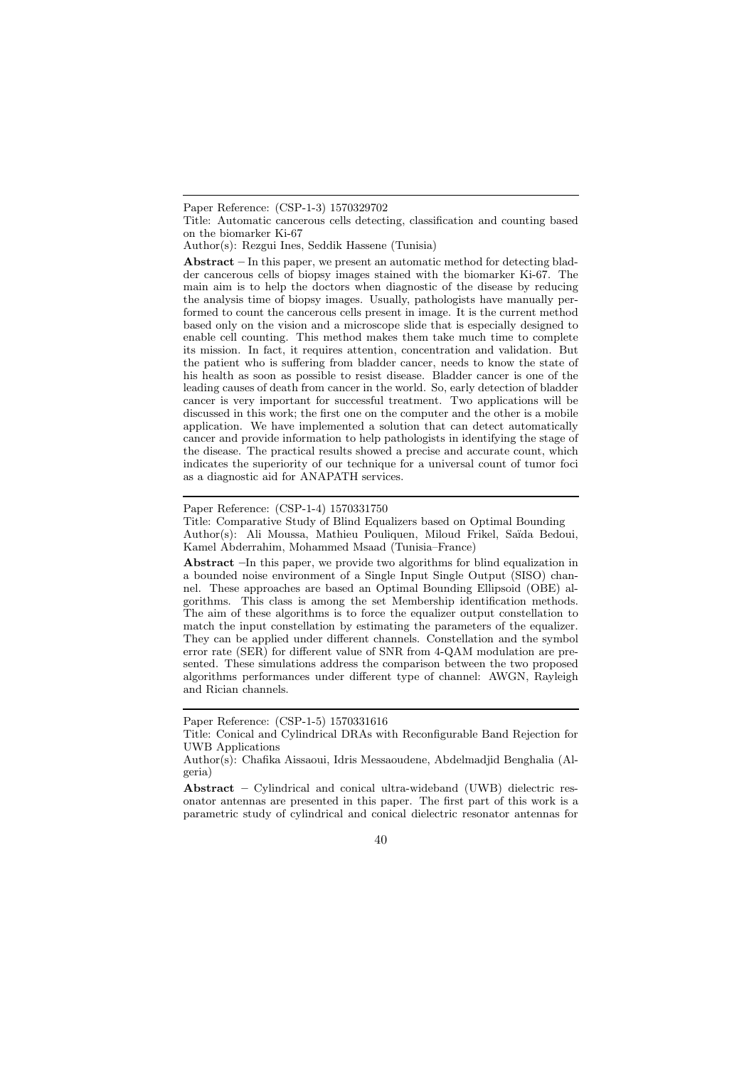---

Paper Reference: (CSP-1-3) 1570329702

Title: Automatic cancerous cells detecting, classification and counting based on the biomarker Ki-67

Author(s): Rezgui Ines, Seddik Hassene (Tunisia)

**Abstract** – In this paper, we present an automatic method for detecting bladder cancerous cells of biopsy images stained with the biomarker Ki-67. The main aim is to help the doctors when diagnostic of the disease by reducing the analysis time of biopsy images. Usually, pathologists have manually performed to count the cancerous cells present in image. It is the current method based only on the vision and a microscope slide that is especially designed to enable cell counting. This method makes them take much time to complete its mission. In fact, it requires attention, concentration and validation. But the patient who is suffering from bladder cancer, needs to know the state of his health as soon as possible to resist disease. Bladder cancer is one of the leading causes of death from cancer in the world. So, early detection of bladder cancer is very important for successful treatment. Two applications will be discussed in this work; the first one on the computer and the other is a mobile application. We have implemented a solution that can detect automatically cancer and provide information to help pathologists in identifying the stage of the disease. The practical results showed a precise and accurate count, which indicates the superiority of our technique for a universal count of tumor foci as a diagnostic aid for ANAPATH services.

---

Paper Reference: (CSP-1-4) 1570331750

Title: Comparative Study of Blind Equalizers based on Optimal Bounding

Author(s): Ali Moussa, Mathieu Pouliquen, Miloud Frikel, Saïda Bedoui, Kamel Abderrahim, Mohammed Msaad (Tunisia–France)

**Abstract** –In this paper, we provide two algorithms for blind equalization in a bounded noise environment of a Single Input Single Output (SISO) channel. These approaches are based an Optimal Bounding Ellipsoid (OBE) algorithms. This class is among the set Membership identification methods. The aim of these algorithms is to force the equalizer output constellation to match the input constellation by estimating the parameters of the equalizer. They can be applied under different channels. Constellation and the symbol error rate (SER) for different value of SNR from 4-QAM modulation are presented. These simulations address the comparison between the two proposed algorithms performances under different type of channel: AWGN, Rayleigh and Rician channels.

---

Paper Reference: (CSP-1-5) 1570331616

Title: Conical and Cylindrical DRAs with Reconfigurable Band Rejection for UWB Applications

Author(s): Chafika Aissaoui, Idris Messaoudene, Abdelmadjid Benghalia (Algeria)

**Abstract** – Cylindrical and conical ultra-wideband (UWB) dielectric resonator antennas are presented in this paper. The first part of this work is a parametric study of cylindrical and conical dielectric resonator antennas for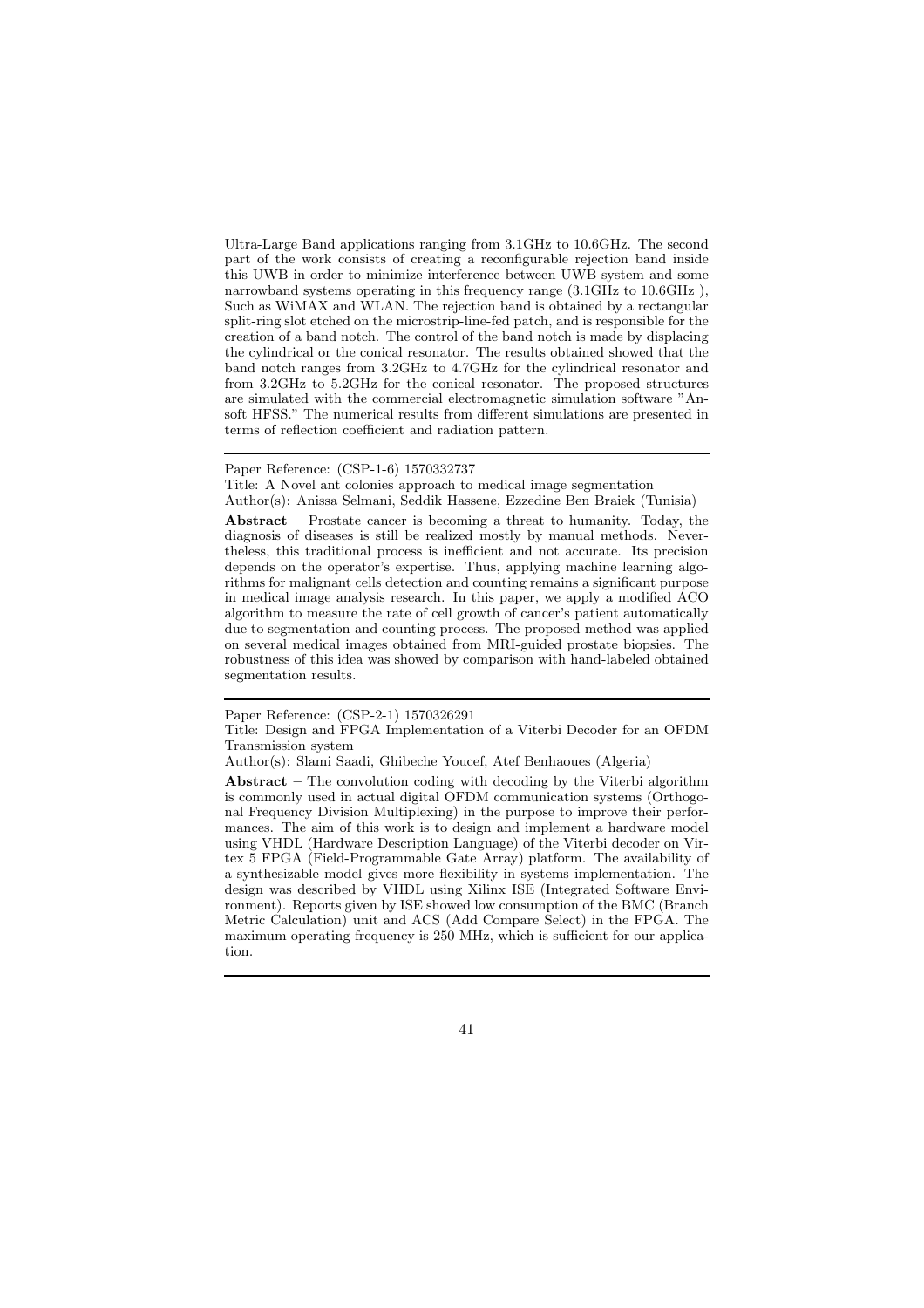Ultra-Large Band applications ranging from 3.1GHz to 10.6GHz. The second part of the work consists of creating a reconfigurable rejection band inside this UWB in order to minimize interference between UWB system and some narrowband systems operating in this frequency range (3.1GHz to 10.6GHz ), Such as WiMAX and WLAN. The rejection band is obtained by a rectangular split-ring slot etched on the microstrip-line-fed patch, and is responsible for the creation of a band notch. The control of the band notch is made by displacing the cylindrical or the conical resonator. The results obtained showed that the band notch ranges from 3.2GHz to 4.7GHz for the cylindrical resonator and from 3.2GHz to 5.2GHz for the conical resonator. The proposed structures are simulated with the commercial electromagnetic simulation software "Ansoft HFSS." The numerical results from different simulations are presented in terms of reflection coefficient and radiation pattern.

---

Paper Reference: (CSP-1-6) 1570332737

Title: A Novel ant colonies approach to medical image segmentation

Author(s): Anissa Selmani, Seddik Hassene, Ezzedine Ben Braiek (Tunisia)

**Abstract** – Prostate cancer is becoming a threat to humanity. Today, the diagnosis of diseases is still be realized mostly by manual methods. Nevertheless, this traditional process is inefficient and not accurate. Its precision depends on the operator's expertise. Thus, applying machine learning algorithms for malignant cells detection and counting remains a significant purpose in medical image analysis research. In this paper, we apply a modified ACO algorithm to measure the rate of cell growth of cancer's patient automatically due to segmentation and counting process. The proposed method was applied on several medical images obtained from MRI-guided prostate biopsies. The robustness of this idea was showed by comparison with hand-labeled obtained segmentation results.

---

Paper Reference: (CSP-2-1) 1570326291

Title: Design and FPGA Implementation of a Viterbi Decoder for an OFDM Transmission system

Author(s): Slami Saadi, Ghibeche Youcef, Atef Benhaoues (Algeria)

**Abstract** – The convolution coding with decoding by the Viterbi algorithm is commonly used in actual digital OFDM communication systems (Orthogonal Frequency Division Multiplexing) in the purpose to improve their performances. The aim of this work is to design and implement a hardware model using VHDL (Hardware Description Language) of the Viterbi decoder on Virtex 5 FPGA (Field-Programmable Gate Array) platform. The availability of a synthesizable model gives more flexibility in systems implementation. The design was described by VHDL using Xilinx ISE (Integrated Software Environment). Reports given by ISE showed low consumption of the BMC (Branch Metric Calculation) unit and ACS (Add Compare Select) in the FPGA. The maximum operating frequency is 250 MHz, which is sufficient for our application.

---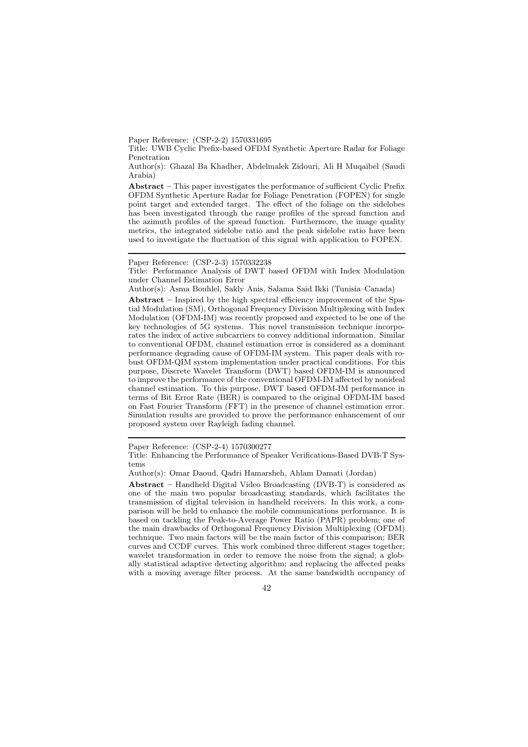Paper Reference: (CSP-2-2) 1570331695

Title: UWB Cyclic Prefix-based OFDM Synthetic Aperture Radar for Foliage Penetration

Author(s): Ghazal Ba Khadher, Abdelmalek Zidouri, Ali H Muqaibel (Saudi Arabia)

**Abstract** – This paper investigates the performance of sufficient Cyclic Prefix OFDM Synthetic Aperture Radar for Foliage Penetration (FOPEN) for single point target and extended target. The effect of the foliage on the sidelobes has been investigated through the range profiles of the spread function and the azimuth profiles of the spread function. Furthermore, the image quality metrics, the integrated sidelobe ratio and the peak sidelobe ratio have been used to investigate the fluctuation of this signal with application to FOPEN.

---

Paper Reference: (CSP-2-3) 1570332238

Title: Performance Analysis of DWT based OFDM with Index Modulation under Channel Estimation Error

Author(s): Asma Bouhlel, Sakly Anis, Salama Said Ikki (Tunisia–Canada)

**Abstract** – Inspired by the high spectral efficiency improvement of the Spatial Modulation (SM), Orthogonal Frequency Division Multiplexing with Index Modulation (OFDM-IM) was recently proposed and expected to be one of the key technologies of 5G systems. This novel transmission technique incorporates the index of active subcarriers to convey additional information. Similar to conventional OFDM, channel estimation error is considered as a dominant performance degrading cause of OFDM-IM system. This paper deals with robust OFDM-QIM system implementation under practical conditions. For this purpose, Discrete Wavelet Transform (DWT) based OFDM-IM is announced to improve the performance of the conventional OFDM-IM affected by nonideal channel estimation. To this purpose, DWT based OFDM-IM performance in terms of Bit Error Rate (BER) is compared to the original OFDM-IM based on Fast Fourier Transform (FFT) in the presence of channel estimation error. Simulation results are provided to prove the performance enhancement of our proposed system over Rayleigh fading channel.

---

Paper Reference: (CSP-2-4) 1570300277

Title: Enhancing the Performance of Speaker Verifications-Based DVB-T Systems

Author(s): Omar Daoud, Qadri Hamarsheh, Ahlam Damati (Jordan)

**Abstract** – Handheld Digital Video Broadcasting (DVB-T) is considered as one of the main two popular broadcasting standards, which facilitates the transmission of digital television in handheld receivers. In this work, a comparison will be held to enhance the mobile communications performance. It is based on tackling the Peak-to-Average Power Ratio (PAPR) problem; one of the main drawbacks of Orthogonal Frequency Division Multiplexing (OFDM) technique. Two main factors will be the main factor of this comparison; BER curves and CCDF curves. This work combined three different stages together; wavelet transformation in order to remove the noise from the signal; a globally statistical adaptive detecting algorithm; and replacing the affected peaks with a moving average filter process. At the same bandwidth occupancy of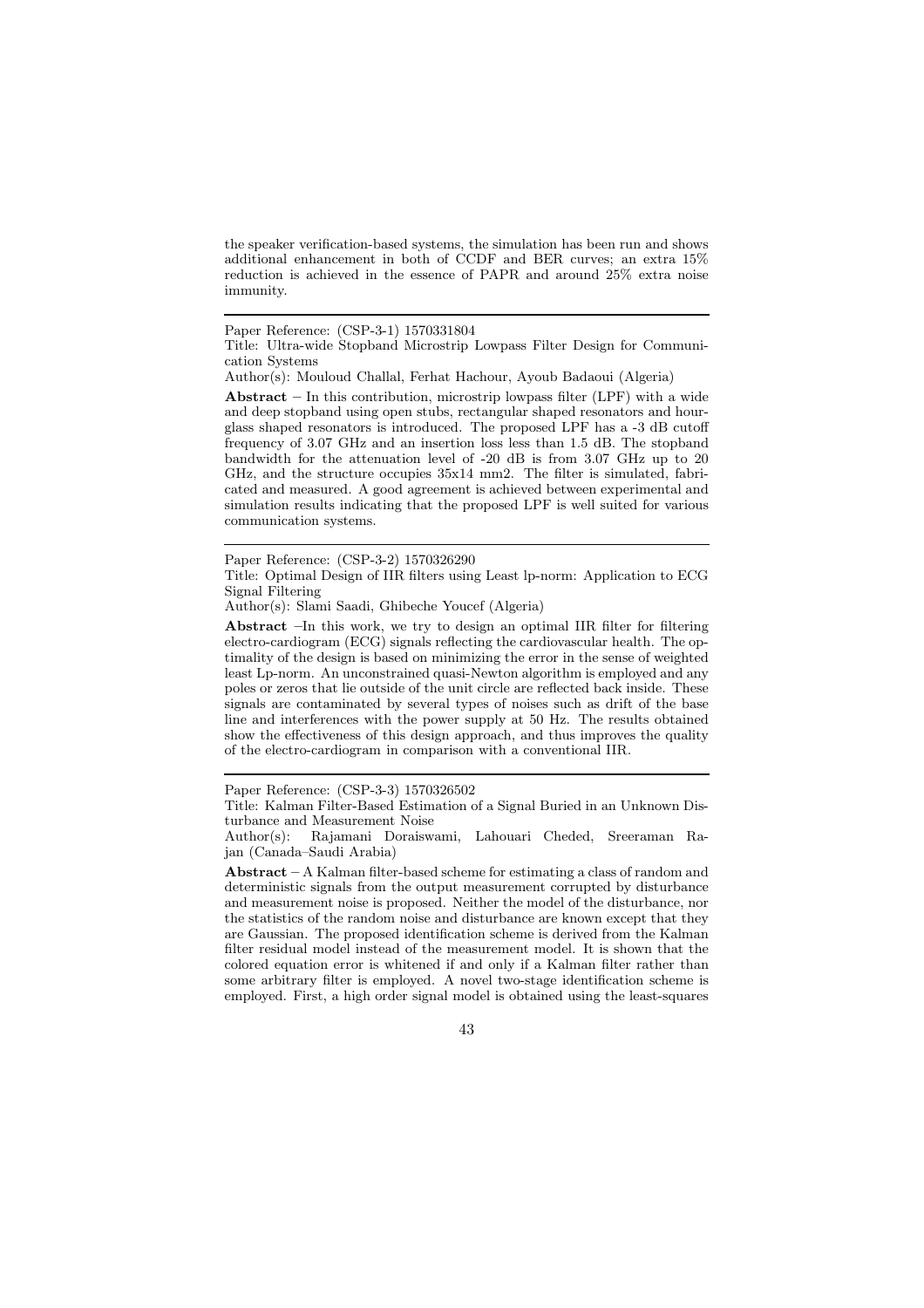the speaker verification-based systems, the simulation has been run and shows additional enhancement in both of CCDF and BER curves; an extra 15% reduction is achieved in the essence of PAPR and around 25% extra noise immunity.

---

Paper Reference: (CSP-3-1) 1570331804

Title: Ultra-wide Stopband Microstrip Lowpass Filter Design for Communication Systems

Author(s): Mouloud Challal, Ferhat Hachour, Ayoub Badaoui (Algeria)

**Abstract** – In this contribution, microstrip lowpass filter (LPF) with a wide and deep stopband using open stubs, rectangular shaped resonators and hourglass shaped resonators is introduced. The proposed LPF has a -3 dB cutoff frequency of 3.07 GHz and an insertion loss less than 1.5 dB. The stopband bandwidth for the attenuation level of -20 dB is from 3.07 GHz up to 20 GHz, and the structure occupies 35x14 mm2. The filter is simulated, fabricated and measured. A good agreement is achieved between experimental and simulation results indicating that the proposed LPF is well suited for various communication systems.

---

Paper Reference: (CSP-3-2) 1570326290

Title: Optimal Design of IIR filters using Least lp-norm: Application to ECG Signal Filtering

Author(s): Slami Saadi, Ghibeche Youcef (Algeria)

**Abstract** –In this work, we try to design an optimal IIR filter for filtering electro-cardiogram (ECG) signals reflecting the cardiovascular health. The optimality of the design is based on minimizing the error in the sense of weighted least Lp-norm. An unconstrained quasi-Newton algorithm is employed and any poles or zeros that lie outside of the unit circle are reflected back inside. These signals are contaminated by several types of noises such as drift of the base line and interferences with the power supply at 50 Hz. The results obtained show the effectiveness of this design approach, and thus improves the quality of the electro-cardiogram in comparison with a conventional IIR.

---

Paper Reference: (CSP-3-3) 1570326502

Title: Kalman Filter-Based Estimation of a Signal Buried in an Unknown Disturbance and Measurement Noise

Author(s): Rajamani Doraiswami, Lahouari Cheded, Sreeraman Rajan (Canada–Saudi Arabia)

**Abstract** – A Kalman filter-based scheme for estimating a class of random and deterministic signals from the output measurement corrupted by disturbance and measurement noise is proposed. Neither the model of the disturbance, nor the statistics of the random noise and disturbance are known except that they are Gaussian. The proposed identification scheme is derived from the Kalman filter residual model instead of the measurement model. It is shown that the colored equation error is whitened if and only if a Kalman filter rather than some arbitrary filter is employed. A novel two-stage identification scheme is employed. First, a high order signal model is obtained using the least-squares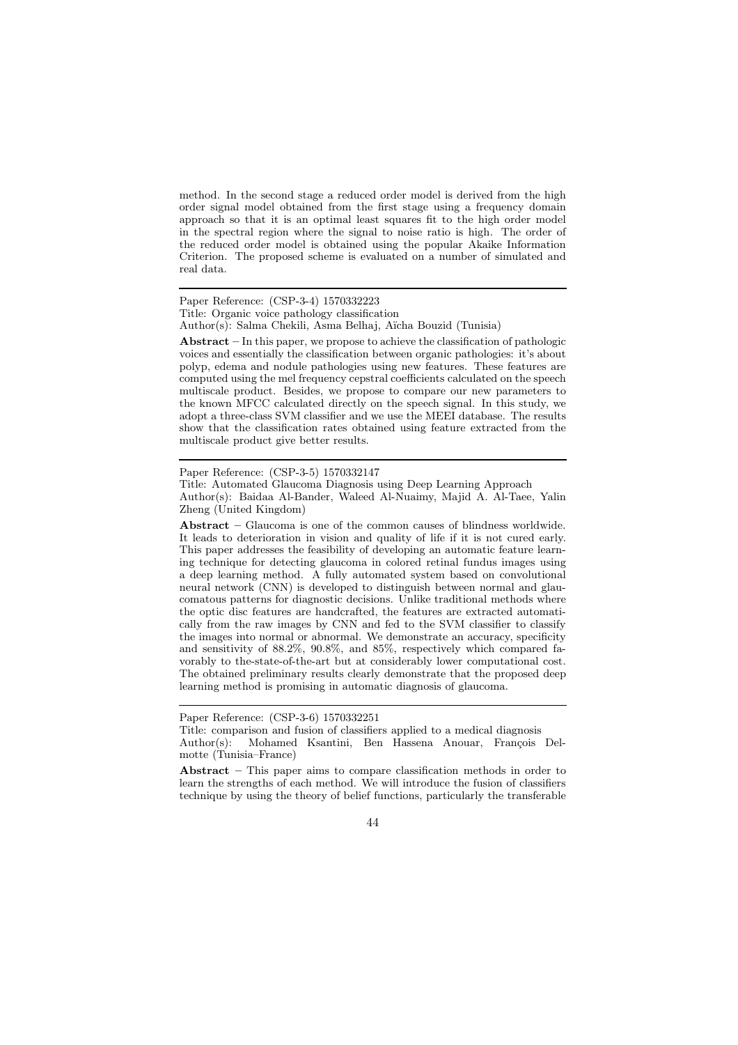method. In the second stage a reduced order model is derived from the high order signal model obtained from the first stage using a frequency domain approach so that it is an optimal least squares fit to the high order model in the spectral region where the signal to noise ratio is high. The order of the reduced order model is obtained using the popular Akaike Information Criterion. The proposed scheme is evaluated on a number of simulated and real data.

---

Paper Reference: (CSP-3-4) 1570332223

Title: Organic voice pathology classification

Author(s): Salma Chekili, Asma Belhaj, Aïcha Bouzid (Tunisia)

**Abstract** – In this paper, we propose to achieve the classification of pathologic voices and essentially the classification between organic pathologies: it's about polyp, edema and nodule pathologies using new features. These features are computed using the mel frequency cepstral coefficients calculated on the speech multiscale product. Besides, we propose to compare our new parameters to the known MFCC calculated directly on the speech signal. In this study, we adopt a three-class SVM classifier and we use the MEEI database. The results show that the classification rates obtained using feature extracted from the multiscale product give better results.

---

Paper Reference: (CSP-3-5) 1570332147

Title: Automated Glaucoma Diagnosis using Deep Learning Approach

Author(s): Baidaa Al-Bander, Waleed Al-Nuaimy, Majid A. Al-Taee, Yalin Zheng (United Kingdom)

**Abstract** – Glaucoma is one of the common causes of blindness worldwide. It leads to deterioration in vision and quality of life if it is not cured early. This paper addresses the feasibility of developing an automatic feature learning technique for detecting glaucoma in colored retinal fundus images using a deep learning method. A fully automated system based on convolutional neural network (CNN) is developed to distinguish between normal and glaucomatous patterns for diagnostic decisions. Unlike traditional methods where the optic disc features are handcrafted, the features are extracted automatically from the raw images by CNN and fed to the SVM classifier to classify the images into normal or abnormal. We demonstrate an accuracy, specificity and sensitivity of 88.2%, 90.8%, and 85%, respectively which compared favorably to the-state-of-the-art but at considerably lower computational cost. The obtained preliminary results clearly demonstrate that the proposed deep learning method is promising in automatic diagnosis of glaucoma.

---

Paper Reference: (CSP-3-6) 1570332251

Title: comparison and fusion of classifiers applied to a medical diagnosis

Author(s): Mohamed Ksantini, Ben Hassena Anouar, François Delmotte (Tunisia–France)

**Abstract** – This paper aims to compare classification methods in order to learn the strengths of each method. We will introduce the fusion of classifiers technique by using the theory of belief functions, particularly the transferable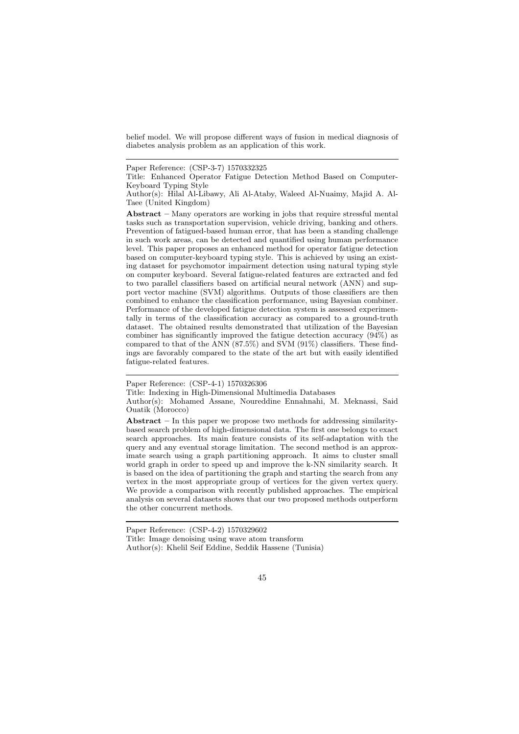belief model. We will propose different ways of fusion in medical diagnosis of diabetes analysis problem as an application of this work.

---

Paper Reference: (CSP-3-7) 1570332325

Title: Enhanced Operator Fatigue Detection Method Based on Computer-Keyboard Typing Style

Author(s): Hilal Al-Libawy, Ali Al-Ataby, Waleed Al-Nuaimy, Majid A. Al-Taee (United Kingdom)

**Abstract** – Many operators are working in jobs that require stressful mental tasks such as transportation supervision, vehicle driving, banking and others. Prevention of fatigued-based human error, that has been a standing challenge in such work areas, can be detected and quantified using human performance level. This paper proposes an enhanced method for operator fatigue detection based on computer-keyboard typing style. This is achieved by using an existing dataset for psychomotor impairment detection using natural typing style on computer keyboard. Several fatigue-related features are extracted and fed to two parallel classifiers based on artificial neural network (ANN) and support vector machine (SVM) algorithms. Outputs of those classifiers are then combined to enhance the classification performance, using Bayesian combiner. Performance of the developed fatigue detection system is assessed experimentally in terms of the classification accuracy as compared to a ground-truth dataset. The obtained results demonstrated that utilization of the Bayesian combiner has significantly improved the fatigue detection accuracy (94%) as compared to that of the ANN (87.5%) and SVM (91%) classifiers. These findings are favorably compared to the state of the art but with easily identified fatigue-related features.

---

Paper Reference: (CSP-4-1) 1570326306

Title: Indexing in High-Dimensional Multimedia Databases

Author(s): Mohamed Assane, Noureddine Ennahnahi, M. Meknassi, Said Ouatik (Morocco)

**Abstract** – In this paper we propose two methods for addressing similarity-based search problem of high-dimensional data. The first one belongs to exact search approaches. Its main feature consists of its self-adaptation with the query and any eventual storage limitation. The second method is an approximate search using a graph partitioning approach. It aims to cluster small world graph in order to speed up and improve the k-NN similarity search. It is based on the idea of partitioning the graph and starting the search from any vertex in the most appropriate group of vertices for the given vertex query. We provide a comparison with recently published approaches. The empirical analysis on several datasets shows that our two proposed methods outperform the other concurrent methods.

---

Paper Reference: (CSP-4-2) 1570329602

Title: Image denoising using wave atom transform

Author(s): Khelil Seif Eddine, Seddik Hassene (Tunisia)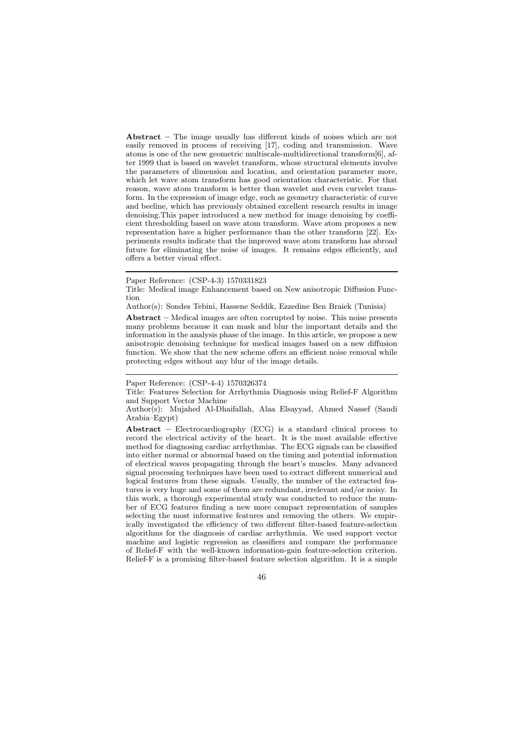**Abstract** – The image usually has different kinds of noises which are not easily removed in process of receiving [17], coding and transmission. Wave atoms is one of the new geometric multiscale-multidirectional transform[6], after 1999 that is based on wavelet transform, whose structural elements involve the parameters of dimension and location, and orientation parameter more, which let wave atom transform has good orientation characteristic. For that reason, wave atom transform is better than wavelet and even curvelet transform. In the expression of image edge, such as geometry characteristic of curve and beeline, which has previously obtained excellent research results in image denoising.This paper introduced a new method for image denoising by coefficient thresholding based on wave atom transform. Wave atom proposes a new representation have a higher performance than the other transform [22]. Experiments results indicate that the improved wave atom transform has abroad future for eliminating the noise of images. It remains edges efficiently, and offers a better visual effect.

---

Paper Reference: (CSP-4-3) 1570331823

Title: Medical image Enhancement based on New anisotropic Diffusion Function

Author(s): Sondes Tebini, Hassene Seddik, Ezzedine Ben Braiek (Tunisia)

**Abstract** – Medical images are often corrupted by noise. This noise presents many problems because it can mask and blur the important details and the information in the analysis phase of the image. In this article, we propose a new anisotropic denoising technique for medical images based on a new diffusion function. We show that the new scheme offers an efficient noise removal while protecting edges without any blur of the image details.

---

Paper Reference: (CSP-4-4) 1570326374

Title: Features Selection for Arrhythmia Diagnosis using Relief-F Algorithm and Support Vector Machine

Author(s): Mujahed Al-Dhaifallah, Alaa Elsayyad, Ahmed Nassef (Saudi Arabia–Egypt)

**Abstract** – Electrocardiography (ECG) is a standard clinical process to record the electrical activity of the heart. It is the most available effective method for diagnosing cardiac arrhythmias. The ECG signals can be classified into either normal or abnormal based on the timing and potential information of electrical waves propagating through the heart's muscles. Many advanced signal processing techniques have been used to extract different numerical and logical features from these signals. Usually, the number of the extracted features is very huge and some of them are redundant, irrelevant and/or noisy. In this work, a thorough experimental study was conducted to reduce the number of ECG features finding a new more compact representation of samples selecting the most informative features and removing the others. We empirically investigated the efficiency of two different filter-based feature-selection algorithms for the diagnosis of cardiac arrhythmia. We used support vector machine and logistic regression as classifiers and compare the performance of Relief-F with the well-known information-gain feature-selection criterion. Relief-F is a promising filter-based feature selection algorithm. It is a simple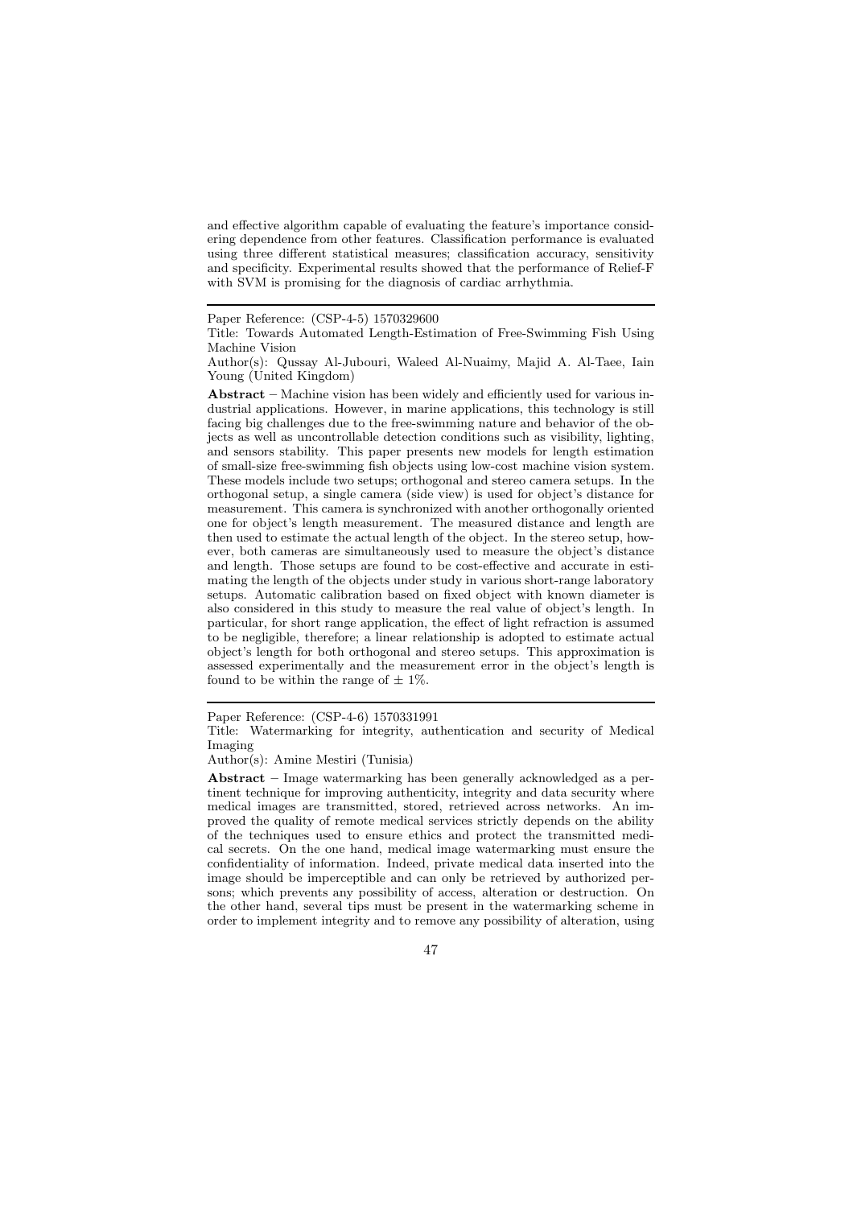and effective algorithm capable of evaluating the feature's importance considering dependence from other features. Classification performance is evaluated using three different statistical measures; classification accuracy, sensitivity and specificity. Experimental results showed that the performance of Relief-F with SVM is promising for the diagnosis of cardiac arrhythmia.

---

Paper Reference: (CSP-4-5) 1570329600

Title: Towards Automated Length-Estimation of Free-Swimming Fish Using Machine Vision

Author(s): Qussay Al-Jubouri, Waleed Al-Nuaimy, Majid A. Al-Taee, Iain Young (United Kingdom)

**Abstract** – Machine vision has been widely and efficiently used for various industrial applications. However, in marine applications, this technology is still facing big challenges due to the free-swimming nature and behavior of the objects as well as uncontrollable detection conditions such as visibility, lighting, and sensors stability. This paper presents new models for length estimation of small-size free-swimming fish objects using low-cost machine vision system. These models include two setups; orthogonal and stereo camera setups. In the orthogonal setup, a single camera (side view) is used for object's distance for measurement. This camera is synchronized with another orthogonally oriented one for object's length measurement. The measured distance and length are then used to estimate the actual length of the object. In the stereo setup, however, both cameras are simultaneously used to measure the object's distance and length. Those setups are found to be cost-effective and accurate in estimating the length of the objects under study in various short-range laboratory setups. Automatic calibration based on fixed object with known diameter is also considered in this study to measure the real value of object's length. In particular, for short range application, the effect of light refraction is assumed to be negligible, therefore; a linear relationship is adopted to estimate actual object's length for both orthogonal and stereo setups. This approximation is assessed experimentally and the measurement error in the object's length is found to be within the range of $\pm$ 1%.

---

Paper Reference: (CSP-4-6) 1570331991

Title: Watermarking for integrity, authentication and security of Medical Imaging

Author(s): Amine Mestiri (Tunisia)

**Abstract** – Image watermarking has been generally acknowledged as a pertinent technique for improving authenticity, integrity and data security where medical images are transmitted, stored, retrieved across networks. An improved the quality of remote medical services strictly depends on the ability of the techniques used to ensure ethics and protect the transmitted medical secrets. On the one hand, medical image watermarking must ensure the confidentiality of information. Indeed, private medical data inserted into the image should be imperceptible and can only be retrieved by authorized persons; which prevents any possibility of access, alteration or destruction. On the other hand, several tips must be present in the watermarking scheme in order to implement integrity and to remove any possibility of alteration, using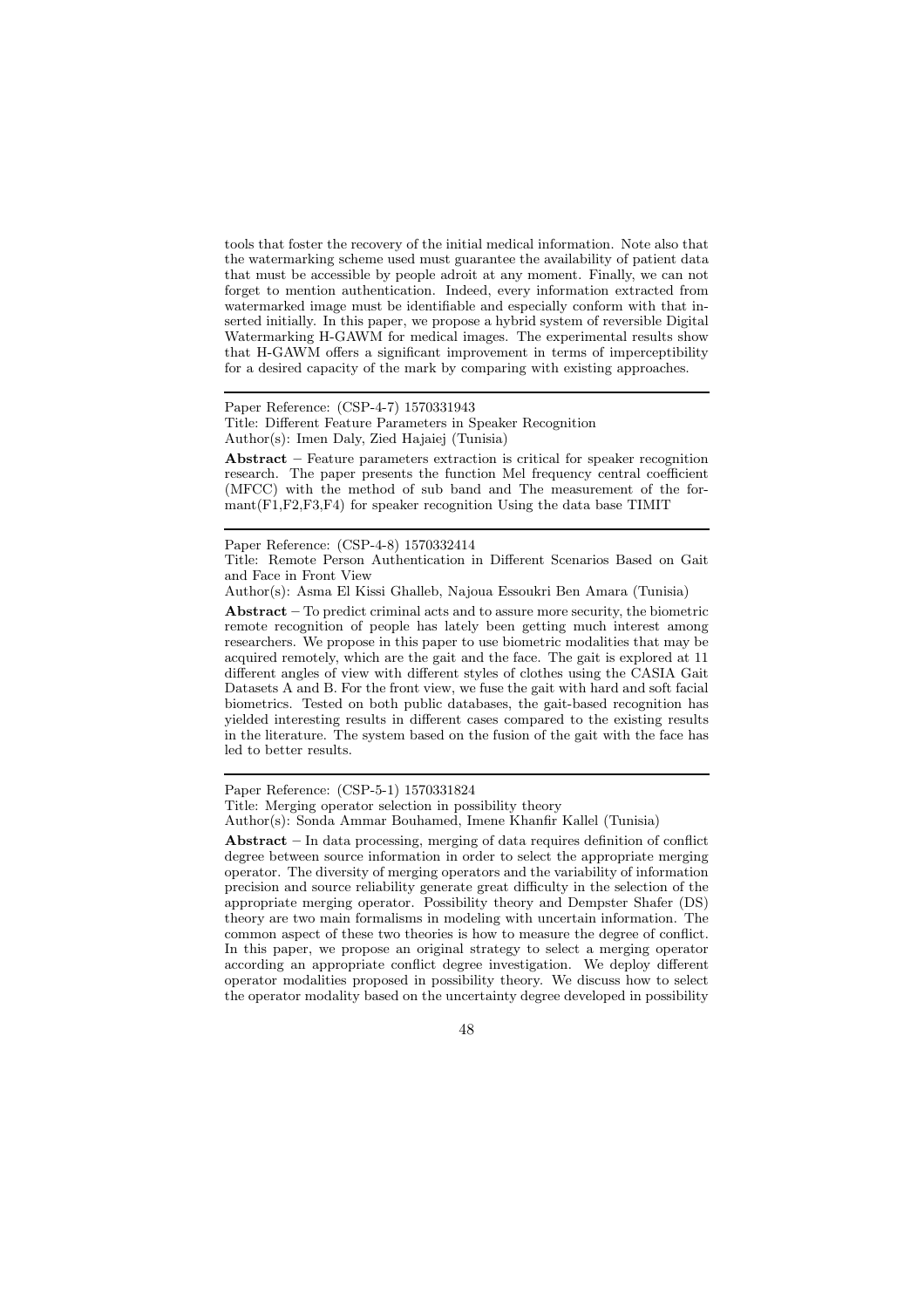tools that foster the recovery of the initial medical information. Note also that the watermarking scheme used must guarantee the availability of patient data that must be accessible by people adroit at any moment. Finally, we can not forget to mention authentication. Indeed, every information extracted from watermarked image must be identifiable and especially conform with that inserted initially. In this paper, we propose a hybrid system of reversible Digital Watermarking H-GAWM for medical images. The experimental results show that H-GAWM offers a significant improvement in terms of imperceptibility for a desired capacity of the mark by comparing with existing approaches.

---

Paper Reference: (CSP-4-7) 1570331943
Title: Different Feature Parameters in Speaker Recognition
Author(s): Imen Daly, Zied Hajaiej (Tunisia)

**Abstract** – Feature parameters extraction is critical for speaker recognition research. The paper presents the function Mel frequency central coefficient (MFCC) with the method of sub band and The measurement of the formant(F1,F2,F3,F4) for speaker recognition Using the data base TIMIT

---

Paper Reference: (CSP-4-8) 1570332414
Title: Remote Person Authentication in Different Scenarios Based on Gait and Face in Front View
Author(s): Asma El Kissi Ghalleb, Najoua Essoukri Ben Amara (Tunisia)

**Abstract** – To predict criminal acts and to assure more security, the biometric remote recognition of people has lately been getting much interest among researchers. We propose in this paper to use biometric modalities that may be acquired remotely, which are the gait and the face. The gait is explored at 11 different angles of view with different styles of clothes using the CASIA Gait Datasets A and B. For the front view, we fuse the gait with hard and soft facial biometrics. Tested on both public databases, the gait-based recognition has yielded interesting results in different cases compared to the existing results in the literature. The system based on the fusion of the gait with the face has led to better results.

---

Paper Reference: (CSP-5-1) 1570331824
Title: Merging operator selection in possibility theory
Author(s): Sonda Ammar Bouhamed, Imene Khanfir Kallel (Tunisia)

**Abstract** – In data processing, merging of data requires definition of conflict degree between source information in order to select the appropriate merging operator. The diversity of merging operators and the variability of information precision and source reliability generate great difficulty in the selection of the appropriate merging operator. Possibility theory and Dempster Shafer (DS) theory are two main formalisms in modeling with uncertain information. The common aspect of these two theories is how to measure the degree of conflict. In this paper, we propose an original strategy to select a merging operator according an appropriate conflict degree investigation. We deploy different operator modalities proposed in possibility theory. We discuss how to select the operator modality based on the uncertainty degree developed in possibility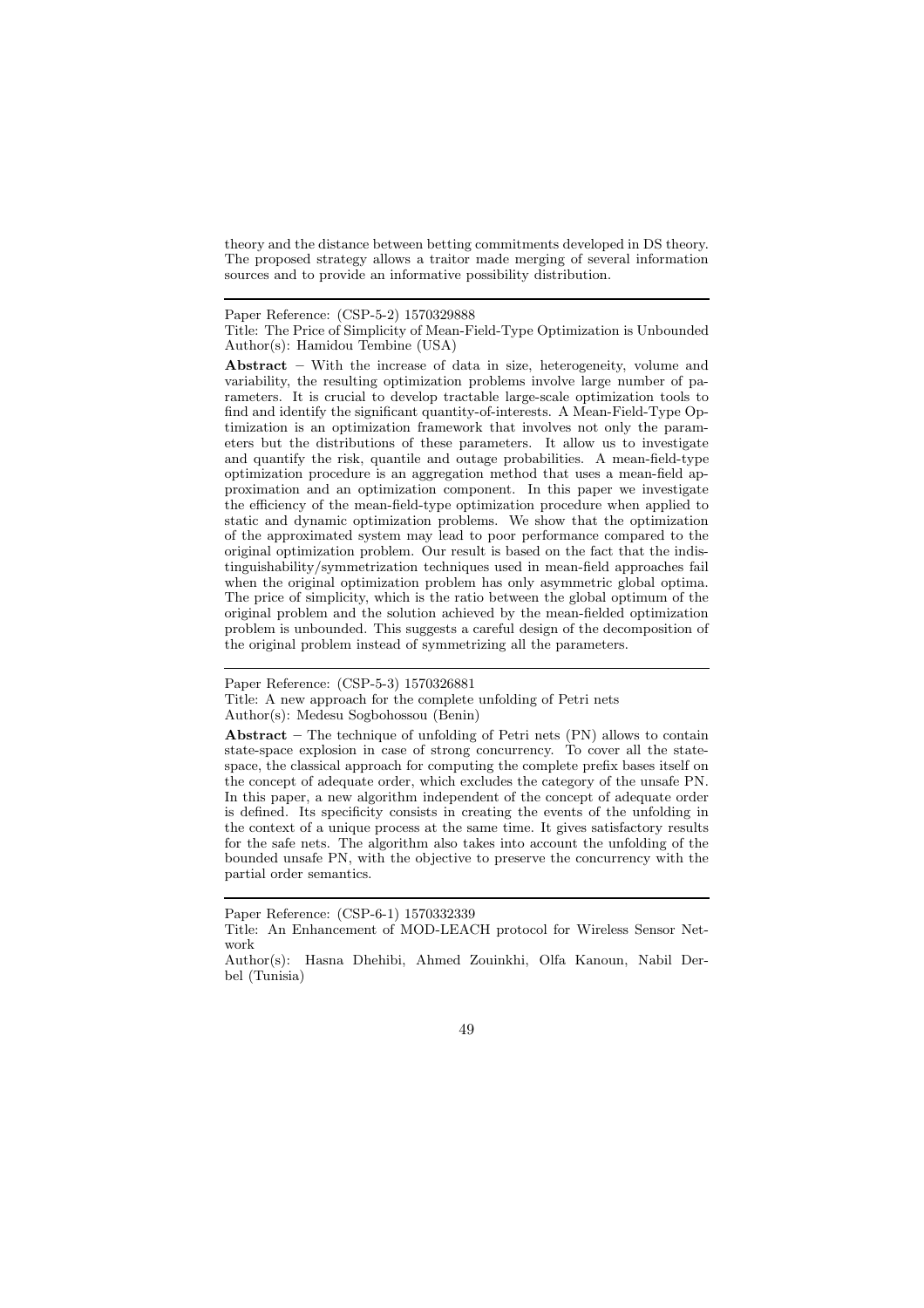theory and the distance between betting commitments developed in DS theory. The proposed strategy allows a traitor made merging of several information sources and to provide an informative possibility distribution.

---

Paper Reference: (CSP-5-2) 1570329888

Title: The Price of Simplicity of Mean-Field-Type Optimization is Unbounded

Author(s): Hamidou Tembine (USA)

**Abstract** – With the increase of data in size, heterogeneity, volume and variability, the resulting optimization problems involve large number of parameters. It is crucial to develop tractable large-scale optimization tools to find and identify the significant quantity-of-interests. A Mean-Field-Type Optimization is an optimization framework that involves not only the parameters but the distributions of these parameters. It allow us to investigate and quantify the risk, quantile and outage probabilities. A mean-field-type optimization procedure is an aggregation method that uses a mean-field approximation and an optimization component. In this paper we investigate the efficiency of the mean-field-type optimization procedure when applied to static and dynamic optimization problems. We show that the optimization of the approximated system may lead to poor performance compared to the original optimization problem. Our result is based on the fact that the indistinguishability/symmetrization techniques used in mean-field approaches fail when the original optimization problem has only asymmetric global optima. The price of simplicity, which is the ratio between the global optimum of the original problem and the solution achieved by the mean-fielded optimization problem is unbounded. This suggests a careful design of the decomposition of the original problem instead of symmetrizing all the parameters.

---

Paper Reference: (CSP-5-3) 1570326881

Title: A new approach for the complete unfolding of Petri nets

Author(s): Medesu Sogbohossou (Benin)

**Abstract** – The technique of unfolding of Petri nets (PN) allows to contain state-space explosion in case of strong concurrency. To cover all the state-space, the classical approach for computing the complete prefix bases itself on the concept of adequate order, which excludes the category of the unsafe PN. In this paper, a new algorithm independent of the concept of adequate order is defined. Its specificity consists in creating the events of the unfolding in the context of a unique process at the same time. It gives satisfactory results for the safe nets. The algorithm also takes into account the unfolding of the bounded unsafe PN, with the objective to preserve the concurrency with the partial order semantics.

---

Paper Reference: (CSP-6-1) 1570332339

Title: An Enhancement of MOD-LEACH protocol for Wireless Sensor Network

Author(s): Hasna Dhehibi, Ahmed Zouinkhi, Olfa Kanoun, Nabil Derbel (Tunisia)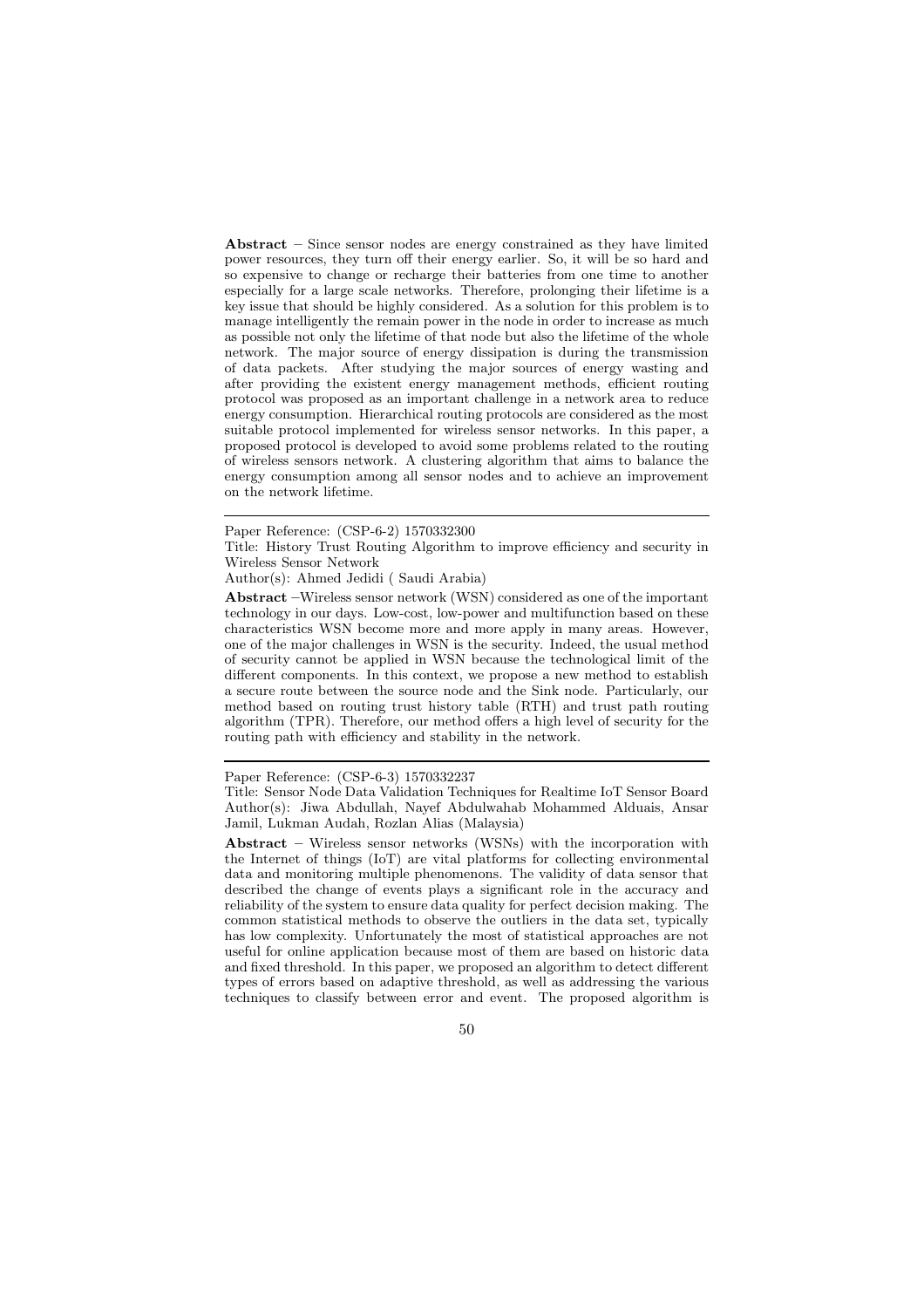**Abstract** – Since sensor nodes are energy constrained as they have limited power resources, they turn off their energy earlier. So, it will be so hard and so expensive to change or recharge their batteries from one time to another especially for a large scale networks. Therefore, prolonging their lifetime is a key issue that should be highly considered. As a solution for this problem is to manage intelligently the remain power in the node in order to increase as much as possible not only the lifetime of that node but also the lifetime of the whole network. The major source of energy dissipation is during the transmission of data packets. After studying the major sources of energy wasting and after providing the existent energy management methods, efficient routing protocol was proposed as an important challenge in a network area to reduce energy consumption. Hierarchical routing protocols are considered as the most suitable protocol implemented for wireless sensor networks. In this paper, a proposed protocol is developed to avoid some problems related to the routing of wireless sensors network. A clustering algorithm that aims to balance the energy consumption among all sensor nodes and to achieve an improvement on the network lifetime.

---

Paper Reference: (CSP-6-2) 1570332300

Title: History Trust Routing Algorithm to improve efficiency and security in Wireless Sensor Network

Author(s): Ahmed Jedidi ( Saudi Arabia)

**Abstract** –Wireless sensor network (WSN) considered as one of the important technology in our days. Low-cost, low-power and multifunction based on these characteristics WSN become more and more apply in many areas. However, one of the major challenges in WSN is the security. Indeed, the usual method of security cannot be applied in WSN because the technological limit of the different components. In this context, we propose a new method to establish a secure route between the source node and the Sink node. Particularly, our method based on routing trust history table (RTH) and trust path routing algorithm (TPR). Therefore, our method offers a high level of security for the routing path with efficiency and stability in the network.

---

Paper Reference: (CSP-6-3) 1570332237

Title: Sensor Node Data Validation Techniques for Realtime IoT Sensor Board

Author(s): Jiwa Abdullah, Nayef Abdulwahab Mohammed Alduais, Ansar Jamil, Lukman Audah, Rozlan Alias (Malaysia)

**Abstract** – Wireless sensor networks (WSNs) with the incorporation with the Internet of things (IoT) are vital platforms for collecting environmental data and monitoring multiple phenomenons. The validity of data sensor that described the change of events plays a significant role in the accuracy and reliability of the system to ensure data quality for perfect decision making. The common statistical methods to observe the outliers in the data set, typically has low complexity. Unfortunately the most of statistical approaches are not useful for online application because most of them are based on historic data and fixed threshold. In this paper, we proposed an algorithm to detect different types of errors based on adaptive threshold, as well as addressing the various techniques to classify between error and event. The proposed algorithm is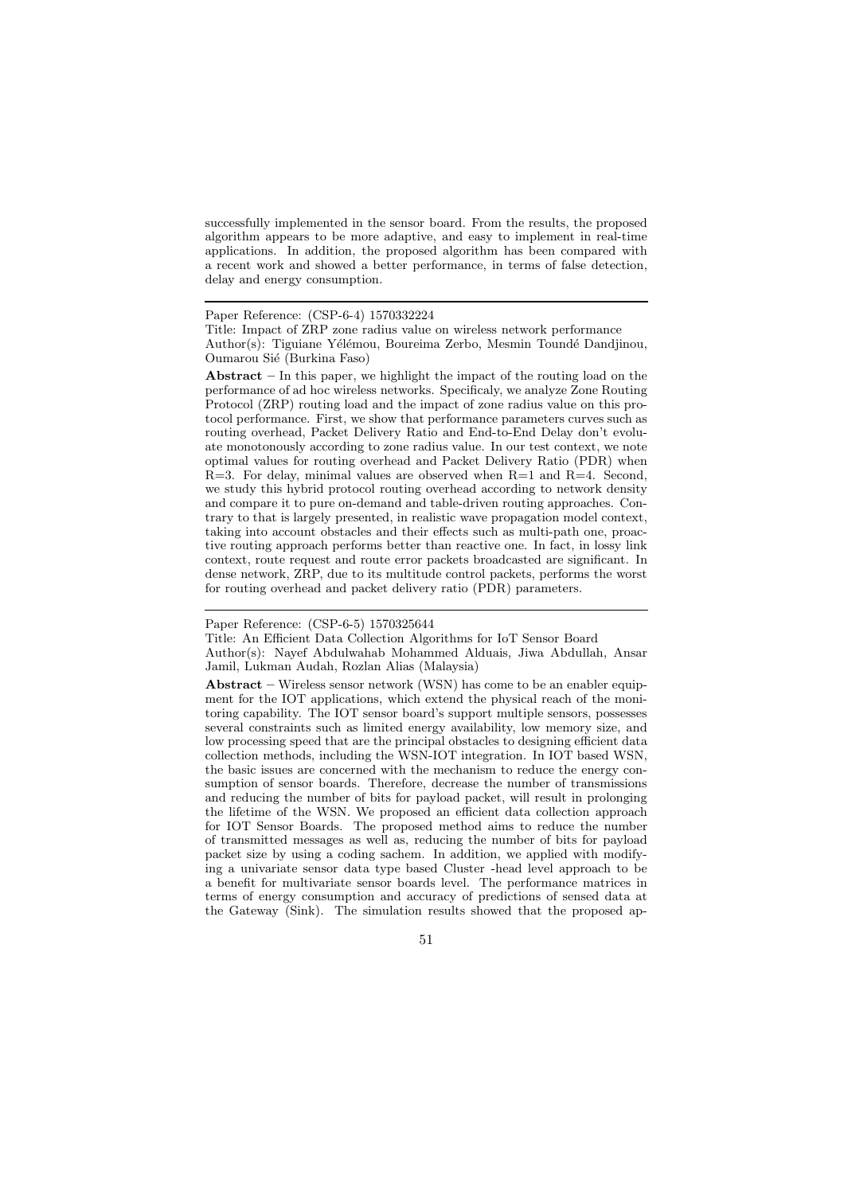successfully implemented in the sensor board. From the results, the proposed algorithm appears to be more adaptive, and easy to implement in real-time applications. In addition, the proposed algorithm has been compared with a recent work and showed a better performance, in terms of false detection, delay and energy consumption.

---

Paper Reference: (CSP-6-4) 1570332224

Title: Impact of ZRP zone radius value on wireless network performance

Author(s): Tiguiane Yélémou, Boureima Zerbo, Mesmin Toundé Dandjinou, Oumarou Sié (Burkina Faso)

**Abstract** – In this paper, we highlight the impact of the routing load on the performance of ad hoc wireless networks. Specificaly, we analyze Zone Routing Protocol (ZRP) routing load and the impact of zone radius value on this protocol performance. First, we show that performance parameters curves such as routing overhead, Packet Delivery Ratio and End-to-End Delay don't evoluate monotonously according to zone radius value. In our test context, we note optimal values for routing overhead and Packet Delivery Ratio (PDR) when R=3. For delay, minimal values are observed when R=1 and R=4. Second, we study this hybrid protocol routing overhead according to network density and compare it to pure on-demand and table-driven routing approaches. Contrary to that is largely presented, in realistic wave propagation model context, taking into account obstacles and their effects such as multi-path one, proactive routing approach performs better than reactive one. In fact, in lossy link context, route request and route error packets broadcasted are significant. In dense network, ZRP, due to its multitude control packets, performs the worst for routing overhead and packet delivery ratio (PDR) parameters.

---

Paper Reference: (CSP-6-5) 1570325644

Title: An Efficient Data Collection Algorithms for IoT Sensor Board

Author(s): Nayef Abdulwahab Mohammed Alduais, Jiwa Abdullah, Ansar Jamil, Lukman Audah, Rozlan Alias (Malaysia)

**Abstract** – Wireless sensor network (WSN) has come to be an enabler equipment for the IOT applications, which extend the physical reach of the monitoring capability. The IOT sensor board's support multiple sensors, possesses several constraints such as limited energy availability, low memory size, and low processing speed that are the principal obstacles to designing efficient data collection methods, including the WSN-IOT integration. In IOT based WSN, the basic issues are concerned with the mechanism to reduce the energy consumption of sensor boards. Therefore, decrease the number of transmissions and reducing the number of bits for payload packet, will result in prolonging the lifetime of the WSN. We proposed an efficient data collection approach for IOT Sensor Boards. The proposed method aims to reduce the number of transmitted messages as well as, reducing the number of bits for payload packet size by using a coding sachem. In addition, we applied with modifying a univariate sensor data type based Cluster -head level approach to be a benefit for multivariate sensor boards level. The performance matrices in terms of energy consumption and accuracy of predictions of sensed data at the Gateway (Sink). The simulation results showed that the proposed ap-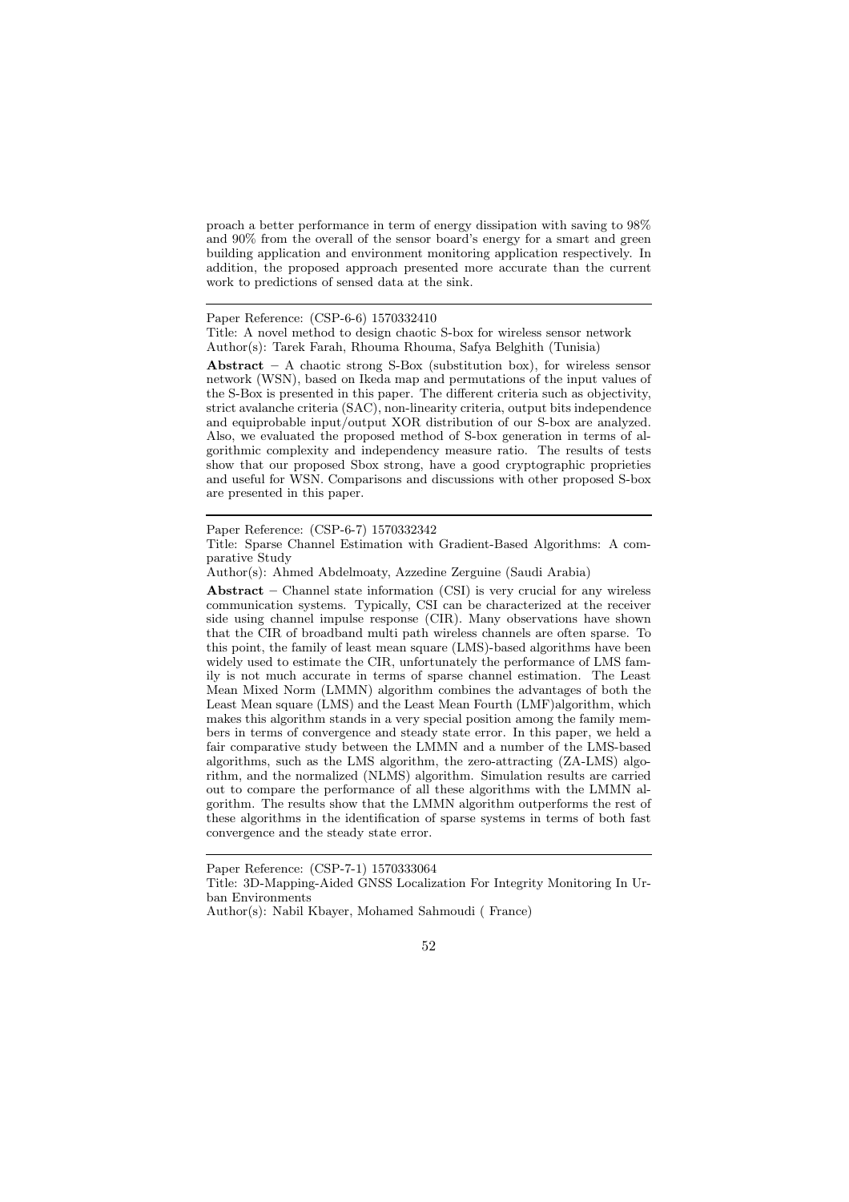proach a better performance in term of energy dissipation with saving to 98% and 90% from the overall of the sensor board's energy for a smart and green building application and environment monitoring application respectively. In addition, the proposed approach presented more accurate than the current work to predictions of sensed data at the sink.

---

Paper Reference: (CSP-6-6) 1570332410

Title: A novel method to design chaotic S-box for wireless sensor network

Author(s): Tarek Farah, Rhouma Rhouma, Safya Belghith (Tunisia)

**Abstract** – A chaotic strong S-Box (substitution box), for wireless sensor network (WSN), based on Ikeda map and permutations of the input values of the S-Box is presented in this paper. The different criteria such as objectivity, strict avalanche criteria (SAC), non-linearity criteria, output bits independence and equiprobable input/output XOR distribution of our S-box are analyzed. Also, we evaluated the proposed method of S-box generation in terms of algorithmic complexity and independency measure ratio. The results of tests show that our proposed Sbox strong, have a good cryptographic proprieties and useful for WSN. Comparisons and discussions with other proposed S-box are presented in this paper.

---

Paper Reference: (CSP-6-7) 1570332342

Title: Sparse Channel Estimation with Gradient-Based Algorithms: A comparative Study

Author(s): Ahmed Abdelmoaty, Azzedine Zerguine (Saudi Arabia)

**Abstract** – Channel state information (CSI) is very crucial for any wireless communication systems. Typically, CSI can be characterized at the receiver side using channel impulse response (CIR). Many observations have shown that the CIR of broadband multi path wireless channels are often sparse. To this point, the family of least mean square (LMS)-based algorithms have been widely used to estimate the CIR, unfortunately the performance of LMS family is not much accurate in terms of sparse channel estimation. The Least Mean Mixed Norm (LMMN) algorithm combines the advantages of both the Least Mean square (LMS) and the Least Mean Fourth (LMF)algorithm, which makes this algorithm stands in a very special position among the family members in terms of convergence and steady state error. In this paper, we held a fair comparative study between the LMMN and a number of the LMS-based algorithms, such as the LMS algorithm, the zero-attracting (ZA-LMS) algorithm, and the normalized (NLMS) algorithm. Simulation results are carried out to compare the performance of all these algorithms with the LMMN algorithm. The results show that the LMMN algorithm outperforms the rest of these algorithms in the identification of sparse systems in terms of both fast convergence and the steady state error.

---

Paper Reference: (CSP-7-1) 1570333064

Title: 3D-Mapping-Aided GNSS Localization For Integrity Monitoring In Urban Environments

Author(s): Nabil Kbayer, Mohamed Sahmoudi ( France)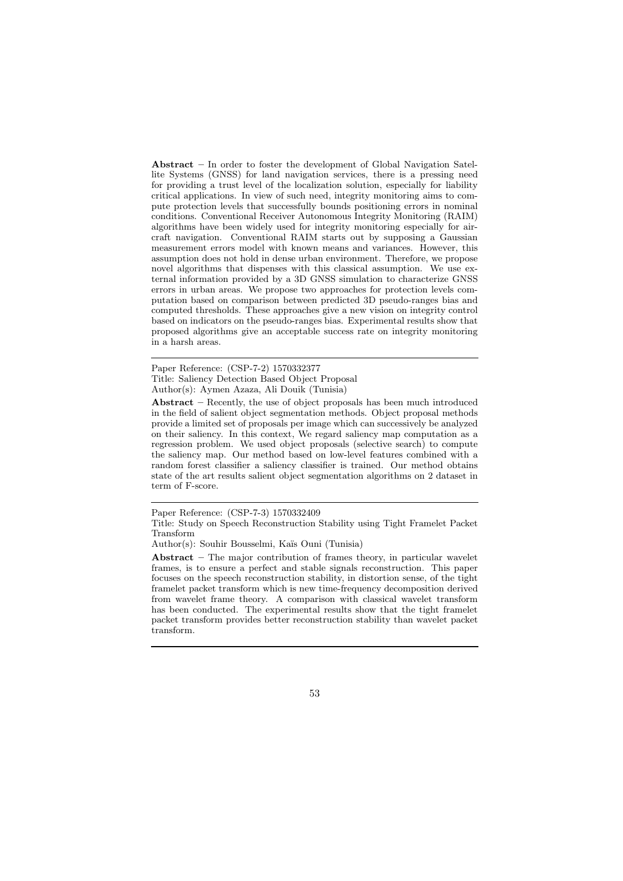**Abstract** – In order to foster the development of Global Navigation Satellite Systems (GNSS) for land navigation services, there is a pressing need for providing a trust level of the localization solution, especially for liability critical applications. In view of such need, integrity monitoring aims to compute protection levels that successfully bounds positioning errors in nominal conditions. Conventional Receiver Autonomous Integrity Monitoring (RAIM) algorithms have been widely used for integrity monitoring especially for aircraft navigation. Conventional RAIM starts out by supposing a Gaussian measurement errors model with known means and variances. However, this assumption does not hold in dense urban environment. Therefore, we propose novel algorithms that dispenses with this classical assumption. We use external information provided by a 3D GNSS simulation to characterize GNSS errors in urban areas. We propose two approaches for protection levels computation based on comparison between predicted 3D pseudo-ranges bias and computed thresholds. These approaches give a new vision on integrity control based on indicators on the pseudo-ranges bias. Experimental results show that proposed algorithms give an acceptable success rate on integrity monitoring in a harsh areas.

---

Paper Reference: (CSP-7-2) 1570332377
Title: Saliency Detection Based Object Proposal
Author(s): Aymen Azaza, Ali Douik (Tunisia)

**Abstract** – Recently, the use of object proposals has been much introduced in the field of salient object segmentation methods. Object proposal methods provide a limited set of proposals per image which can successively be analyzed on their saliency. In this context, We regard saliency map computation as a regression problem. We used object proposals (selective search) to compute the saliency map. Our method based on low-level features combined with a random forest classifier a saliency classifier is trained. Our method obtains state of the art results salient object segmentation algorithms on 2 dataset in term of F-score.

---

Paper Reference: (CSP-7-3) 1570332409
Title: Study on Speech Reconstruction Stability using Tight Framelet Packet Transform
Author(s): Souhir Bousselmi, Kaïs Ouni (Tunisia)

**Abstract** – The major contribution of frames theory, in particular wavelet frames, is to ensure a perfect and stable signals reconstruction. This paper focuses on the speech reconstruction stability, in distortion sense, of the tight framelet packet transform which is new time-frequency decomposition derived from wavelet frame theory. A comparison with classical wavelet transform has been conducted. The experimental results show that the tight framelet packet transform provides better reconstruction stability than wavelet packet transform.

---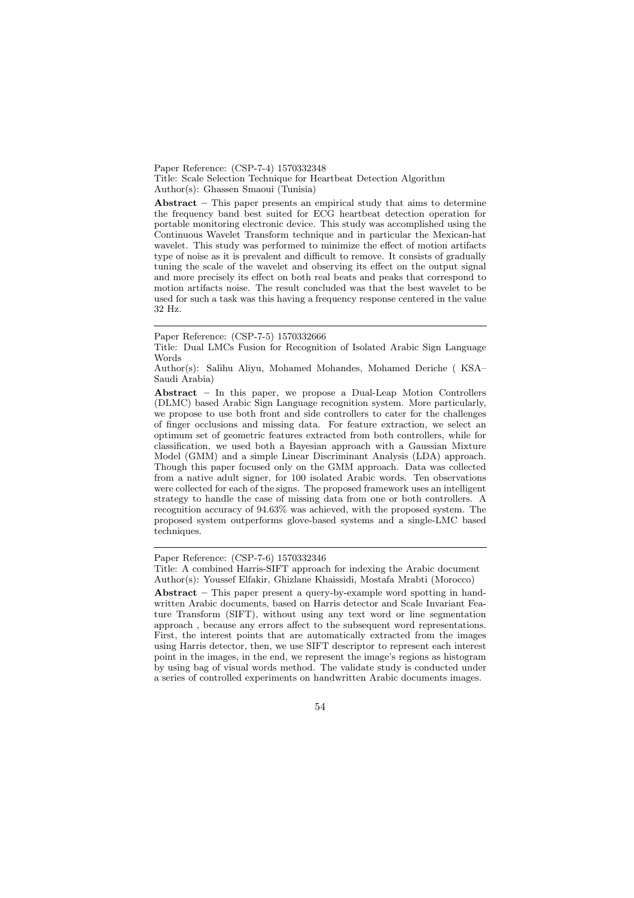Paper Reference: (CSP-7-4) 1570332348
Title: Scale Selection Technique for Heartbeat Detection Algorithm
Author(s): Ghassen Smaoui (Tunisia)

**Abstract** – This paper presents an empirical study that aims to determine the frequency band best suited for ECG heartbeat detection operation for portable monitoring electronic device. This study was accomplished using the Continuous Wavelet Transform technique and in particular the Mexican-hat wavelet. This study was performed to minimize the effect of motion artifacts type of noise as it is prevalent and difficult to remove. It consists of gradually tuning the scale of the wavelet and observing its effect on the output signal and more precisely its effect on both real beats and peaks that correspond to motion artifacts noise. The result concluded was that the best wavelet to be used for such a task was this having a frequency response centered in the value 32 Hz.

---

Paper Reference: (CSP-7-5) 1570332666
Title: Dual LMCs Fusion for Recognition of Isolated Arabic Sign Language Words
Author(s): Salihu Aliyu, Mohamed Mohandes, Mohamed Deriche ( KSA–Saudi Arabia)

**Abstract** – In this paper, we propose a Dual-Leap Motion Controllers (DLMC) based Arabic Sign Language recognition system. More particularly, we propose to use both front and side controllers to cater for the challenges of finger occlusions and missing data. For feature extraction, we select an optimum set of geometric features extracted from both controllers, while for classification, we used both a Bayesian approach with a Gaussian Mixture Model (GMM) and a simple Linear Discriminant Analysis (LDA) approach. Though this paper focused only on the GMM approach. Data was collected from a native adult signer, for 100 isolated Arabic words. Ten observations were collected for each of the signs. The proposed framework uses an intelligent strategy to handle the case of missing data from one or both controllers. A recognition accuracy of 94.63% was achieved, with the proposed system. The proposed system outperforms glove-based systems and a single-LMC based techniques.

---

Paper Reference: (CSP-7-6) 1570332346
Title: A combined Harris-SIFT approach for indexing the Arabic document
Author(s): Youssef Elfakir, Ghizlane Khaissidi, Mostafa Mrabti (Morocco)

**Abstract** – This paper present a query-by-example word spotting in handwritten Arabic documents, based on Harris detector and Scale Invariant Feature Transform (SIFT), without using any text word or line segmentation approach , because any errors affect to the subsequent word representations. First, the interest points that are automatically extracted from the images using Harris detector, then, we use SIFT descriptor to represent each interest point in the images, in the end, we represent the image's regions as histogram by using bag of visual words method. The validate study is conducted under a series of controlled experiments on handwritten Arabic documents images.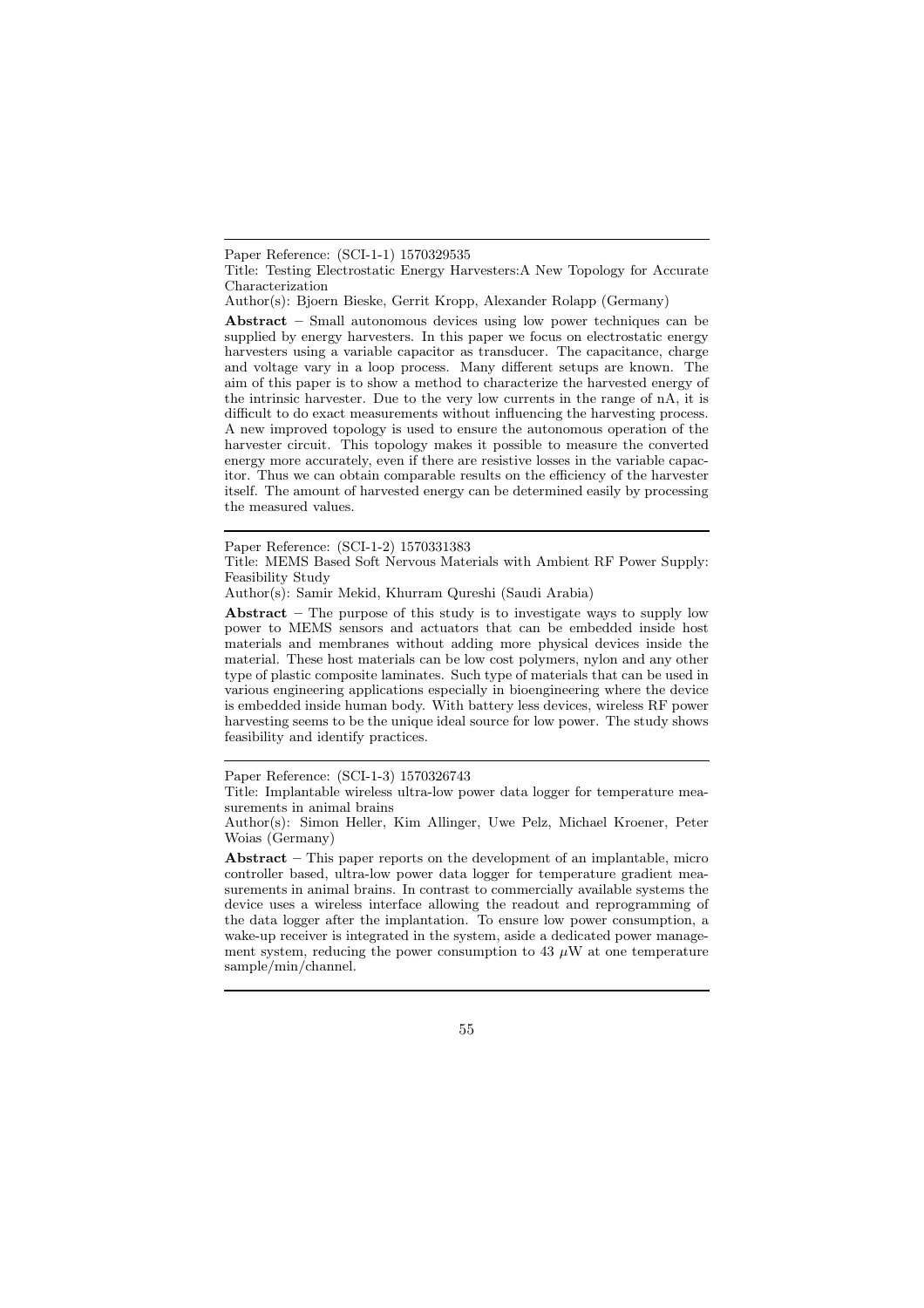---

Paper Reference: (SCI-1-1) 1570329535

Title: Testing Electrostatic Energy Harvesters:A New Topology for Accurate Characterization

Author(s): Bjoern Bieske, Gerrit Kropp, Alexander Rolapp (Germany)

**Abstract** – Small autonomous devices using low power techniques can be supplied by energy harvesters. In this paper we focus on electrostatic energy harvesters using a variable capacitor as transducer. The capacitance, charge and voltage vary in a loop process. Many different setups are known. The aim of this paper is to show a method to characterize the harvested energy of the intrinsic harvester. Due to the very low currents in the range of nA, it is difficult to do exact measurements without influencing the harvesting process. A new improved topology is used to ensure the autonomous operation of the harvester circuit. This topology makes it possible to measure the converted energy more accurately, even if there are resistive losses in the variable capacitor. Thus we can obtain comparable results on the efficiency of the harvester itself. The amount of harvested energy can be determined easily by processing the measured values.

---

Paper Reference: (SCI-1-2) 1570331383

Title: MEMS Based Soft Nervous Materials with Ambient RF Power Supply: Feasibility Study

Author(s): Samir Mekid, Khurram Qureshi (Saudi Arabia)

**Abstract** – The purpose of this study is to investigate ways to supply low power to MEMS sensors and actuators that can be embedded inside host materials and membranes without adding more physical devices inside the material. These host materials can be low cost polymers, nylon and any other type of plastic composite laminates. Such type of materials that can be used in various engineering applications especially in bioengineering where the device is embedded inside human body. With battery less devices, wireless RF power harvesting seems to be the unique ideal source for low power. The study shows feasibility and identify practices.

---

Paper Reference: (SCI-1-3) 1570326743

Title: Implantable wireless ultra-low power data logger for temperature measurements in animal brains

Author(s): Simon Heller, Kim Allinger, Uwe Pelz, Michael Kroener, Peter Woias (Germany)

**Abstract** – This paper reports on the development of an implantable, micro controller based, ultra-low power data logger for temperature gradient measurements in animal brains. In contrast to commercially available systems the device uses a wireless interface allowing the readout and reprogramming of the data logger after the implantation. To ensure low power consumption, a wake-up receiver is integrated in the system, aside a dedicated power management system, reducing the power consumption to 43 $\mu$W at one temperature sample/min/channel.

---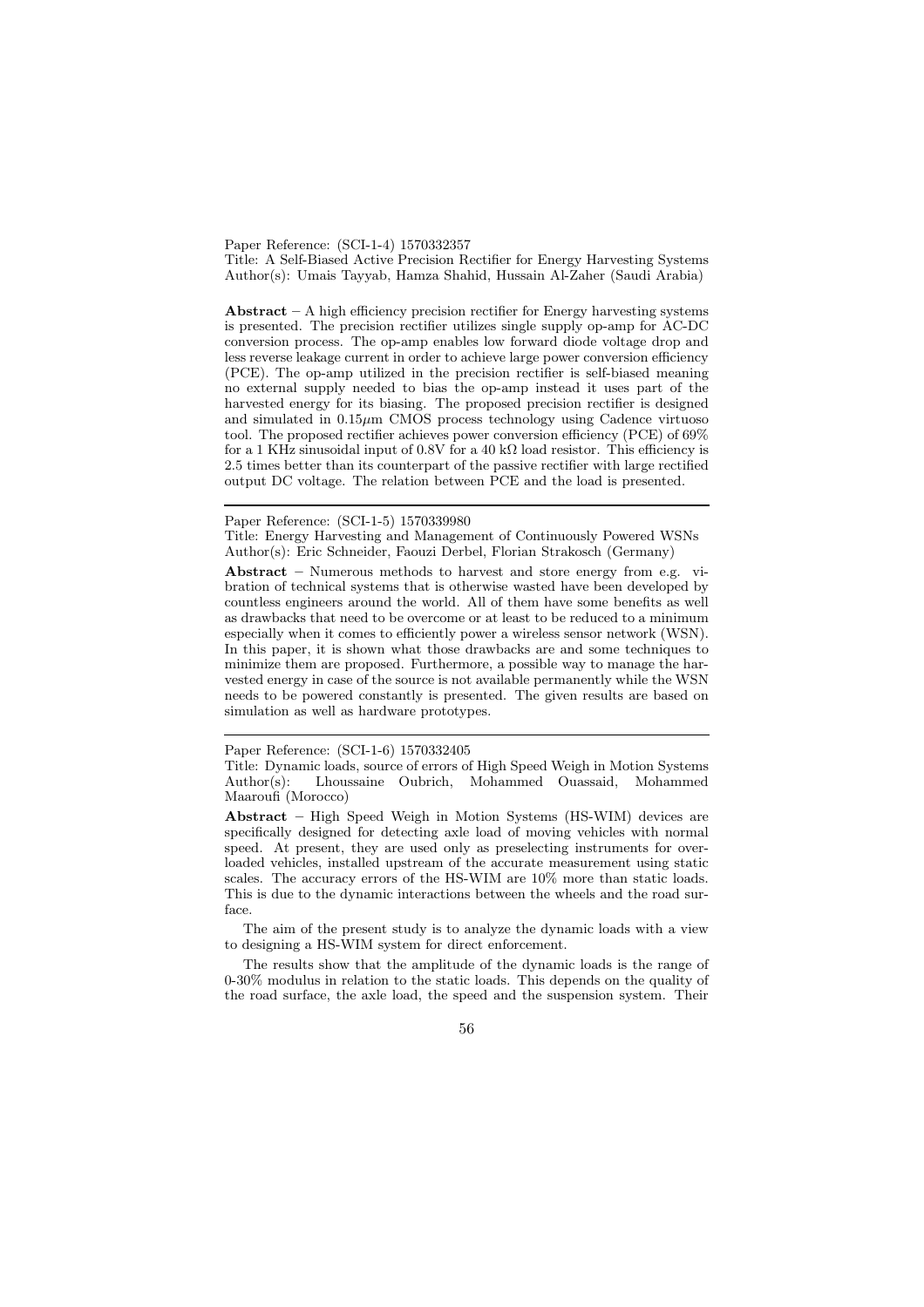Paper Reference: (SCI-1-4) 1570332357
Title: A Self-Biased Active Precision Rectifier for Energy Harvesting Systems
Author(s): Umais Tayyab, Hamza Shahid, Hussain Al-Zaher (Saudi Arabia)

**Abstract** – A high efficiency precision rectifier for Energy harvesting systems is presented. The precision rectifier utilizes single supply op-amp for AC-DC conversion process. The op-amp enables low forward diode voltage drop and less reverse leakage current in order to achieve large power conversion efficiency (PCE). The op-amp utilized in the precision rectifier is self-biased meaning no external supply needed to bias the op-amp instead it uses part of the harvested energy for its biasing. The proposed precision rectifier is designed and simulated in 0.15$\mu$m CMOS process technology using Cadence virtuoso tool. The proposed rectifier achieves power conversion efficiency (PCE) of 69% for a 1 KHz sinusoidal input of 0.8V for a 40 k$\Omega$ load resistor. This efficiency is 2.5 times better than its counterpart of the passive rectifier with large rectified output DC voltage. The relation between PCE and the load is presented.

---

Paper Reference: (SCI-1-5) 1570339980
Title: Energy Harvesting and Management of Continuously Powered WSNs
Author(s): Eric Schneider, Faouzi Derbel, Florian Strakosch (Germany)

**Abstract** – Numerous methods to harvest and store energy from e.g. vibration of technical systems that is otherwise wasted have been developed by countless engineers around the world. All of them have some benefits as well as drawbacks that need to be overcome or at least to be reduced to a minimum especially when it comes to efficiently power a wireless sensor network (WSN). In this paper, it is shown what those drawbacks are and some techniques to minimize them are proposed. Furthermore, a possible way to manage the harvested energy in case of the source is not available permanently while the WSN needs to be powered constantly is presented. The given results are based on simulation as well as hardware prototypes.

---

Paper Reference: (SCI-1-6) 1570332405
Title: Dynamic loads, source of errors of High Speed Weigh in Motion Systems
Author(s): Lhoussaine Oubrich, Mohammed Ouassaid, Mohammed Maaroufi (Morocco)

**Abstract** – High Speed Weigh in Motion Systems (HS-WIM) devices are specifically designed for detecting axle load of moving vehicles with normal speed. At present, they are used only as preselecting instruments for overloaded vehicles, installed upstream of the accurate measurement using static scales. The accuracy errors of the HS-WIM are 10% more than static loads. This is due to the dynamic interactions between the wheels and the road surface.

The aim of the present study is to analyze the dynamic loads with a view to designing a HS-WIM system for direct enforcement.

The results show that the amplitude of the dynamic loads is the range of 0-30% modulus in relation to the static loads. This depends on the quality of the road surface, the axle load, the speed and the suspension system. Their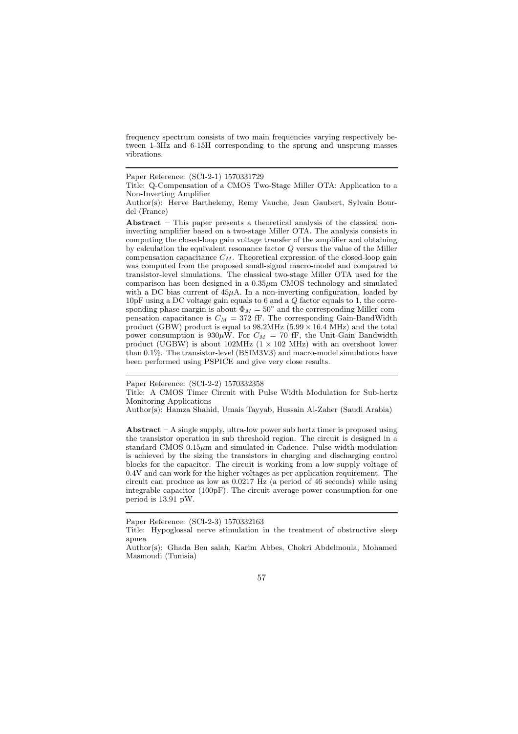frequency spectrum consists of two main frequencies varying respectively between 1-3Hz and 6-15H corresponding to the sprung and unsprung masses vibrations.

---

Paper Reference: (SCI-2-1) 1570331729

Title: Q-Compensation of a CMOS Two-Stage Miller OTA: Application to a Non-Inverting Amplifier

Author(s): Herve Barthelemy, Remy Vauche, Jean Gaubert, Sylvain Bourdel (France)

**Abstract** – This paper presents a theoretical analysis of the classical non-inverting amplifier based on a two-stage Miller OTA. The analysis consists in computing the closed-loop gain voltage transfer of the amplifier and obtaining by calculation the equivalent resonance factor $Q$ versus the value of the Miller compensation capacitance $C_M$. Theoretical expression of the closed-loop gain was computed from the proposed small-signal macro-model and compared to transistor-level simulations. The classical two-stage Miller OTA used for the comparison has been designed in a $0.35\mu$m CMOS technology and simulated with a DC bias current of $45\mu$A. In a non-inverting configuration, loaded by 10pF using a DC voltage gain equals to 6 and a $Q$ factor equals to 1, the corresponding phase margin is about $\Phi_M = 50^\circ$ and the corresponding Miller compensation capacitance is $C_M = 372$ fF. The corresponding Gain-BandWidth product (GBW) product is equal to 98.2MHz ($5.99 \times 16.4$ MHz) and the total power consumption is $930\mu$W. For $C_M = 70$ fF, the Unit-Gain Bandwidth product (UGBW) is about 102MHz ($1 \times 102$ MHz) with an overshoot lower than 0.1%. The transistor-level (BSIM3V3) and macro-model simulations have been performed using PSPICE and give very close results.

---

Paper Reference: (SCI-2-2) 1570332358

Title: A CMOS Timer Circuit with Pulse Width Modulation for Sub-hertz Monitoring Applications

Author(s): Hamza Shahid, Umais Tayyab, Hussain Al-Zaher (Saudi Arabia)

**Abstract** – A single supply, ultra-low power sub hertz timer is proposed using the transistor operation in sub threshold region. The circuit is designed in a standard CMOS $0.15\mu$m and simulated in Cadence. Pulse width modulation is achieved by the sizing the transistors in charging and discharging control blocks for the capacitor. The circuit is working from a low supply voltage of 0.4V and can work for the higher voltages as per application requirement. The circuit can produce as low as 0.0217 Hz (a period of 46 seconds) while using integrable capacitor (100pF). The circuit average power consumption for one period is 13.91 pW.

---

Paper Reference: (SCI-2-3) 1570332163

Title: Hypoglossal nerve stimulation in the treatment of obstructive sleep apnea

Author(s): Ghada Ben salah, Karim Abbes, Chokri Abdelmoula, Mohamed Masmoudi (Tunisia)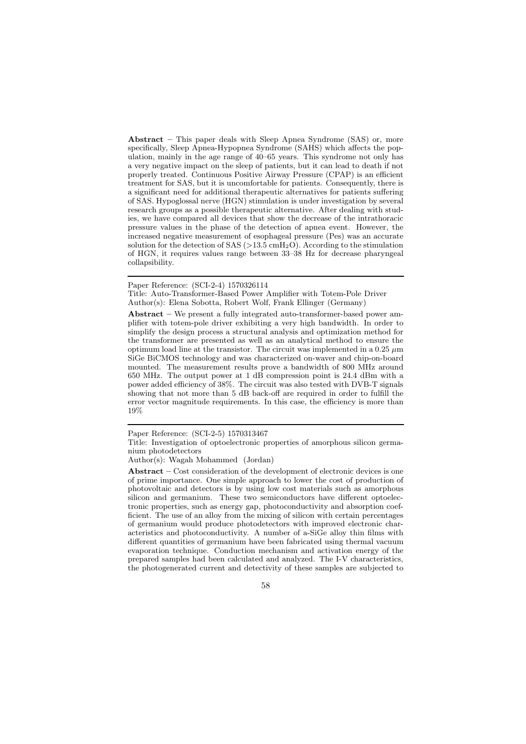**Abstract** – This paper deals with Sleep Apnea Syndrome (SAS) or, more specifically, Sleep Apnea-Hypopnea Syndrome (SAHS) which affects the population, mainly in the age range of 40–65 years. This syndrome not only has a very negative impact on the sleep of patients, but it can lead to death if not properly treated. Continuous Positive Airway Pressure (CPAP) is an efficient treatment for SAS, but it is uncomfortable for patients. Consequently, there is a significant need for additional therapeutic alternatives for patients suffering of SAS. Hypoglossal nerve (HGN) stimulation is under investigation by several research groups as a possible therapeutic alternative. After dealing with studies, we have compared all devices that show the decrease of the intrathoracic pressure values in the phase of the detection of apnea event. However, the increased negative measurement of esophageal pressure (Pes) was an accurate solution for the detection of SAS (>13.5 cm$H_2O$). According to the stimulation of HGN, it requires values range between 33–38 Hz for decrease pharyngeal collapsibility.

---

Paper Reference: (SCI-2-4) 1570326114

Title: Auto-Transformer-Based Power Amplifier with Totem-Pole Driver

Author(s): Elena Sobotta, Robert Wolf, Frank Ellinger (Germany)

**Abstract** – We present a fully integrated auto-transformer-based power amplifier with totem-pole driver exhibiting a very high bandwidth. In order to simplify the design process a structural analysis and optimization method for the transformer are presented as well as an analytical method to ensure the optimum load line at the transistor. The circuit was implemented in a 0.25 $\mu$m SiGe BiCMOS technology and was characterized on-waver and chip-on-board mounted. The measurement results prove a bandwidth of 800 MHz around 650 MHz. The output power at 1 dB compression point is 24.4 dBm with a power added efficiency of 38%. The circuit was also tested with DVB-T signals showing that not more than 5 dB back-off are required in order to fulfill the error vector magnitude requirements. In this case, the efficiency is more than 19%

---

Paper Reference: (SCI-2-5) 1570313467

Title: Investigation of optoelectronic properties of amorphous silicon germanium photodetectors

Author(s): Wagah Mohammed (Jordan)

**Abstract** – Cost consideration of the development of electronic devices is one of prime importance. One simple approach to lower the cost of production of photovoltaic and detectors is by using low cost materials such as amorphous silicon and germanium. These two semiconductors have different optoelectronic properties, such as energy gap, photoconductivity and absorption coefficient. The use of an alloy from the mixing of silicon with certain percentages of germanium would produce photodetectors with improved electronic characteristics and photoconductivity. A number of a-SiGe alloy thin films with different quantities of germanium have been fabricated using thermal vacuum evaporation technique. Conduction mechanism and activation energy of the prepared samples had been calculated and analyzed. The I-V characteristics, the photogenerated current and detectivity of these samples are subjected to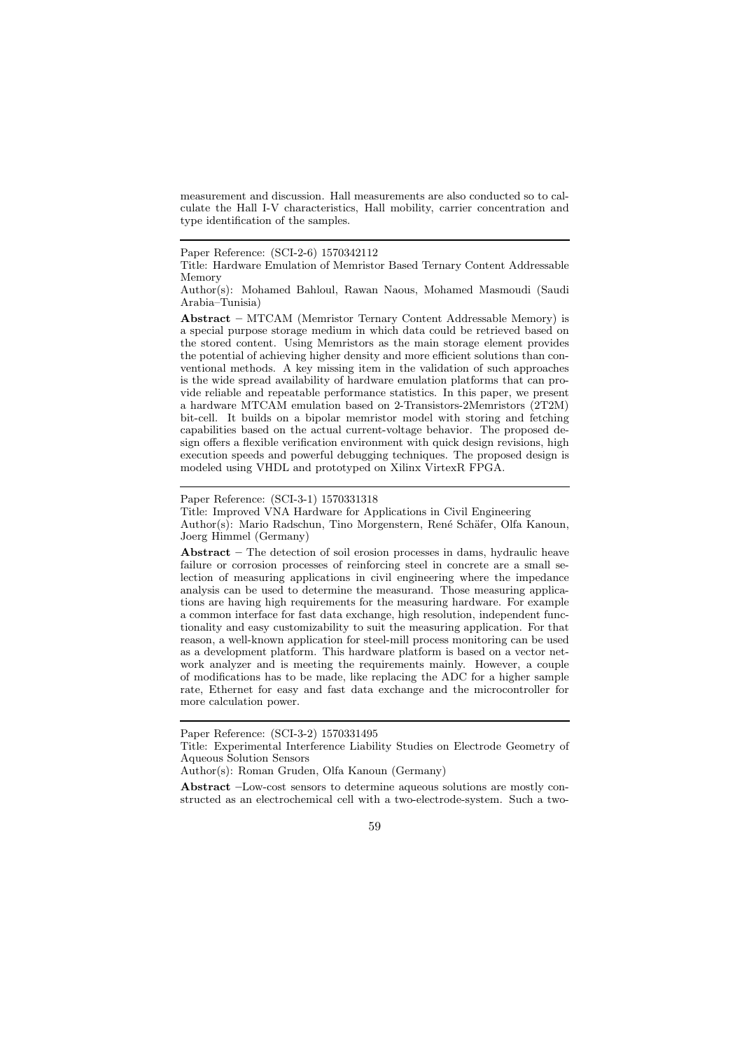measurement and discussion. Hall measurements are also conducted so to calculate the Hall I-V characteristics, Hall mobility, carrier concentration and type identification of the samples.

---

Paper Reference: (SCI-2-6) 1570342112

Title: Hardware Emulation of Memristor Based Ternary Content Addressable Memory

Author(s): Mohamed Bahloul, Rawan Naous, Mohamed Masmoudi (Saudi Arabia–Tunisia)

**Abstract** – MTCAM (Memristor Ternary Content Addressable Memory) is a special purpose storage medium in which data could be retrieved based on the stored content. Using Memristors as the main storage element provides the potential of achieving higher density and more efficient solutions than conventional methods. A key missing item in the validation of such approaches is the wide spread availability of hardware emulation platforms that can provide reliable and repeatable performance statistics. In this paper, we present a hardware MTCAM emulation based on 2-Transistors-2Memristors (2T2M) bit-cell. It builds on a bipolar memristor model with storing and fetching capabilities based on the actual current-voltage behavior. The proposed design offers a flexible verification environment with quick design revisions, high execution speeds and powerful debugging techniques. The proposed design is modeled using VHDL and prototyped on Xilinx VirtexR FPGA.

---

Paper Reference: (SCI-3-1) 1570331318

Title: Improved VNA Hardware for Applications in Civil Engineering

Author(s): Mario Radschun, Tino Morgenstern, René Schäfer, Olfa Kanoun, Joerg Himmel (Germany)

**Abstract** – The detection of soil erosion processes in dams, hydraulic heave failure or corrosion processes of reinforcing steel in concrete are a small selection of measuring applications in civil engineering where the impedance analysis can be used to determine the measurand. Those measuring applications are having high requirements for the measuring hardware. For example a common interface for fast data exchange, high resolution, independent functionality and easy customizability to suit the measuring application. For that reason, a well-known application for steel-mill process monitoring can be used as a development platform. This hardware platform is based on a vector network analyzer and is meeting the requirements mainly. However, a couple of modifications has to be made, like replacing the ADC for a higher sample rate, Ethernet for easy and fast data exchange and the microcontroller for more calculation power.

---

Paper Reference: (SCI-3-2) 1570331495

Title: Experimental Interference Liability Studies on Electrode Geometry of Aqueous Solution Sensors

Author(s): Roman Gruden, Olfa Kanoun (Germany)

**Abstract** –Low-cost sensors to determine aqueous solutions are mostly constructed as an electrochemical cell with a two-electrode-system. Such a two-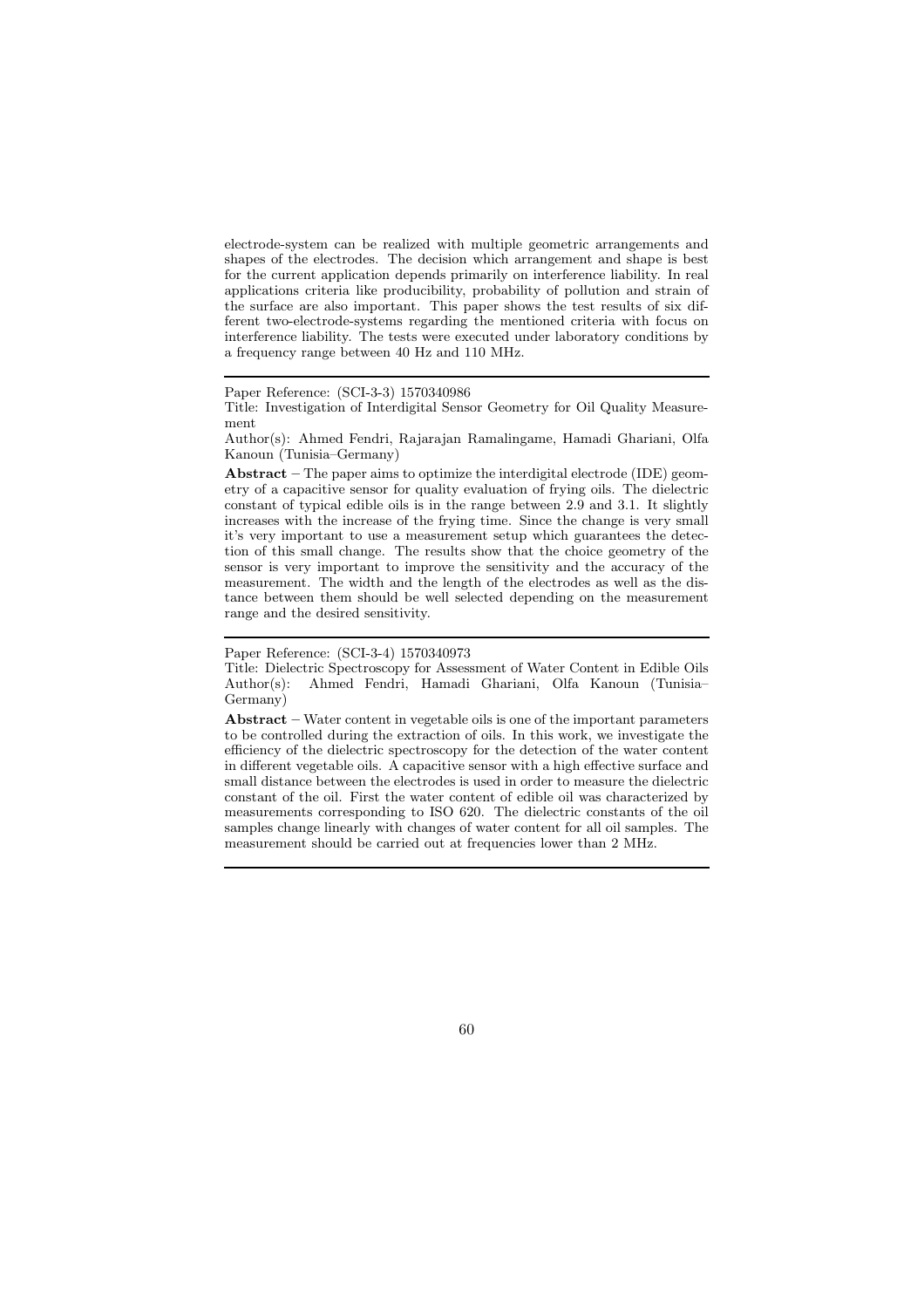electrode-system can be realized with multiple geometric arrangements and shapes of the electrodes. The decision which arrangement and shape is best for the current application depends primarily on interference liability. In real applications criteria like producibility, probability of pollution and strain of the surface are also important. This paper shows the test results of six different two-electrode-systems regarding the mentioned criteria with focus on interference liability. The tests were executed under laboratory conditions by a frequency range between 40 Hz and 110 MHz.

---

Paper Reference: (SCI-3-3) 1570340986

Title: Investigation of Interdigital Sensor Geometry for Oil Quality Measurement

Author(s): Ahmed Fendri, Rajarajan Ramalingame, Hamadi Ghariani, Olfa Kanoun (Tunisia–Germany)

**Abstract** – The paper aims to optimize the interdigital electrode (IDE) geometry of a capacitive sensor for quality evaluation of frying oils. The dielectric constant of typical edible oils is in the range between 2.9 and 3.1. It slightly increases with the increase of the frying time. Since the change is very small it's very important to use a measurement setup which guarantees the detection of this small change. The results show that the choice geometry of the sensor is very important to improve the sensitivity and the accuracy of the measurement. The width and the length of the electrodes as well as the distance between them should be well selected depending on the measurement range and the desired sensitivity.

---

Paper Reference: (SCI-3-4) 1570340973

Title: Dielectric Spectroscopy for Assessment of Water Content in Edible Oils

Author(s): Ahmed Fendri, Hamadi Ghariani, Olfa Kanoun (Tunisia–Germany)

**Abstract** – Water content in vegetable oils is one of the important parameters to be controlled during the extraction of oils. In this work, we investigate the efficiency of the dielectric spectroscopy for the detection of the water content in different vegetable oils. A capacitive sensor with a high effective surface and small distance between the electrodes is used in order to measure the dielectric constant of the oil. First the water content of edible oil was characterized by measurements corresponding to ISO 620. The dielectric constants of the oil samples change linearly with changes of water content for all oil samples. The measurement should be carried out at frequencies lower than 2 MHz.

---